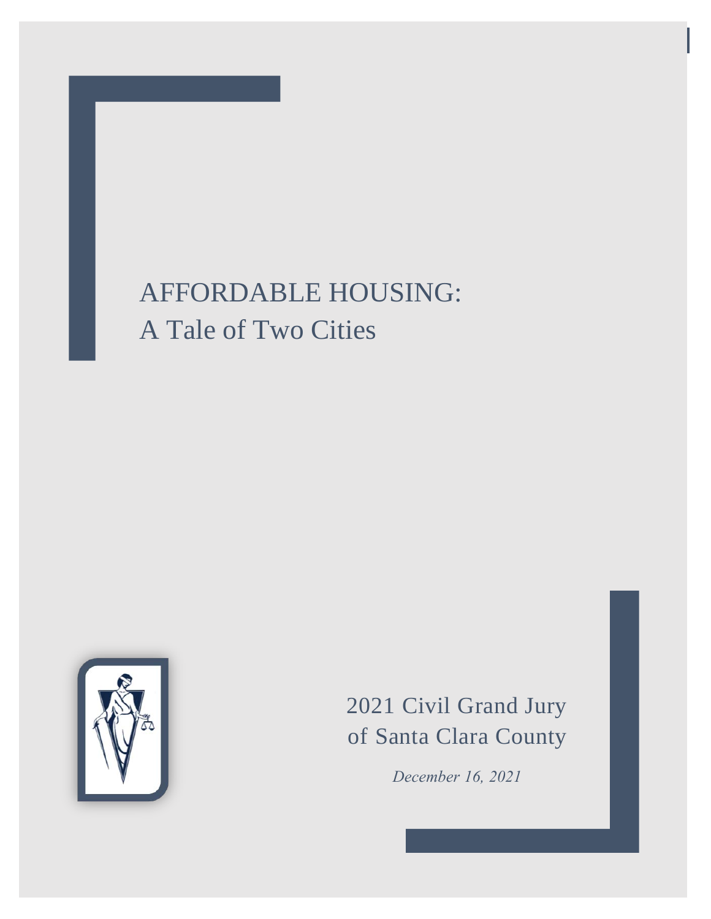# AFFORDABLE HOUSING:
# A Tale of Two Cities

2021 Civil Grand Jury
of Santa Clara County

*December 16, 2021*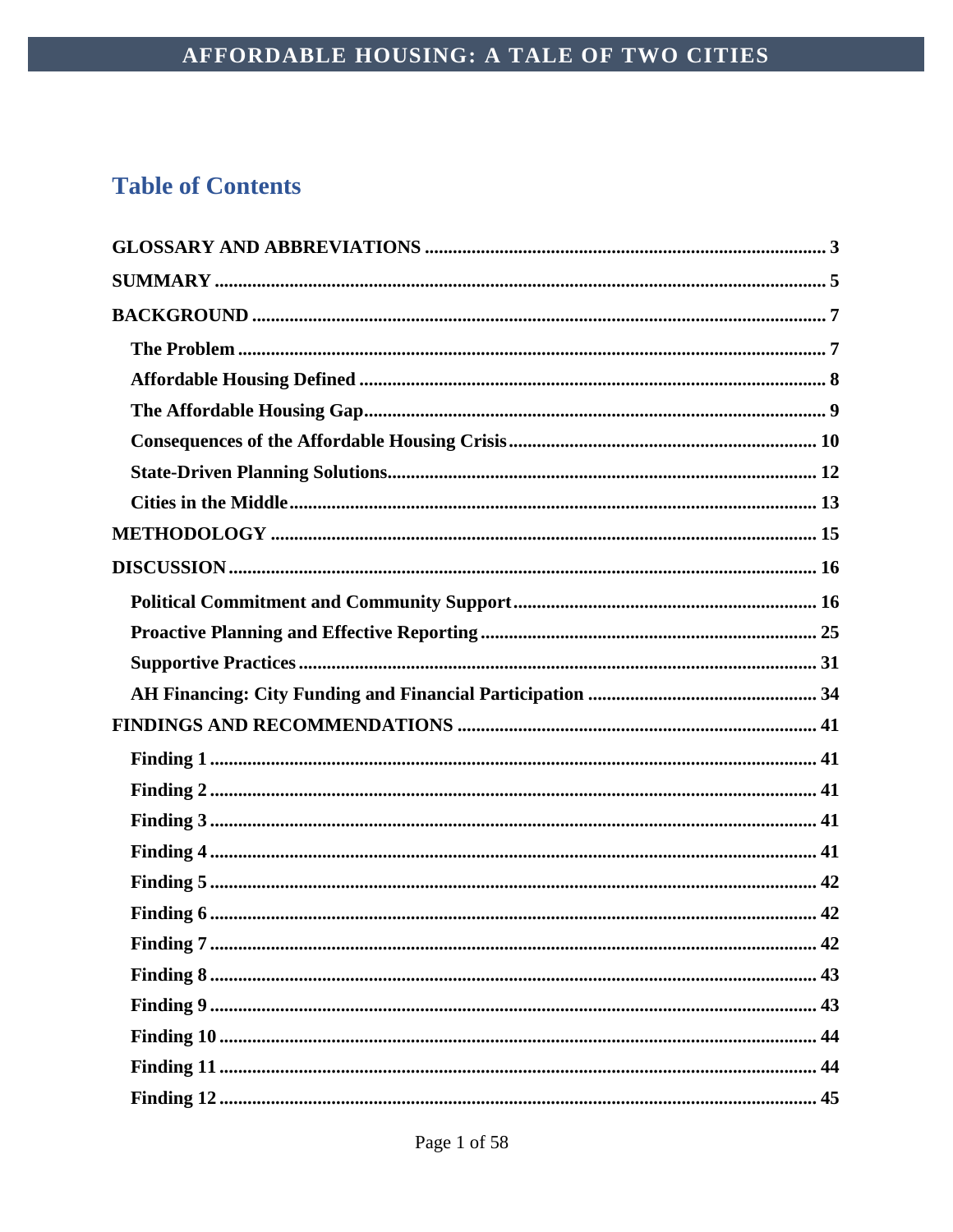## Table of Contents

**GLOSSARY AND ABBREVIATIONS** ..... 3

**SUMMARY** ..... 5

**BACKGROUND** ..... 7

- **The Problem** ..... 7
- **Affordable Housing Defined** ..... 8
- **The Affordable Housing Gap** ..... 9
- **Consequences of the Affordable Housing Crisis** ..... 10
- **State-Driven Planning Solutions** ..... 12
- **Cities in the Middle** ..... 13

**METHODOLOGY** ..... 15

**DISCUSSION** ..... 16

- **Political Commitment and Community Support** ..... 16
- **Proactive Planning and Effective Reporting** ..... 25
- **Supportive Practices** ..... 31
- **AH Financing: City Funding and Financial Participation** ..... 34

**FINDINGS AND RECOMMENDATIONS** ..... 41

- **Finding 1** ..... 41
- **Finding 2** ..... 41
- **Finding 3** ..... 41
- **Finding 4** ..... 41
- **Finding 5** ..... 42
- **Finding 6** ..... 42
- **Finding 7** ..... 42
- **Finding 8** ..... 43
- **Finding 9** ..... 43
- **Finding 10** ..... 44
- **Finding 11** ..... 44
- **Finding 12** ..... 45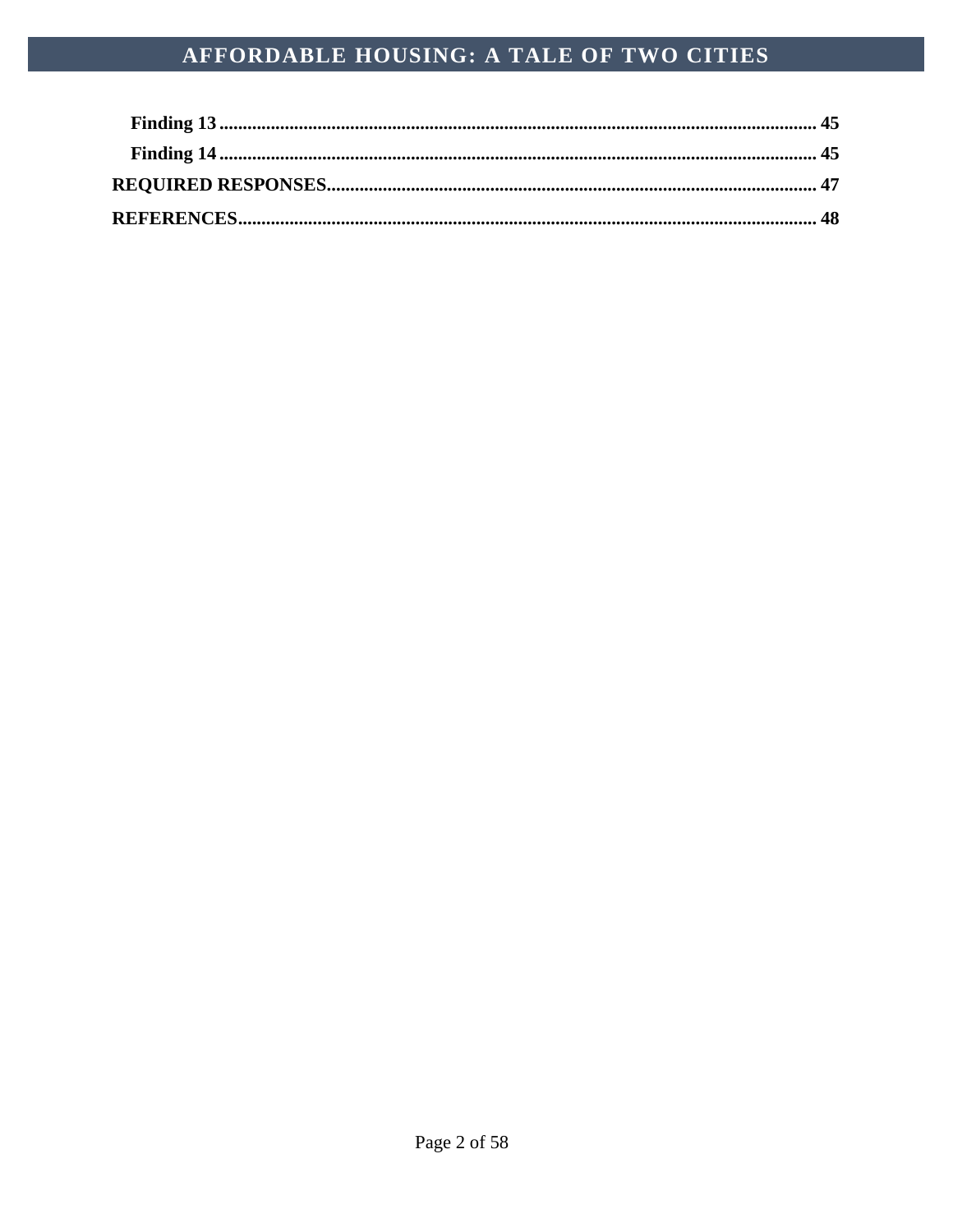**Finding 13** .......................................................................................................................... 45

**Finding 14** .......................................................................................................................... 45

**REQUIRED RESPONSES**.................................................................................................. 47

**REFERENCES**.................................................................................................................. 48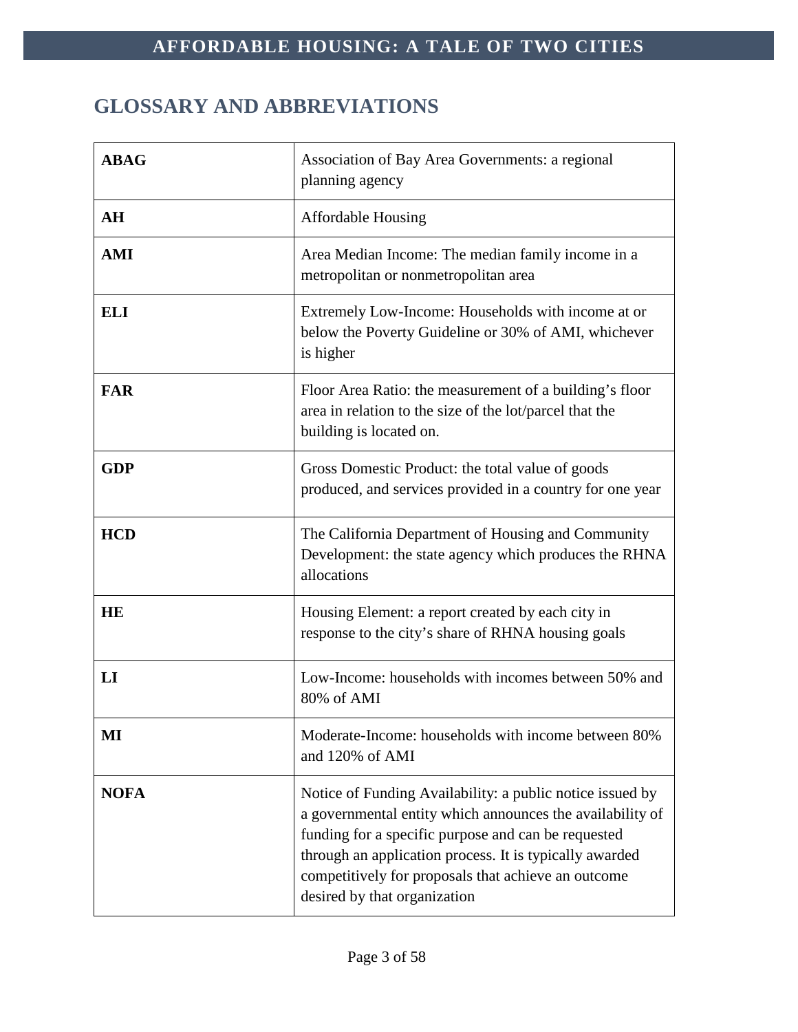## GLOSSARY AND ABBREVIATIONS

| | |
|---|---|
| **ABAG** | Association of Bay Area Governments: a regional planning agency |
| **AH** | Affordable Housing |
| **AMI** | Area Median Income: The median family income in a metropolitan or nonmetropolitan area |
| **ELI** | Extremely Low-Income: Households with income at or below the Poverty Guideline or 30% of AMI, whichever is higher |
| **FAR** | Floor Area Ratio: the measurement of a building's floor area in relation to the size of the lot/parcel that the building is located on. |
| **GDP** | Gross Domestic Product: the total value of goods produced, and services provided in a country for one year |
| **HCD** | The California Department of Housing and Community Development: the state agency which produces the RHNA allocations |
| **HE** | Housing Element: a report created by each city in response to the city's share of RHNA housing goals |
| **LI** | Low-Income: households with incomes between 50% and 80% of AMI |
| **MI** | Moderate-Income: households with income between 80% and 120% of AMI |
| **NOFA** | Notice of Funding Availability: a public notice issued by a governmental entity which announces the availability of funding for a specific purpose and can be requested through an application process. It is typically awarded competitively for proposals that achieve an outcome desired by that organization |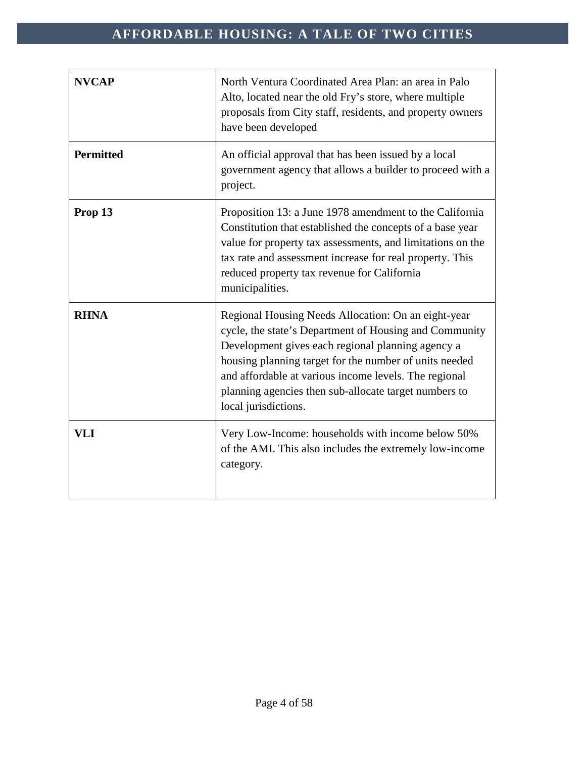| | |
|---|---|
| **NVCAP** | North Ventura Coordinated Area Plan: an area in Palo Alto, located near the old Fry's store, where multiple proposals from City staff, residents, and property owners have been developed |
| **Permitted** | An official approval that has been issued by a local government agency that allows a builder to proceed with a project. |
| **Prop 13** | Proposition 13: a June 1978 amendment to the California Constitution that established the concepts of a base year value for property tax assessments, and limitations on the tax rate and assessment increase for real property. This reduced property tax revenue for California municipalities. |
| **RHNA** | Regional Housing Needs Allocation: On an eight-year cycle, the state's Department of Housing and Community Development gives each regional planning agency a housing planning target for the number of units needed and affordable at various income levels. The regional planning agencies then sub-allocate target numbers to local jurisdictions. |
| **VLI** | Very Low-Income: households with income below 50% of the AMI. This also includes the extremely low-income category. |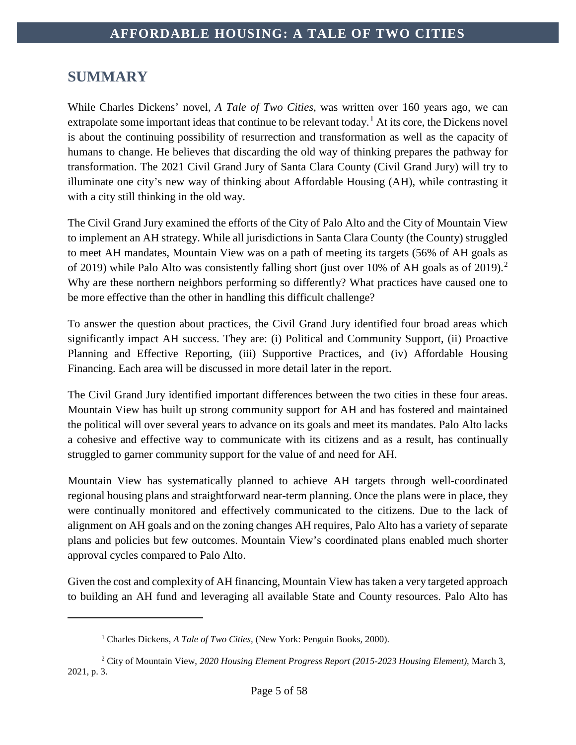## SUMMARY

While Charles Dickens' novel, *A Tale of Two Cities*, was written over 160 years ago, we can extrapolate some important ideas that continue to be relevant today.[1] At its core, the Dickens novel is about the continuing possibility of resurrection and transformation as well as the capacity of humans to change. He believes that discarding the old way of thinking prepares the pathway for transformation. The 2021 Civil Grand Jury of Santa Clara County (Civil Grand Jury) will try to illuminate one city's new way of thinking about Affordable Housing (AH), while contrasting it with a city still thinking in the old way.

The Civil Grand Jury examined the efforts of the City of Palo Alto and the City of Mountain View to implement an AH strategy. While all jurisdictions in Santa Clara County (the County) struggled to meet AH mandates, Mountain View was on a path of meeting its targets (56% of AH goals as of 2019) while Palo Alto was consistently falling short (just over 10% of AH goals as of 2019).[2] Why are these northern neighbors performing so differently? What practices have caused one to be more effective than the other in handling this difficult challenge?

To answer the question about practices, the Civil Grand Jury identified four broad areas which significantly impact AH success. They are: (i) Political and Community Support, (ii) Proactive Planning and Effective Reporting, (iii) Supportive Practices, and (iv) Affordable Housing Financing. Each area will be discussed in more detail later in the report.

The Civil Grand Jury identified important differences between the two cities in these four areas. Mountain View has built up strong community support for AH and has fostered and maintained the political will over several years to advance on its goals and meet its mandates. Palo Alto lacks a cohesive and effective way to communicate with its citizens and as a result, has continually struggled to garner community support for the value of and need for AH.

Mountain View has systematically planned to achieve AH targets through well-coordinated regional housing plans and straightforward near-term planning. Once the plans were in place, they were continually monitored and effectively communicated to the citizens. Due to the lack of alignment on AH goals and on the zoning changes AH requires, Palo Alto has a variety of separate plans and policies but few outcomes. Mountain View's coordinated plans enabled much shorter approval cycles compared to Palo Alto.

Given the cost and complexity of AH financing, Mountain View has taken a very targeted approach to building an AH fund and leveraging all available State and County resources. Palo Alto has

---

[1] Charles Dickens, *A Tale of Two Cities*, (New York: Penguin Books, 2000).

[2] City of Mountain View, *2020 Housing Element Progress Report (2015-2023 Housing Element)*, March 3, 2021, p. 3.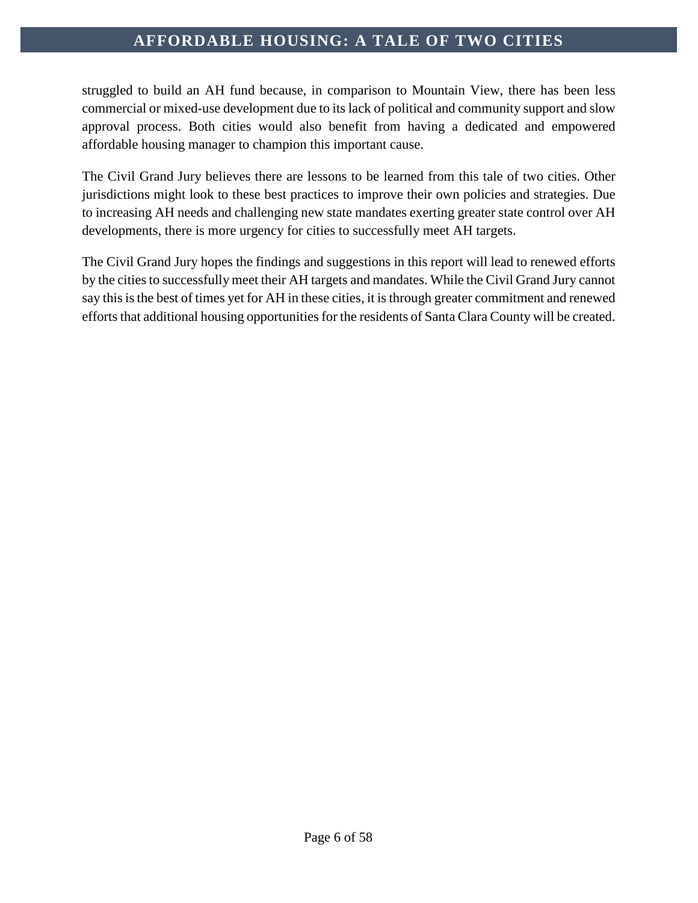struggled to build an AH fund because, in comparison to Mountain View, there has been less commercial or mixed-use development due to its lack of political and community support and slow approval process. Both cities would also benefit from having a dedicated and empowered affordable housing manager to champion this important cause.

The Civil Grand Jury believes there are lessons to be learned from this tale of two cities. Other jurisdictions might look to these best practices to improve their own policies and strategies. Due to increasing AH needs and challenging new state mandates exerting greater state control over AH developments, there is more urgency for cities to successfully meet AH targets.

The Civil Grand Jury hopes the findings and suggestions in this report will lead to renewed efforts by the cities to successfully meet their AH targets and mandates. While the Civil Grand Jury cannot say this is the best of times yet for AH in these cities, it is through greater commitment and renewed efforts that additional housing opportunities for the residents of Santa Clara County will be created.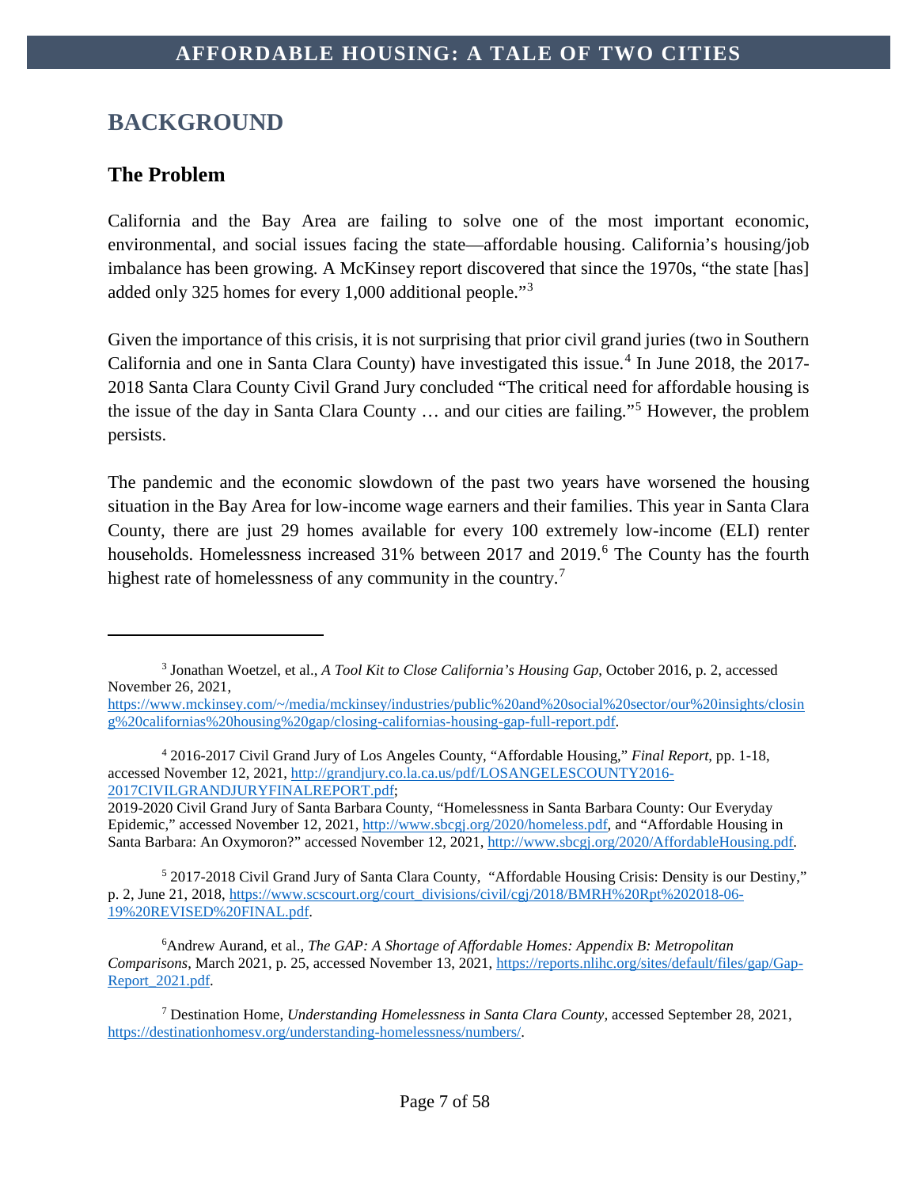## BACKGROUND

### The Problem

California and the Bay Area are failing to solve one of the most important economic, environmental, and social issues facing the state—affordable housing. California's housing/job imbalance has been growing. A McKinsey report discovered that since the 1970s, "the state [has] added only 325 homes for every 1,000 additional people."[3]

Given the importance of this crisis, it is not surprising that prior civil grand juries (two in Southern California and one in Santa Clara County) have investigated this issue.[4] In June 2018, the 2017-2018 Santa Clara County Civil Grand Jury concluded "The critical need for affordable housing is the issue of the day in Santa Clara County … and our cities are failing."[5] However, the problem persists.

The pandemic and the economic slowdown of the past two years have worsened the housing situation in the Bay Area for low-income wage earners and their families. This year in Santa Clara County, there are just 29 homes available for every 100 extremely low-income (ELI) renter households. Homelessness increased 31% between 2017 and 2019.[6] The County has the fourth highest rate of homelessness of any community in the country.[7]

---

[3] Jonathan Woetzel, et al., *A Tool Kit to Close California's Housing Gap*, October 2016, p. 2, accessed November 26, 2021, https://www.mckinsey.com/~/media/mckinsey/industries/public%20and%20social%20sector/our%20insights/closing%20californias%20housing%20gap/closing-californias-housing-gap-full-report.pdf.

[4] 2016-2017 Civil Grand Jury of Los Angeles County, "Affordable Housing," *Final Report,* pp. 1-18, accessed November 12, 2021, http://grandjury.co.la.ca.us/pdf/LOSANGELESCOUNTY2016-2017CIVILGRANDJURYFINALREPORT.pdf;
2019-2020 Civil Grand Jury of Santa Barbara County, "Homelessness in Santa Barbara County: Our Everyday Epidemic," accessed November 12, 2021, http://www.sbcgj.org/2020/homeless.pdf, and "Affordable Housing in Santa Barbara: An Oxymoron?" accessed November 12, 2021, http://www.sbcgj.org/2020/AffordableHousing.pdf.

[5] 2017-2018 Civil Grand Jury of Santa Clara County, "Affordable Housing Crisis: Density is our Destiny," p. 2, June 21, 2018, https://www.scscourt.org/court_divisions/civil/cgj/2018/BMRH%20Rpt%202018-06-19%20REVISED%20FINAL.pdf.

[6] Andrew Aurand, et al., *The GAP: A Shortage of Affordable Homes: Appendix B: Metropolitan Comparisons*, March 2021, p. 25, accessed November 13, 2021, https://reports.nlihc.org/sites/default/files/gap/Gap-Report_2021.pdf.

[7] Destination Home, *Understanding Homelessness in Santa Clara County*, accessed September 28, 2021, https://destinationhomesv.org/understanding-homelessness/numbers/.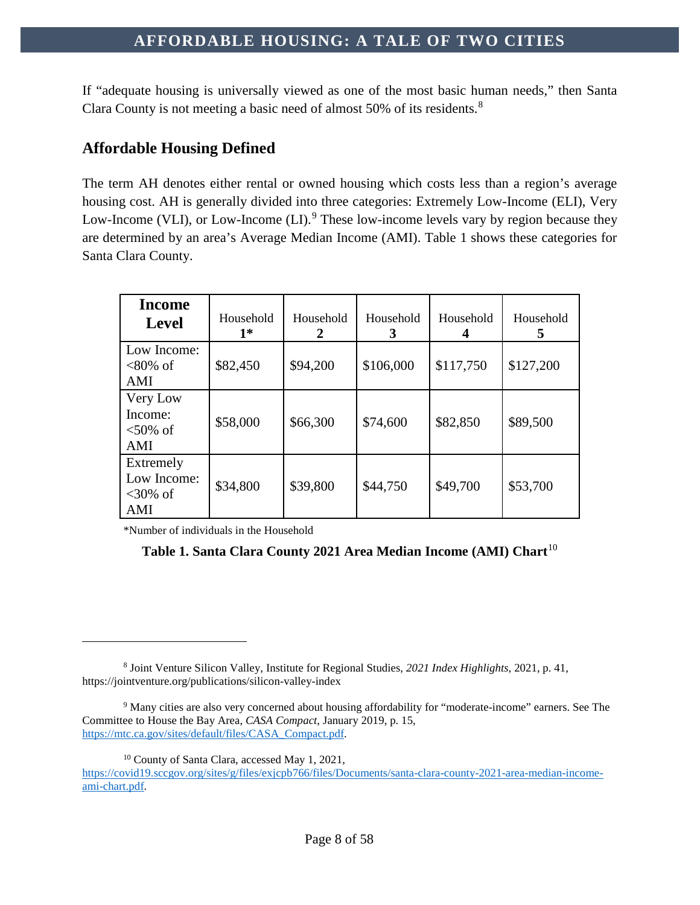If "adequate housing is universally viewed as one of the most basic human needs," then Santa Clara County is not meeting a basic need of almost 50% of its residents.[8]

## Affordable Housing Defined

The term AH denotes either rental or owned housing which costs less than a region's average housing cost. AH is generally divided into three categories: Extremely Low-Income (ELI), Very Low-Income (VLI), or Low-Income (LI).[9] These low-income levels vary by region because they are determined by an area's Average Median Income (AMI). Table 1 shows these categories for Santa Clara County.

| **Income Level** | Household **1*** | Household **2** | Household **3** | Household **4** | Household **5** |
|---|---|---|---|---|---|
| Low Income: <80% of AMI | $82,450 | $94,200 | $106,000 | $117,750 | $127,200 |
| Very Low Income: <50% of AMI | $58,000 | $66,300 | $74,600 | $82,850 | $89,500 |
| Extremely Low Income: <30% of AMI | $34,800 | $39,800 | $44,750 | $49,700 | $53,700 |

*Number of individuals in the Household

**Table 1. Santa Clara County 2021 Area Median Income (AMI) Chart**[10]

---

[8] Joint Venture Silicon Valley, Institute for Regional Studies, *2021 Index Highlights*, 2021, p. 41, https://jointventure.org/publications/silicon-valley-index

[9] Many cities are also very concerned about housing affordability for "moderate-income" earners. See The Committee to House the Bay Area, *CASA Compact*, January 2019, p. 15, https://mtc.ca.gov/sites/default/files/CASA_Compact.pdf.

[10] County of Santa Clara, accessed May 1, 2021, https://covid19.sccgov.org/sites/g/files/exjcpb766/files/Documents/santa-clara-county-2021-area-median-income-ami-chart.pdf.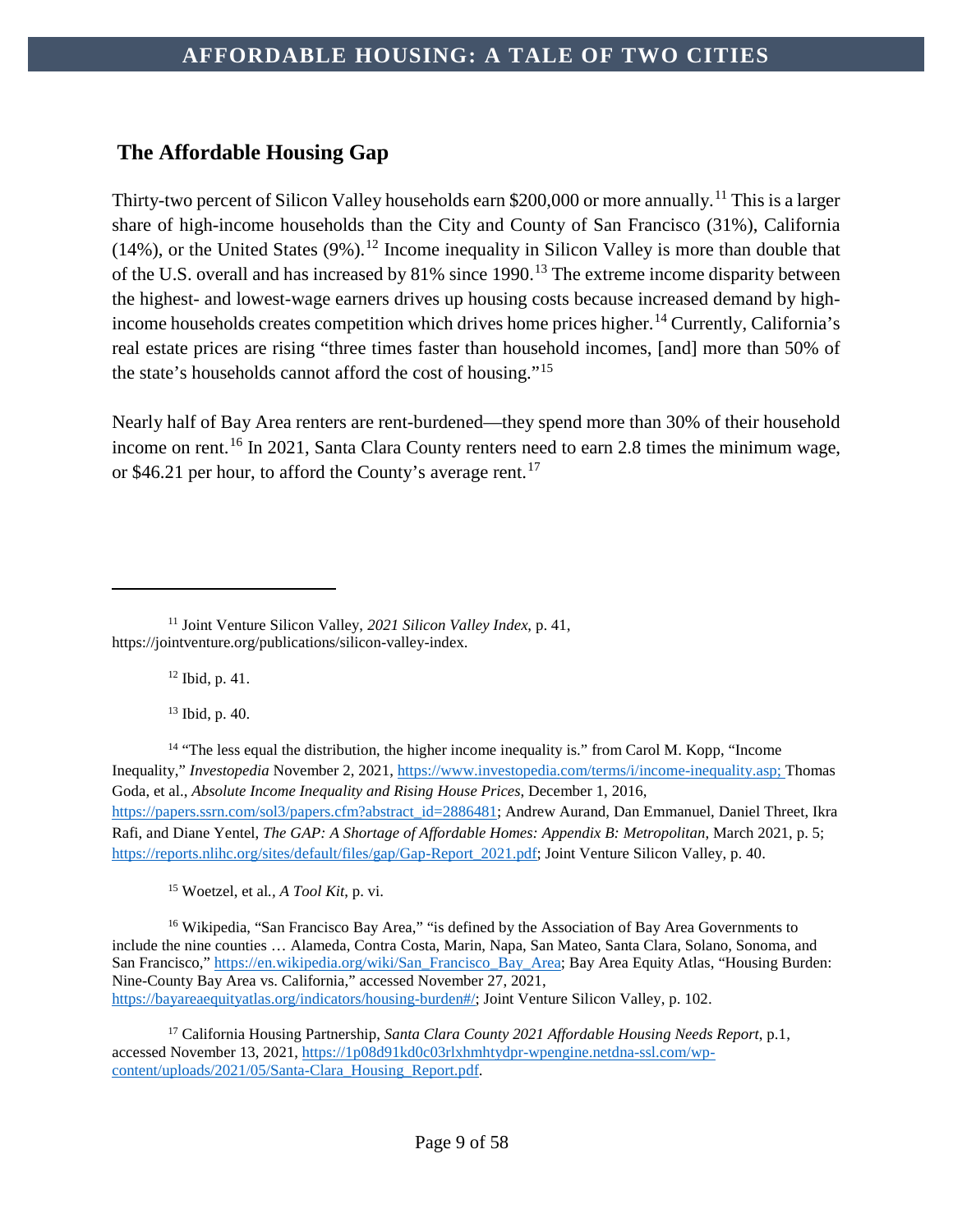## The Affordable Housing Gap

Thirty-two percent of Silicon Valley households earn $200,000 or more annually.[11] This is a larger share of high-income households than the City and County of San Francisco (31%), California (14%), or the United States (9%).[12] Income inequality in Silicon Valley is more than double that of the U.S. overall and has increased by 81% since 1990.[13] The extreme income disparity between the highest- and lowest-wage earners drives up housing costs because increased demand by high-income households creates competition which drives home prices higher.[14] Currently, California's real estate prices are rising "three times faster than household incomes, [and] more than 50% of the state's households cannot afford the cost of housing."[15]

Nearly half of Bay Area renters are rent-burdened—they spend more than 30% of their household income on rent.[16] In 2021, Santa Clara County renters need to earn 2.8 times the minimum wage, or $46.21 per hour, to afford the County's average rent.[17]

---

[11] Joint Venture Silicon Valley, *2021 Silicon Valley Index*, p. 41, https://jointventure.org/publications/silicon-valley-index.

[12] Ibid, p. 41.

[13] Ibid, p. 40.

[14] "The less equal the distribution, the higher income inequality is." from Carol M. Kopp, "Income Inequality," *Investopedia* November 2, 2021, https://www.investopedia.com/terms/i/income-inequality.asp; Thomas Goda, et al., *Absolute Income Inequality and Rising House Prices*, December 1, 2016, https://papers.ssrn.com/sol3/papers.cfm?abstract_id=2886481; Andrew Aurand, Dan Emmanuel, Daniel Threet, Ikra Rafi, and Diane Yentel, *The GAP: A Shortage of Affordable Homes: Appendix B: Metropolitan*, March 2021, p. 5; https://reports.nlihc.org/sites/default/files/gap/Gap-Report_2021.pdf; Joint Venture Silicon Valley, p. 40.

[15] Woetzel, et al., *A Tool Kit*, p. vi.

[16] Wikipedia, "San Francisco Bay Area," "is defined by the Association of Bay Area Governments to include the nine counties … Alameda, Contra Costa, Marin, Napa, San Mateo, Santa Clara, Solano, Sonoma, and San Francisco," https://en.wikipedia.org/wiki/San_Francisco_Bay_Area; Bay Area Equity Atlas, "Housing Burden: Nine-County Bay Area vs. California," accessed November 27, 2021, https://bayareaequityatlas.org/indicators/housing-burden#/; Joint Venture Silicon Valley, p. 102.

[17] California Housing Partnership, *Santa Clara County 2021 Affordable Housing Needs Report*, p.1, accessed November 13, 2021, https://1p08d91kd0c03rlxhmhtydpr-wpengine.netdna-ssl.com/wp-content/uploads/2021/05/Santa-Clara_Housing_Report.pdf.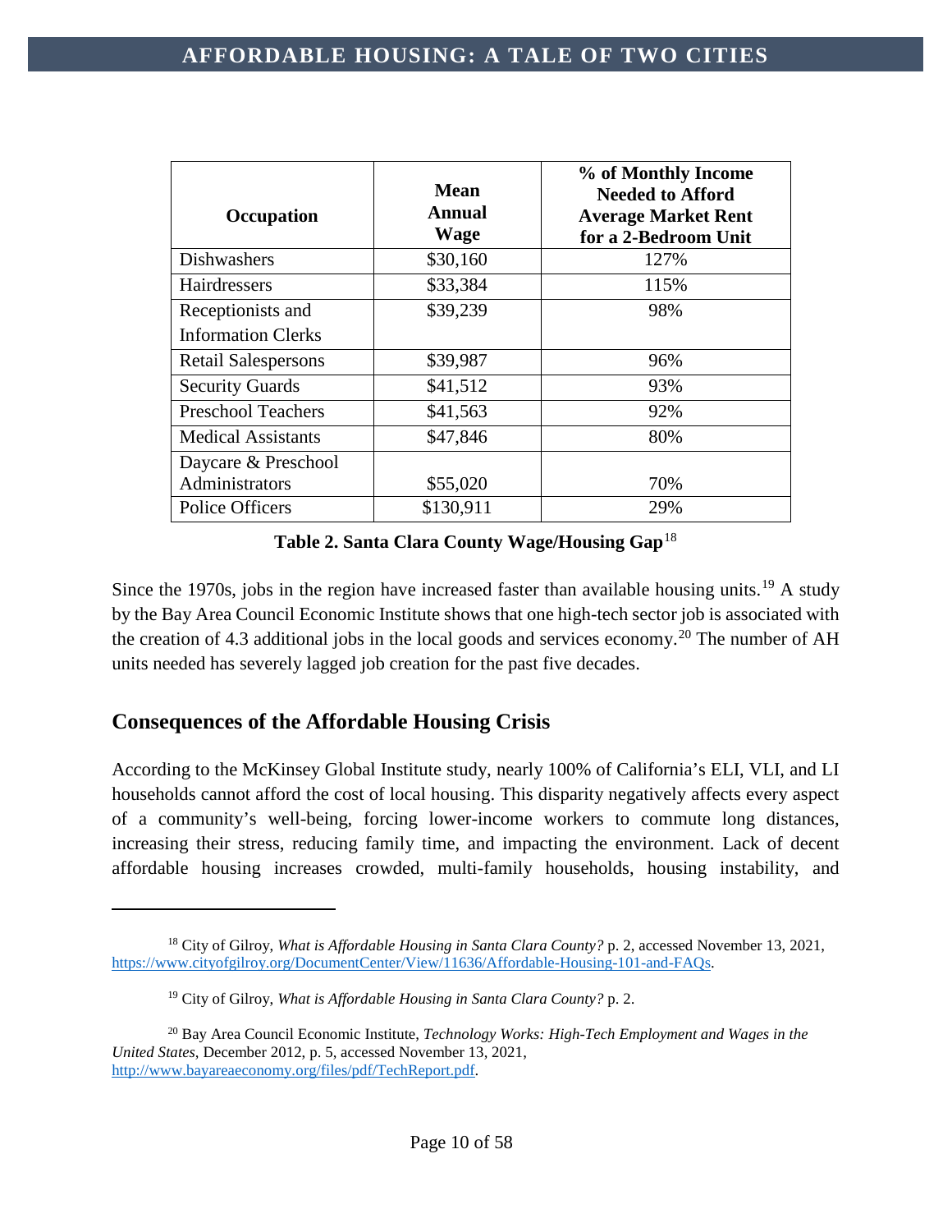| Occupation | Mean Annual Wage | % of Monthly Income Needed to Afford Average Market Rent for a 2-Bedroom Unit |
|---|---|---|
| Dishwashers | $30,160 | 127% |
| Hairdressers | $33,384 | 115% |
| Receptionists and Information Clerks | $39,239 | 98% |
| Retail Salespersons | $39,987 | 96% |
| Security Guards | $41,512 | 93% |
| Preschool Teachers | $41,563 | 92% |
| Medical Assistants | $47,846 | 80% |
| Daycare & Preschool Administrators | $55,020 | 70% |
| Police Officers | $130,911 | 29% |

**Table 2. Santa Clara County Wage/Housing Gap**[18]

Since the 1970s, jobs in the region have increased faster than available housing units.[19] A study by the Bay Area Council Economic Institute shows that one high-tech sector job is associated with the creation of 4.3 additional jobs in the local goods and services economy.[20] The number of AH units needed has severely lagged job creation for the past five decades.

## Consequences of the Affordable Housing Crisis

According to the McKinsey Global Institute study, nearly 100% of California's ELI, VLI, and LI households cannot afford the cost of local housing. This disparity negatively affects every aspect of a community's well-being, forcing lower-income workers to commute long distances, increasing their stress, reducing family time, and impacting the environment. Lack of decent affordable housing increases crowded, multi-family households, housing instability, and

---

[18] City of Gilroy, *What is Affordable Housing in Santa Clara County?* p. 2, accessed November 13, 2021, https://www.cityofgilroy.org/DocumentCenter/View/11636/Affordable-Housing-101-and-FAQs.

[19] City of Gilroy, *What is Affordable Housing in Santa Clara County?* p. 2.

[20] Bay Area Council Economic Institute, *Technology Works: High-Tech Employment and Wages in the United States*, December 2012, p. 5, accessed November 13, 2021, http://www.bayareaeconomy.org/files/pdf/TechReport.pdf.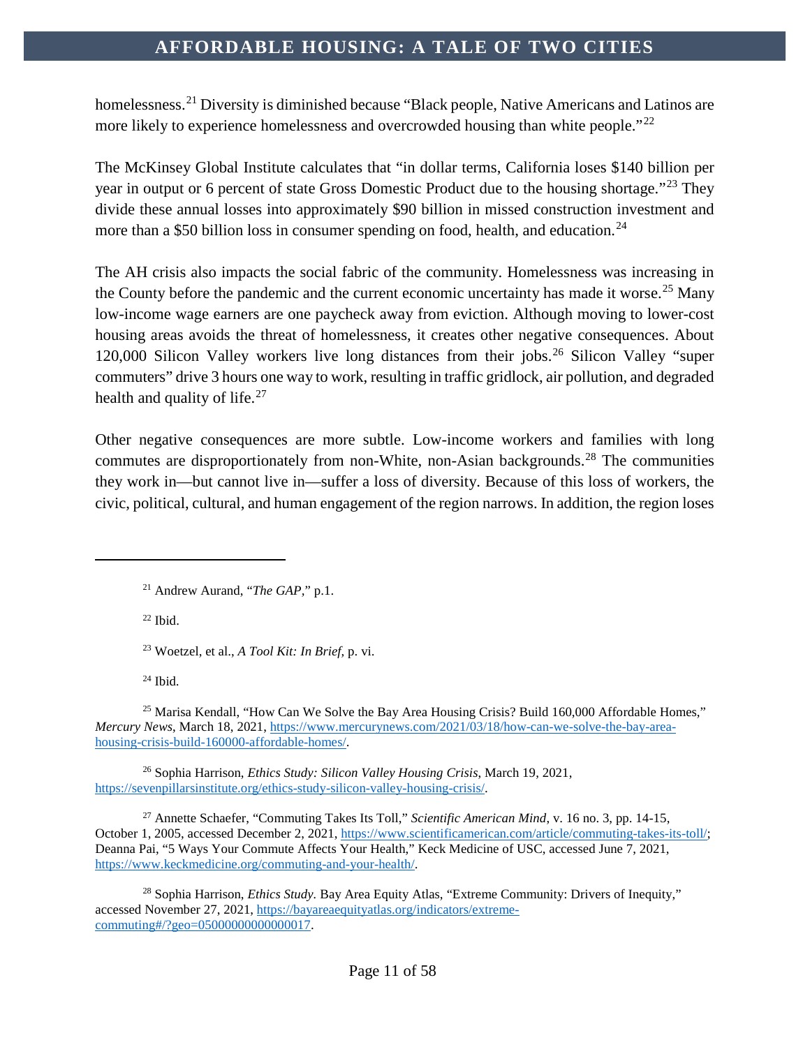homelessness.[21] Diversity is diminished because "Black people, Native Americans and Latinos are more likely to experience homelessness and overcrowded housing than white people."[22]

The McKinsey Global Institute calculates that "in dollar terms, California loses $140 billion per year in output or 6 percent of state Gross Domestic Product due to the housing shortage."[23] They divide these annual losses into approximately $90 billion in missed construction investment and more than a $50 billion loss in consumer spending on food, health, and education.[24]

The AH crisis also impacts the social fabric of the community. Homelessness was increasing in the County before the pandemic and the current economic uncertainty has made it worse.[25] Many low-income wage earners are one paycheck away from eviction. Although moving to lower-cost housing areas avoids the threat of homelessness, it creates other negative consequences. About 120,000 Silicon Valley workers live long distances from their jobs.[26] Silicon Valley "super commuters" drive 3 hours one way to work, resulting in traffic gridlock, air pollution, and degraded health and quality of life.[27]

Other negative consequences are more subtle. Low-income workers and families with long commutes are disproportionately from non-White, non-Asian backgrounds.[28] The communities they work in—but cannot live in—suffer a loss of diversity. Because of this loss of workers, the civic, political, cultural, and human engagement of the region narrows. In addition, the region loses

---

[21] Andrew Aurand, "*The GAP*," p.1.

[22] Ibid.

[23] Woetzel, et al., *A Tool Kit: In Brief*, p. vi.

[24] Ibid.

[25] Marisa Kendall, "How Can We Solve the Bay Area Housing Crisis? Build 160,000 Affordable Homes," *Mercury News*, March 18, 2021, https://www.mercurynews.com/2021/03/18/how-can-we-solve-the-bay-area-housing-crisis-build-160000-affordable-homes/.

[26] Sophia Harrison, *Ethics Study: Silicon Valley Housing Crisis*, March 19, 2021, https://sevenpillarsinstitute.org/ethics-study-silicon-valley-housing-crisis/.

[27] Annette Schaefer, "Commuting Takes Its Toll," *Scientific American Mind*, v. 16 no. 3, pp. 14-15, October 1, 2005, accessed December 2, 2021, https://www.scientificamerican.com/article/commuting-takes-its-toll/; Deanna Pai, "5 Ways Your Commute Affects Your Health," Keck Medicine of USC, accessed June 7, 2021, https://www.keckmedicine.org/commuting-and-your-health/.

[28] Sophia Harrison, *Ethics Study*. Bay Area Equity Atlas, "Extreme Community: Drivers of Inequity," accessed November 27, 2021, https://bayareaequityatlas.org/indicators/extreme-commuting#/?geo=05000000000000017.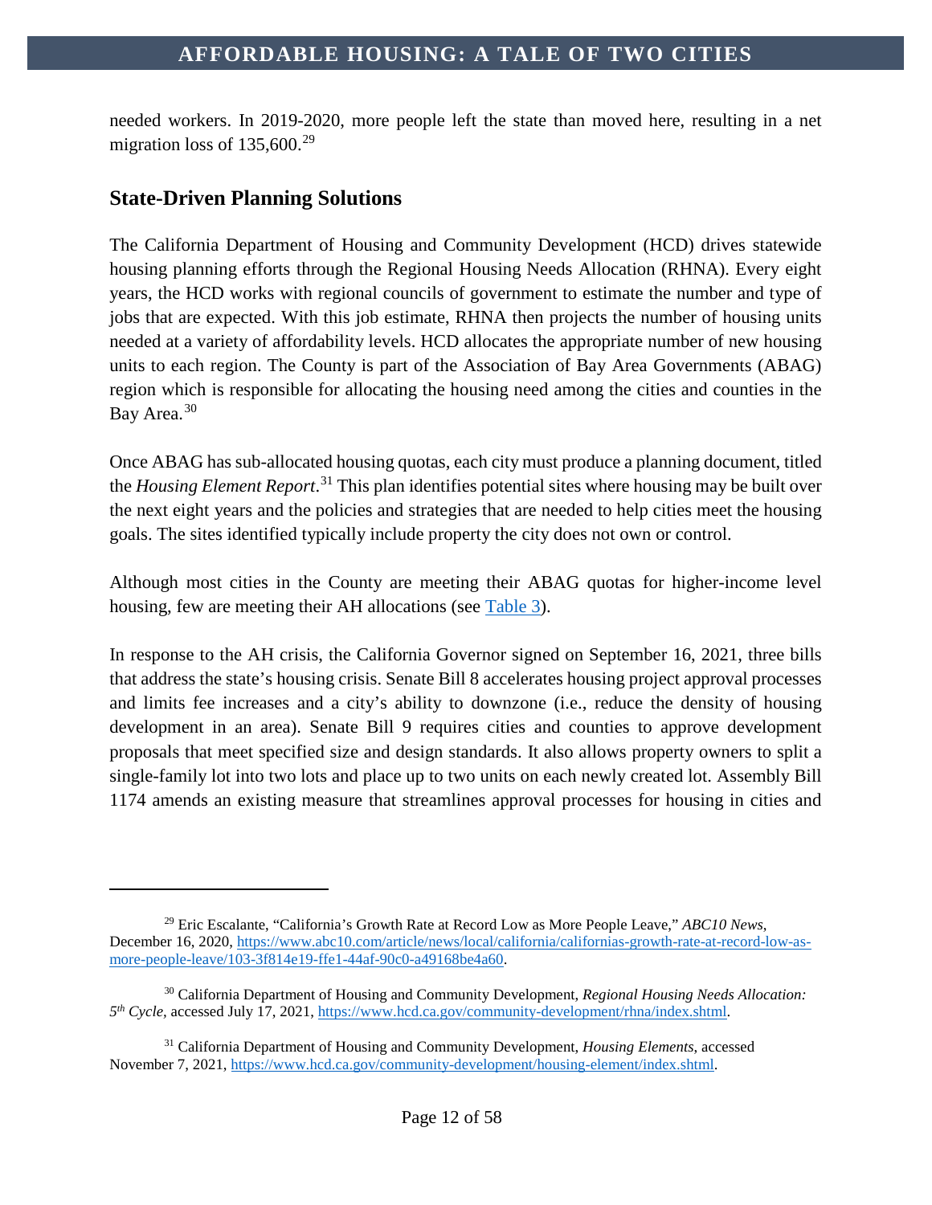needed workers. In 2019-2020, more people left the state than moved here, resulting in a net migration loss of 135,600.[29]

## State-Driven Planning Solutions

The California Department of Housing and Community Development (HCD) drives statewide housing planning efforts through the Regional Housing Needs Allocation (RHNA). Every eight years, the HCD works with regional councils of government to estimate the number and type of jobs that are expected. With this job estimate, RHNA then projects the number of housing units needed at a variety of affordability levels. HCD allocates the appropriate number of new housing units to each region. The County is part of the Association of Bay Area Governments (ABAG) region which is responsible for allocating the housing need among the cities and counties in the Bay Area.[30]

Once ABAG has sub-allocated housing quotas, each city must produce a planning document, titled the *Housing Element Report*.[31] This plan identifies potential sites where housing may be built over the next eight years and the policies and strategies that are needed to help cities meet the housing goals. The sites identified typically include property the city does not own or control.

Although most cities in the County are meeting their ABAG quotas for higher-income level housing, few are meeting their AH allocations (see Table 3).

In response to the AH crisis, the California Governor signed on September 16, 2021, three bills that address the state's housing crisis. Senate Bill 8 accelerates housing project approval processes and limits fee increases and a city's ability to downzone (i.e., reduce the density of housing development in an area). Senate Bill 9 requires cities and counties to approve development proposals that meet specified size and design standards. It also allows property owners to split a single-family lot into two lots and place up to two units on each newly created lot. Assembly Bill 1174 amends an existing measure that streamlines approval processes for housing in cities and

---

[29] Eric Escalante, "California's Growth Rate at Record Low as More People Leave," *ABC10 News*, December 16, 2020, https://www.abc10.com/article/news/local/california/californias-growth-rate-at-record-low-as-more-people-leave/103-3f814e19-ffe1-44af-90c0-a49168be4a60.

[30] California Department of Housing and Community Development, *Regional Housing Needs Allocation: 5th Cycle*, accessed July 17, 2021, https://www.hcd.ca.gov/community-development/rhna/index.shtml.

[31] California Department of Housing and Community Development, *Housing Elements*, accessed November 7, 2021, https://www.hcd.ca.gov/community-development/housing-element/index.shtml.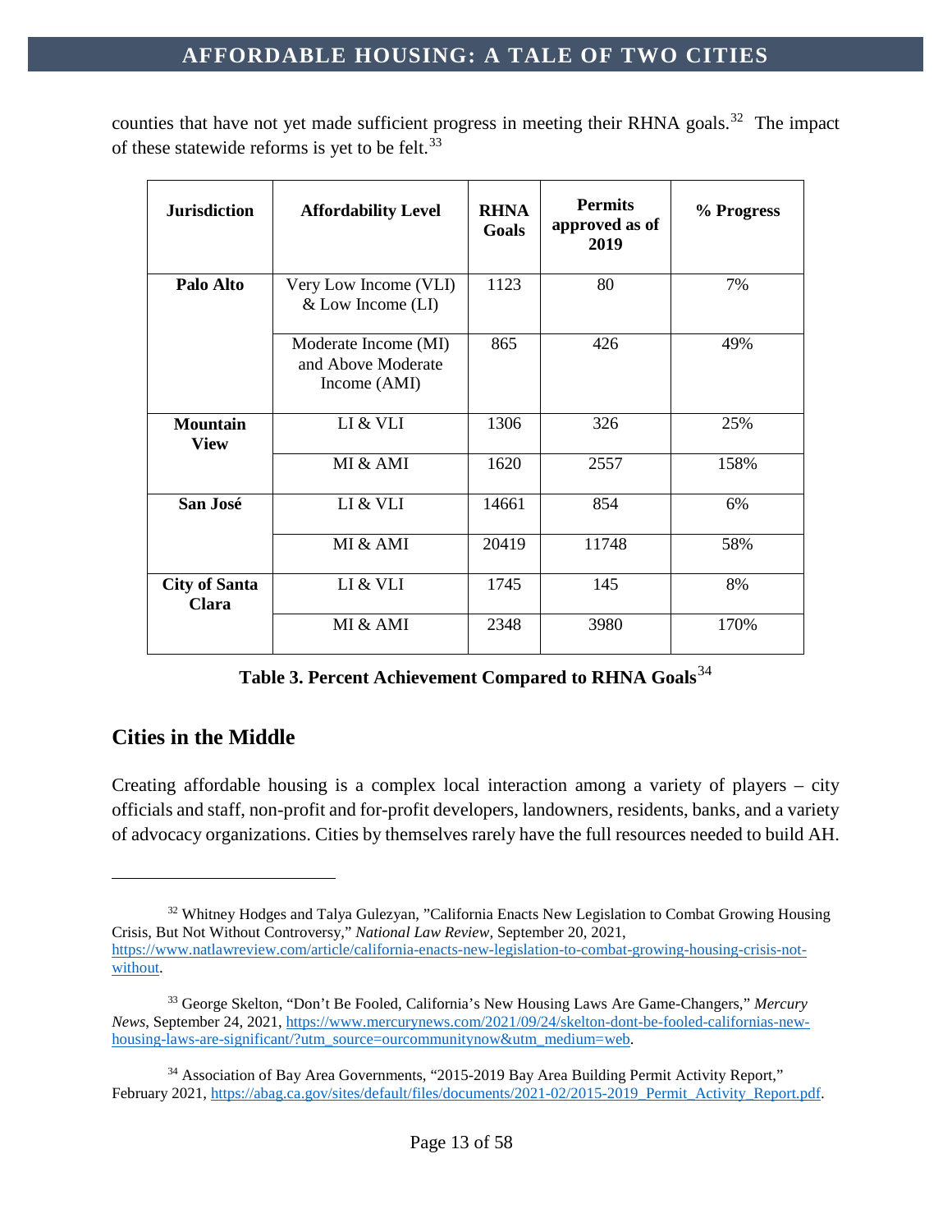counties that have not yet made sufficient progress in meeting their RHNA goals.[32] The impact of these statewide reforms is yet to be felt.[33]

| Jurisdiction | Affordability Level | RHNA Goals | Permits approved as of 2019 | % Progress |
|---|---|---|---|---|
| **Palo Alto** | Very Low Income (VLI) & Low Income (LI) | 1123 | 80 | 7% |
| | Moderate Income (MI) and Above Moderate Income (AMI) | 865 | 426 | 49% |
| **Mountain View** | LI & VLI | 1306 | 326 | 25% |
| | MI & AMI | 1620 | 2557 | 158% |
| **San José** | LI & VLI | 14661 | 854 | 6% |
| | MI & AMI | 20419 | 11748 | 58% |
| **City of Santa Clara** | LI & VLI | 1745 | 145 | 8% |
| | MI & AMI | 2348 | 3980 | 170% |

**Table 3. Percent Achievement Compared to RHNA Goals**[34]

## Cities in the Middle

Creating affordable housing is a complex local interaction among a variety of players – city officials and staff, non-profit and for-profit developers, landowners, residents, banks, and a variety of advocacy organizations. Cities by themselves rarely have the full resources needed to build AH.

---

[32] Whitney Hodges and Talya Gulezyan, "California Enacts New Legislation to Combat Growing Housing Crisis, But Not Without Controversy," *National Law Review*, September 20, 2021, https://www.natlawreview.com/article/california-enacts-new-legislation-to-combat-growing-housing-crisis-not-without.

[33] George Skelton, "Don't Be Fooled, California's New Housing Laws Are Game-Changers," *Mercury News*, September 24, 2021, https://www.mercurynews.com/2021/09/24/skelton-dont-be-fooled-californias-new-housing-laws-are-significant/?utm_source=ourcommunitynow&utm_medium=web.

[34] Association of Bay Area Governments, "2015-2019 Bay Area Building Permit Activity Report," February 2021, https://abag.ca.gov/sites/default/files/documents/2021-02/2015-2019_Permit_Activity_Report.pdf.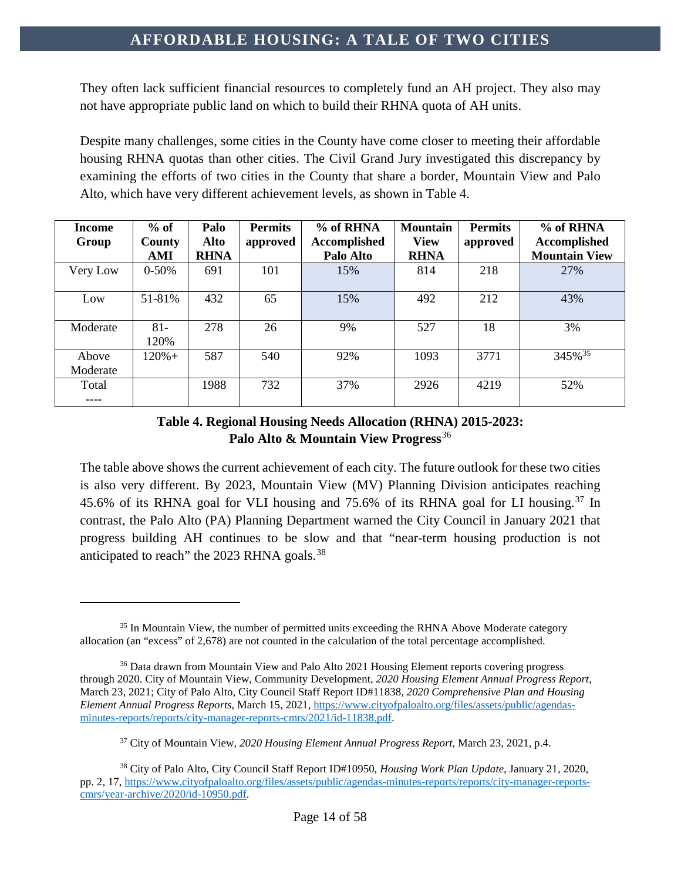They often lack sufficient financial resources to completely fund an AH project. They also may not have appropriate public land on which to build their RHNA quota of AH units.

Despite many challenges, some cities in the County have come closer to meeting their affordable housing RHNA quotas than other cities. The Civil Grand Jury investigated this discrepancy by examining the efforts of two cities in the County that share a border, Mountain View and Palo Alto, which have very different achievement levels, as shown in Table 4.

| Income Group | % of County AMI | Palo Alto RHNA | Permits approved | % of RHNA Accomplished Palo Alto | Mountain View RHNA | Permits approved | % of RHNA Accomplished Mountain View |
|---|---|---|---|---|---|---|---|
| Very Low | 0-50% | 691 | 101 | 15% | 814 | 218 | 27% |
| Low | 51-81% | 432 | 65 | 15% | 492 | 212 | 43% |
| Moderate | 81-120% | 278 | 26 | 9% | 527 | 18 | 3% |
| Above Moderate | 120%+ | 587 | 540 | 92% | 1093 | 3771 | 345%[35] |
| Total ---- | | 1988 | 732 | 37% | 2926 | 4219 | 52% |

**Table 4. Regional Housing Needs Allocation (RHNA) 2015-2023: Palo Alto & Mountain View Progress**[36]

The table above shows the current achievement of each city. The future outlook for these two cities is also very different. By 2023, Mountain View (MV) Planning Division anticipates reaching 45.6% of its RHNA goal for VLI housing and 75.6% of its RHNA goal for LI housing.[37] In contrast, the Palo Alto (PA) Planning Department warned the City Council in January 2021 that progress building AH continues to be slow and that "near-term housing production is not anticipated to reach" the 2023 RHNA goals.[38]

---

[35] In Mountain View, the number of permitted units exceeding the RHNA Above Moderate category allocation (an "excess" of 2,678) are not counted in the calculation of the total percentage accomplished.

[36] Data drawn from Mountain View and Palo Alto 2021 Housing Element reports covering progress through 2020. City of Mountain View, Community Development, *2020 Housing Element Annual Progress Report*, March 23, 2021; City of Palo Alto, City Council Staff Report ID#11838, *2020 Comprehensive Plan and Housing Element Annual Progress Reports*, March 15, 2021, https://www.cityofpaloalto.org/files/assets/public/agendas-minutes-reports/reports/city-manager-reports-cmrs/2021/id-11838.pdf.

[37] City of Mountain View, *2020 Housing Element Annual Progress Report,* March 23, 2021, p.4.

[38] City of Palo Alto, City Council Staff Report ID#10950, *Housing Work Plan Update*, January 21, 2020, pp. 2, 17, https://www.cityofpaloalto.org/files/assets/public/agendas-minutes-reports/reports/city-manager-reports-cmrs/year-archive/2020/id-10950.pdf.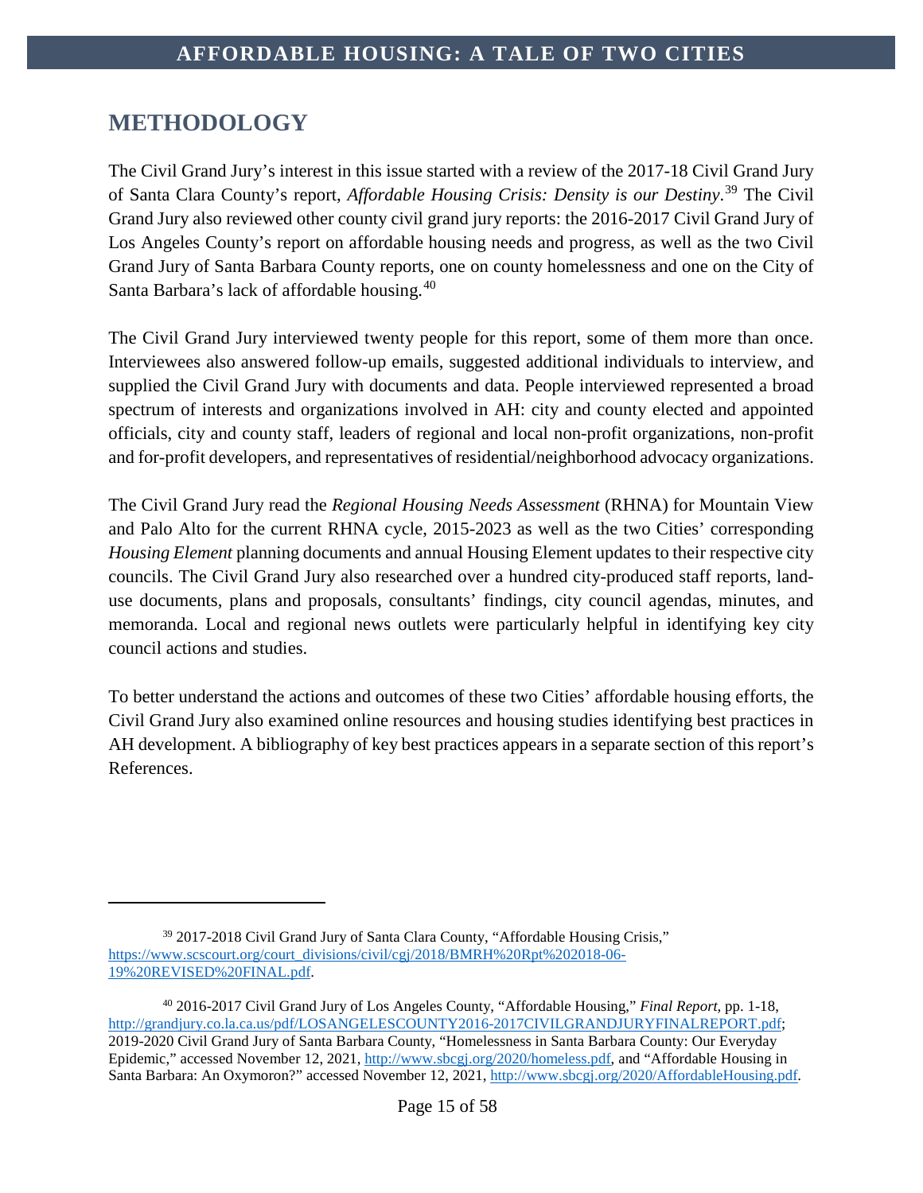## METHODOLOGY

The Civil Grand Jury's interest in this issue started with a review of the 2017-18 Civil Grand Jury of Santa Clara County's report, *Affordable Housing Crisis: Density is our Destiny*.[39] The Civil Grand Jury also reviewed other county civil grand jury reports: the 2016-2017 Civil Grand Jury of Los Angeles County's report on affordable housing needs and progress, as well as the two Civil Grand Jury of Santa Barbara County reports, one on county homelessness and one on the City of Santa Barbara's lack of affordable housing.[40]

The Civil Grand Jury interviewed twenty people for this report, some of them more than once. Interviewees also answered follow-up emails, suggested additional individuals to interview, and supplied the Civil Grand Jury with documents and data. People interviewed represented a broad spectrum of interests and organizations involved in AH: city and county elected and appointed officials, city and county staff, leaders of regional and local non-profit organizations, non-profit and for-profit developers, and representatives of residential/neighborhood advocacy organizations.

The Civil Grand Jury read the *Regional Housing Needs Assessment* (RHNA) for Mountain View and Palo Alto for the current RHNA cycle, 2015-2023 as well as the two Cities' corresponding *Housing Element* planning documents and annual Housing Element updates to their respective city councils. The Civil Grand Jury also researched over a hundred city-produced staff reports, land-use documents, plans and proposals, consultants' findings, city council agendas, minutes, and memoranda. Local and regional news outlets were particularly helpful in identifying key city council actions and studies.

To better understand the actions and outcomes of these two Cities' affordable housing efforts, the Civil Grand Jury also examined online resources and housing studies identifying best practices in AH development. A bibliography of key best practices appears in a separate section of this report's References.

---

[39] 2017-2018 Civil Grand Jury of Santa Clara County, "Affordable Housing Crisis," https://www.scscourt.org/court_divisions/civil/cgj/2018/BMRH%20Rpt%202018-06-19%20REVISED%20FINAL.pdf.

[40] 2016-2017 Civil Grand Jury of Los Angeles County, "Affordable Housing," *Final Report*, pp. 1-18, http://grandjury.co.la.ca.us/pdf/LOSANGELESCOUNTY2016-2017CIVILGRANDJURYFINALREPORT.pdf; 2019-2020 Civil Grand Jury of Santa Barbara County, "Homelessness in Santa Barbara County: Our Everyday Epidemic," accessed November 12, 2021, http://www.sbcgj.org/2020/homeless.pdf, and "Affordable Housing in Santa Barbara: An Oxymoron?" accessed November 12, 2021, http://www.sbcgj.org/2020/AffordableHousing.pdf.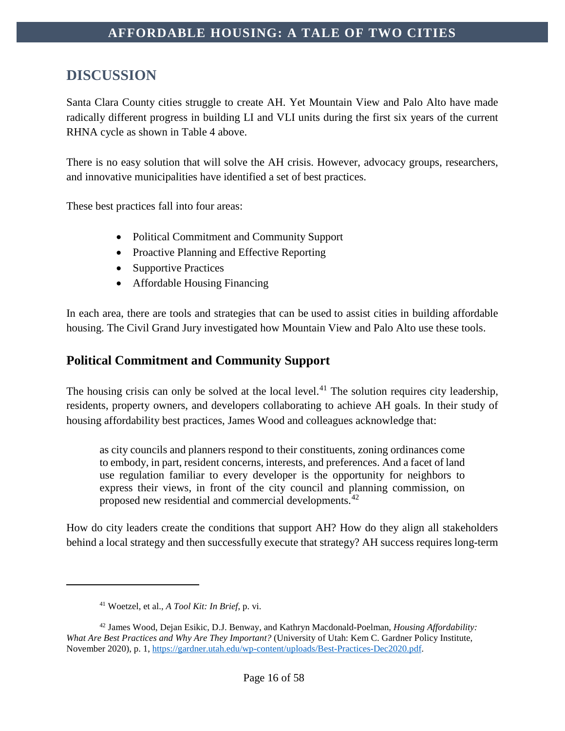## DISCUSSION

Santa Clara County cities struggle to create AH. Yet Mountain View and Palo Alto have made radically different progress in building LI and VLI units during the first six years of the current RHNA cycle as shown in Table 4 above.

There is no easy solution that will solve the AH crisis. However, advocacy groups, researchers, and innovative municipalities have identified a set of best practices.

These best practices fall into four areas:

- Political Commitment and Community Support
- Proactive Planning and Effective Reporting
- Supportive Practices
- Affordable Housing Financing

In each area, there are tools and strategies that can be used to assist cities in building affordable housing. The Civil Grand Jury investigated how Mountain View and Palo Alto use these tools.

### Political Commitment and Community Support

The housing crisis can only be solved at the local level.[41] The solution requires city leadership, residents, property owners, and developers collaborating to achieve AH goals. In their study of housing affordability best practices, James Wood and colleagues acknowledge that:

> as city councils and planners respond to their constituents, zoning ordinances come to embody, in part, resident concerns, interests, and preferences. And a facet of land use regulation familiar to every developer is the opportunity for neighbors to express their views, in front of the city council and planning commission, on proposed new residential and commercial developments.[42]

How do city leaders create the conditions that support AH? How do they align all stakeholders behind a local strategy and then successfully execute that strategy? AH success requires long-term

---

[41] Woetzel, et al., *A Tool Kit: In Brief*, p. vi.

[42] James Wood, Dejan Esikic, D.J. Benway, and Kathryn Macdonald-Poelman, *Housing Affordability: What Are Best Practices and Why Are They Important?* (University of Utah: Kem C. Gardner Policy Institute, November 2020), p. 1, https://gardner.utah.edu/wp-content/uploads/Best-Practices-Dec2020.pdf.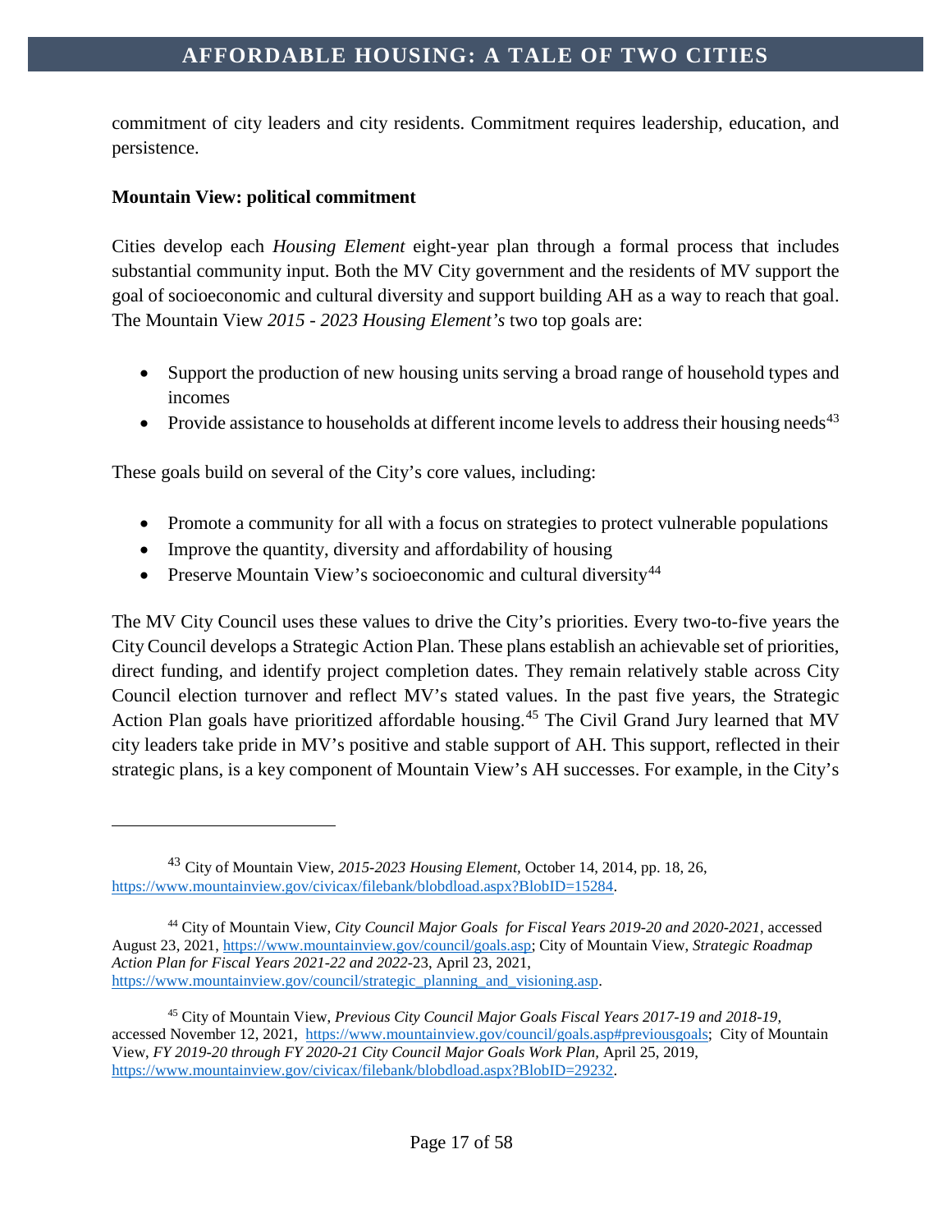commitment of city leaders and city residents. Commitment requires leadership, education, and persistence.

**Mountain View: political commitment**

Cities develop each *Housing Element* eight-year plan through a formal process that includes substantial community input. Both the MV City government and the residents of MV support the goal of socioeconomic and cultural diversity and support building AH as a way to reach that goal. The Mountain View *2015 - 2023 Housing Element's* two top goals are:

- Support the production of new housing units serving a broad range of household types and incomes
- Provide assistance to households at different income levels to address their housing needs[43]

These goals build on several of the City's core values, including:

- Promote a community for all with a focus on strategies to protect vulnerable populations
- Improve the quantity, diversity and affordability of housing
- Preserve Mountain View's socioeconomic and cultural diversity[44]

The MV City Council uses these values to drive the City's priorities. Every two-to-five years the City Council develops a Strategic Action Plan. These plans establish an achievable set of priorities, direct funding, and identify project completion dates. They remain relatively stable across City Council election turnover and reflect MV's stated values. In the past five years, the Strategic Action Plan goals have prioritized affordable housing.[45] The Civil Grand Jury learned that MV city leaders take pride in MV's positive and stable support of AH. This support, reflected in their strategic plans, is a key component of Mountain View's AH successes. For example, in the City's

---

[43] City of Mountain View, *2015-2023 Housing Element,* October 14, 2014, pp. 18, 26, https://www.mountainview.gov/civicax/filebank/blobdload.aspx?BlobID=15284.

[44] City of Mountain View, *City Council Major Goals for Fiscal Years 2019-20 and 2020-2021*, accessed August 23, 2021, https://www.mountainview.gov/council/goals.asp; City of Mountain View, *Strategic Roadmap Action Plan for Fiscal Years 2021-22 and 2022*-23, April 23, 2021, https://www.mountainview.gov/council/strategic_planning_and_visioning.asp.

[45] City of Mountain View, *Previous City Council Major Goals Fiscal Years 2017-19 and 2018-19*, accessed November 12, 2021, https://www.mountainview.gov/council/goals.asp#previousgoals; City of Mountain View, *FY 2019-20 through FY 2020-21 City Council Major Goals Work Plan*, April 25, 2019, https://www.mountainview.gov/civicax/filebank/blobdload.aspx?BlobID=29232.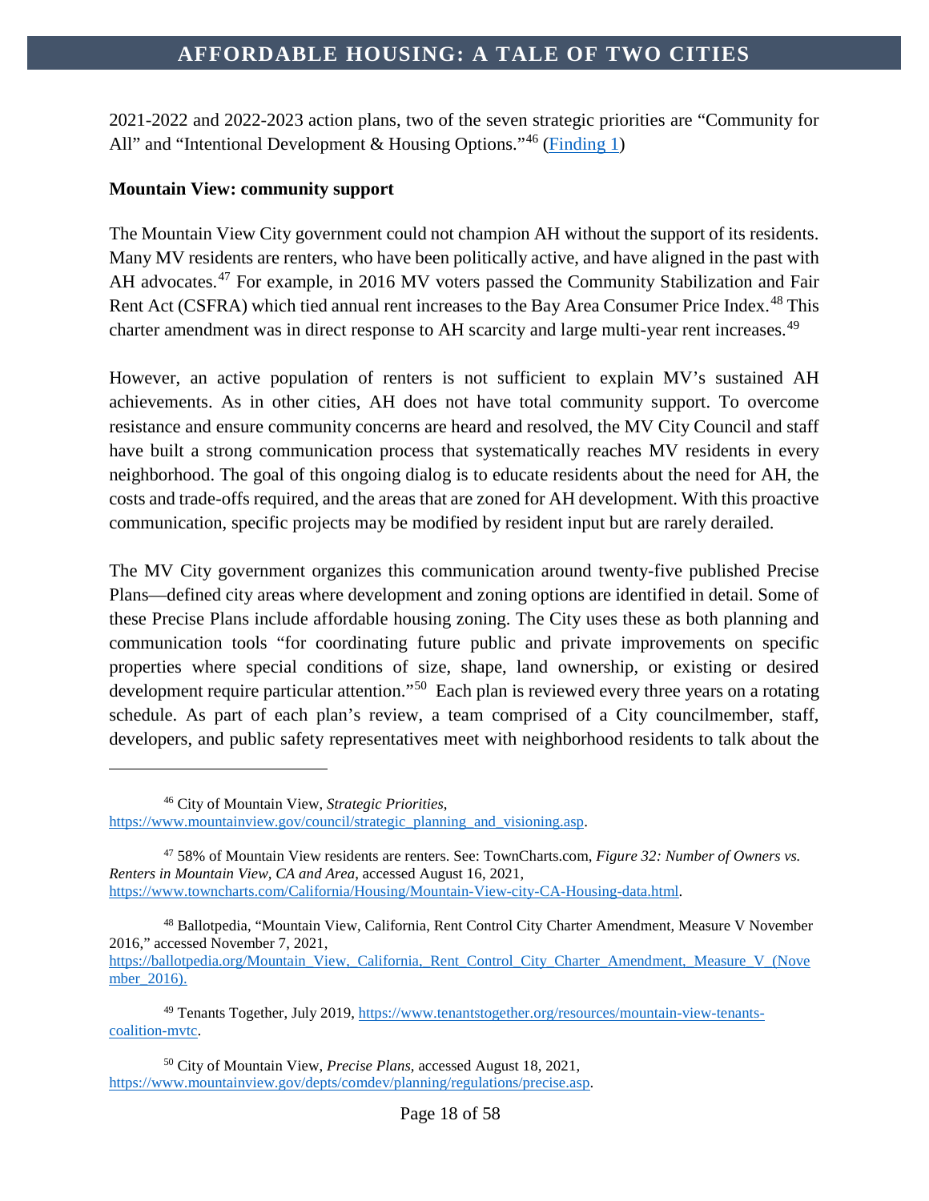2021-2022 and 2022-2023 action plans, two of the seven strategic priorities are "Community for All" and "Intentional Development & Housing Options."[46] (Finding 1)

**Mountain View: community support**

The Mountain View City government could not champion AH without the support of its residents. Many MV residents are renters, who have been politically active, and have aligned in the past with AH advocates.[47] For example, in 2016 MV voters passed the Community Stabilization and Fair Rent Act (CSFRA) which tied annual rent increases to the Bay Area Consumer Price Index.[48] This charter amendment was in direct response to AH scarcity and large multi-year rent increases.[49]

However, an active population of renters is not sufficient to explain MV's sustained AH achievements. As in other cities, AH does not have total community support. To overcome resistance and ensure community concerns are heard and resolved, the MV City Council and staff have built a strong communication process that systematically reaches MV residents in every neighborhood. The goal of this ongoing dialog is to educate residents about the need for AH, the costs and trade-offs required, and the areas that are zoned for AH development. With this proactive communication, specific projects may be modified by resident input but are rarely derailed.

The MV City government organizes this communication around twenty-five published Precise Plans—defined city areas where development and zoning options are identified in detail. Some of these Precise Plans include affordable housing zoning. The City uses these as both planning and communication tools "for coordinating future public and private improvements on specific properties where special conditions of size, shape, land ownership, or existing or desired development require particular attention."[50] Each plan is reviewed every three years on a rotating schedule. As part of each plan's review, a team comprised of a City councilmember, staff, developers, and public safety representatives meet with neighborhood residents to talk about the

---

[46] City of Mountain View, *Strategic Priorities*, https://www.mountainview.gov/council/strategic_planning_and_visioning.asp.

[47] 58% of Mountain View residents are renters. See: TownCharts.com, *Figure 32: Number of Owners vs. Renters in Mountain View, CA and Area*, accessed August 16, 2021, https://www.towncharts.com/California/Housing/Mountain-View-city-CA-Housing-data.html.

[48] Ballotpedia, "Mountain View, California, Rent Control City Charter Amendment, Measure V November 2016," accessed November 7, 2021, https://ballotpedia.org/Mountain_View,_California,_Rent_Control_City_Charter_Amendment,_Measure_V_(November_2016).

[49] Tenants Together, July 2019, https://www.tenantstogether.org/resources/mountain-view-tenants-coalition-mvtc.

[50] City of Mountain View, *Precise Plans*, accessed August 18, 2021, https://www.mountainview.gov/depts/comdev/planning/regulations/precise.asp.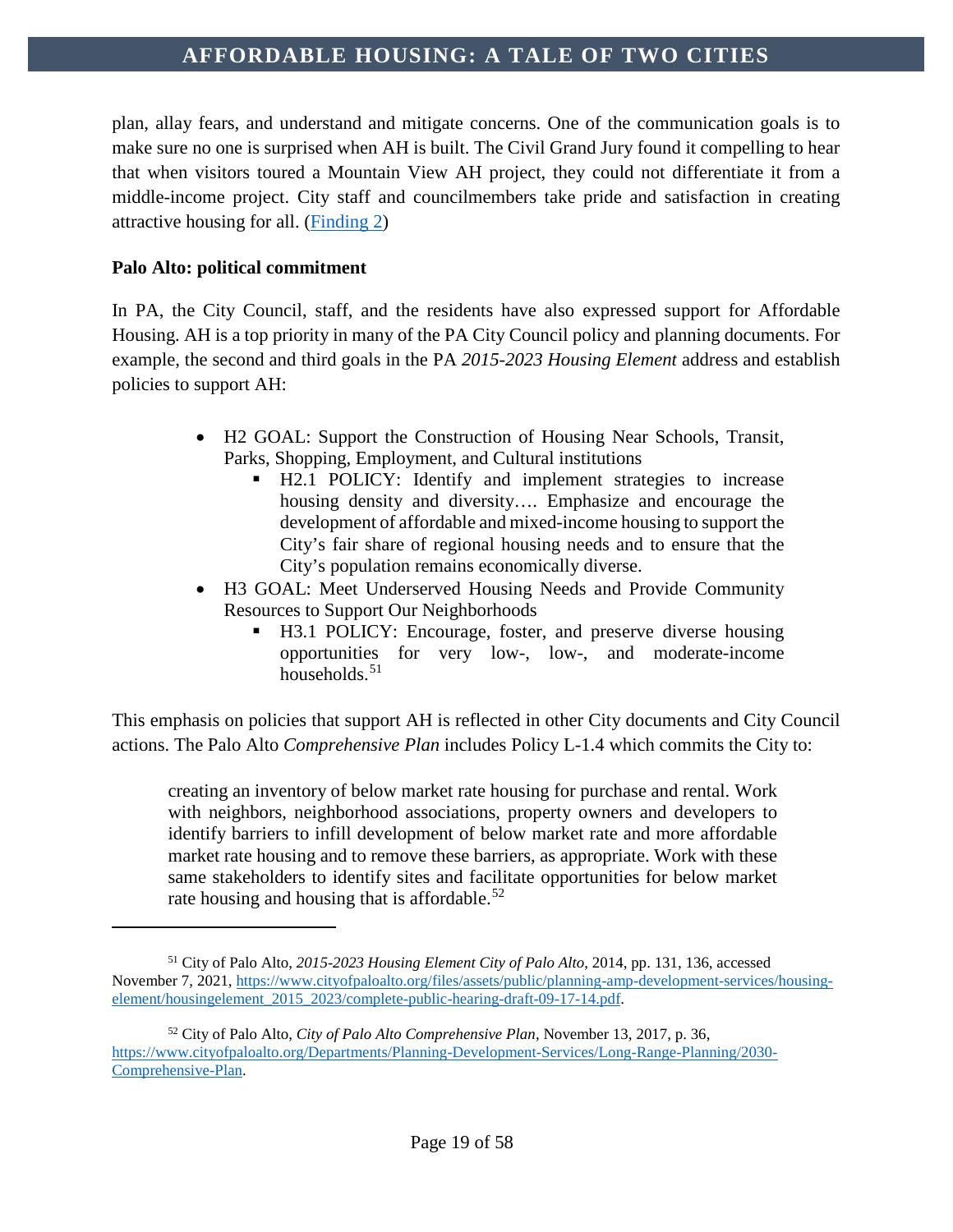plan, allay fears, and understand and mitigate concerns. One of the communication goals is to make sure no one is surprised when AH is built. The Civil Grand Jury found it compelling to hear that when visitors toured a Mountain View AH project, they could not differentiate it from a middle-income project. City staff and councilmembers take pride and satisfaction in creating attractive housing for all. ([Finding 2](#))

**Palo Alto: political commitment**

In PA, the City Council, staff, and the residents have also expressed support for Affordable Housing. AH is a top priority in many of the PA City Council policy and planning documents. For example, the second and third goals in the PA *2015-2023 Housing Element* address and establish policies to support AH:

- H2 GOAL: Support the Construction of Housing Near Schools, Transit, Parks, Shopping, Employment, and Cultural institutions
  - H2.1 POLICY: Identify and implement strategies to increase housing density and diversity…. Emphasize and encourage the development of affordable and mixed-income housing to support the City's fair share of regional housing needs and to ensure that the City's population remains economically diverse.
- H3 GOAL: Meet Underserved Housing Needs and Provide Community Resources to Support Our Neighborhoods
  - H3.1 POLICY: Encourage, foster, and preserve diverse housing opportunities for very low-, low-, and moderate-income households.[51]

This emphasis on policies that support AH is reflected in other City documents and City Council actions. The Palo Alto *Comprehensive Plan* includes Policy L-1.4 which commits the City to:

> creating an inventory of below market rate housing for purchase and rental. Work with neighbors, neighborhood associations, property owners and developers to identify barriers to infill development of below market rate and more affordable market rate housing and to remove these barriers, as appropriate. Work with these same stakeholders to identify sites and facilitate opportunities for below market rate housing and housing that is affordable.[52]

---

[51] City of Palo Alto, *2015-2023 Housing Element City of Palo Alto*, 2014, pp. 131, 136, accessed November 7, 2021, https://www.cityofpaloalto.org/files/assets/public/planning-amp-development-services/housing-element/housingelement_2015_2023/complete-public-hearing-draft-09-17-14.pdf.

[52] City of Palo Alto, *City of Palo Alto Comprehensive Plan*, November 13, 2017, p. 36, https://www.cityofpaloalto.org/Departments/Planning-Development-Services/Long-Range-Planning/2030-Comprehensive-Plan.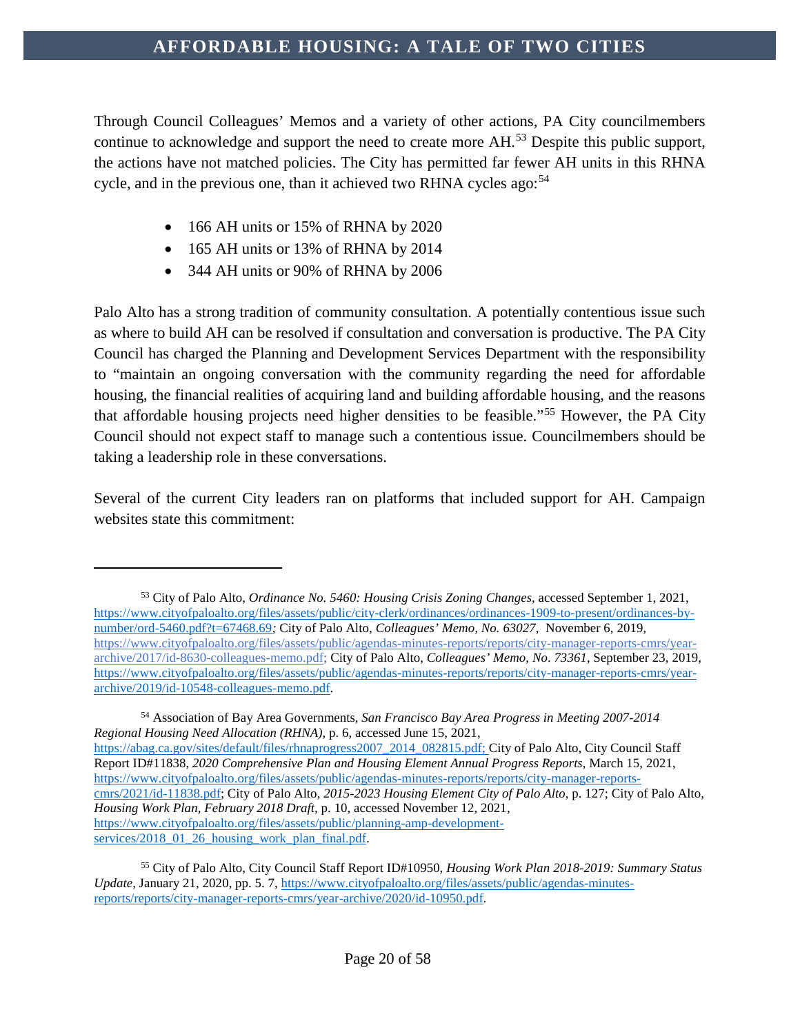Through Council Colleagues' Memos and a variety of other actions, PA City councilmembers continue to acknowledge and support the need to create more AH.[53] Despite this public support, the actions have not matched policies. The City has permitted far fewer AH units in this RHNA cycle, and in the previous one, than it achieved two RHNA cycles ago:[54]

- 166 AH units or 15% of RHNA by 2020
- 165 AH units or 13% of RHNA by 2014
- 344 AH units or 90% of RHNA by 2006

Palo Alto has a strong tradition of community consultation. A potentially contentious issue such as where to build AH can be resolved if consultation and conversation is productive. The PA City Council has charged the Planning and Development Services Department with the responsibility to "maintain an ongoing conversation with the community regarding the need for affordable housing, the financial realities of acquiring land and building affordable housing, and the reasons that affordable housing projects need higher densities to be feasible."[55] However, the PA City Council should not expect staff to manage such a contentious issue. Councilmembers should be taking a leadership role in these conversations.

Several of the current City leaders ran on platforms that included support for AH. Campaign websites state this commitment:

---

[53] City of Palo Alto, *Ordinance No. 5460: Housing Crisis Zoning Changes,* accessed September 1, 2021, https://www.cityofpaloalto.org/files/assets/public/city-clerk/ordinances/ordinances-1909-to-present/ordinances-by-number/ord-5460.pdf?t=67468.69*;* City of Palo Alto, *Colleagues' Memo, No. 63027*, November 6, 2019, https://www.cityofpaloalto.org/files/assets/public/agendas-minutes-reports/reports/city-manager-reports-cmrs/year-archive/2017/id-8630-colleagues-memo.pdf; City of Palo Alto, *Colleagues' Memo, No. 73361*, September 23, 2019, https://www.cityofpaloalto.org/files/assets/public/agendas-minutes-reports/reports/city-manager-reports-cmrs/year-archive/2019/id-10548-colleagues-memo.pdf.

[54] Association of Bay Area Governments, *San Francisco Bay Area Progress in Meeting 2007-2014 Regional Housing Need Allocation (RHNA),* p. 6, accessed June 15, 2021, https://abag.ca.gov/sites/default/files/rhnaprogress2007_2014_082815.pdf; City of Palo Alto, City Council Staff Report ID#11838, *2020 Comprehensive Plan and Housing Element Annual Progress Reports*, March 15, 2021, https://www.cityofpaloalto.org/files/assets/public/agendas-minutes-reports/reports/city-manager-reports-cmrs/2021/id-11838.pdf; City of Palo Alto, *2015-2023 Housing Element City of Palo Alto*, p. 127; City of Palo Alto, *Housing Work Plan, February 2018 Draft*, p. 10, accessed November 12, 2021, https://www.cityofpaloalto.org/files/assets/public/planning-amp-development-services/2018_01_26_housing_work_plan_final.pdf.

[55] City of Palo Alto, City Council Staff Report ID#10950, *Housing Work Plan 2018-2019: Summary Status Update*, January 21, 2020, pp. 5. 7, https://www.cityofpaloalto.org/files/assets/public/agendas-minutes-reports/reports/city-manager-reports-cmrs/year-archive/2020/id-10950.pdf.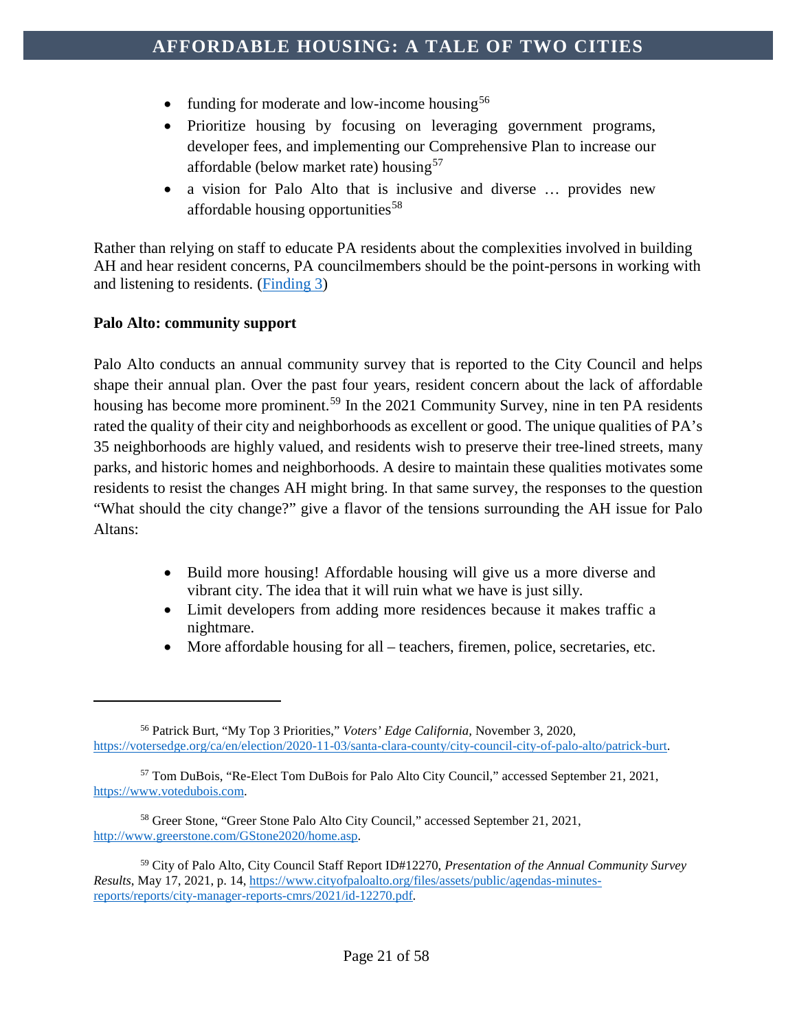- funding for moderate and low-income housing[56]
- Prioritize housing by focusing on leveraging government programs, developer fees, and implementing our Comprehensive Plan to increase our affordable (below market rate) housing[57]
- a vision for Palo Alto that is inclusive and diverse … provides new affordable housing opportunities[58]

Rather than relying on staff to educate PA residents about the complexities involved in building AH and hear resident concerns, PA councilmembers should be the point-persons in working with and listening to residents. ([Finding 3](#))

**Palo Alto: community support**

Palo Alto conducts an annual community survey that is reported to the City Council and helps shape their annual plan. Over the past four years, resident concern about the lack of affordable housing has become more prominent.[59] In the 2021 Community Survey, nine in ten PA residents rated the quality of their city and neighborhoods as excellent or good. The unique qualities of PA's 35 neighborhoods are highly valued, and residents wish to preserve their tree-lined streets, many parks, and historic homes and neighborhoods. A desire to maintain these qualities motivates some residents to resist the changes AH might bring. In that same survey, the responses to the question "What should the city change?" give a flavor of the tensions surrounding the AH issue for Palo Altans:

- Build more housing! Affordable housing will give us a more diverse and vibrant city. The idea that it will ruin what we have is just silly.
- Limit developers from adding more residences because it makes traffic a nightmare.
- More affordable housing for all – teachers, firemen, police, secretaries, etc.

---

[56] Patrick Burt, "My Top 3 Priorities," *Voters' Edge California*, November 3, 2020, https://votersedge.org/ca/en/election/2020-11-03/santa-clara-county/city-council-city-of-palo-alto/patrick-burt.

[57] Tom DuBois, "Re-Elect Tom DuBois for Palo Alto City Council," accessed September 21, 2021, https://www.votedubois.com.

[58] Greer Stone, "Greer Stone Palo Alto City Council," accessed September 21, 2021, http://www.greerstone.com/GStone2020/home.asp.

[59] City of Palo Alto, City Council Staff Report ID#12270, *Presentation of the Annual Community Survey Results*, May 17, 2021, p. 14, https://www.cityofpaloalto.org/files/assets/public/agendas-minutes-reports/reports/city-manager-reports-cmrs/2021/id-12270.pdf.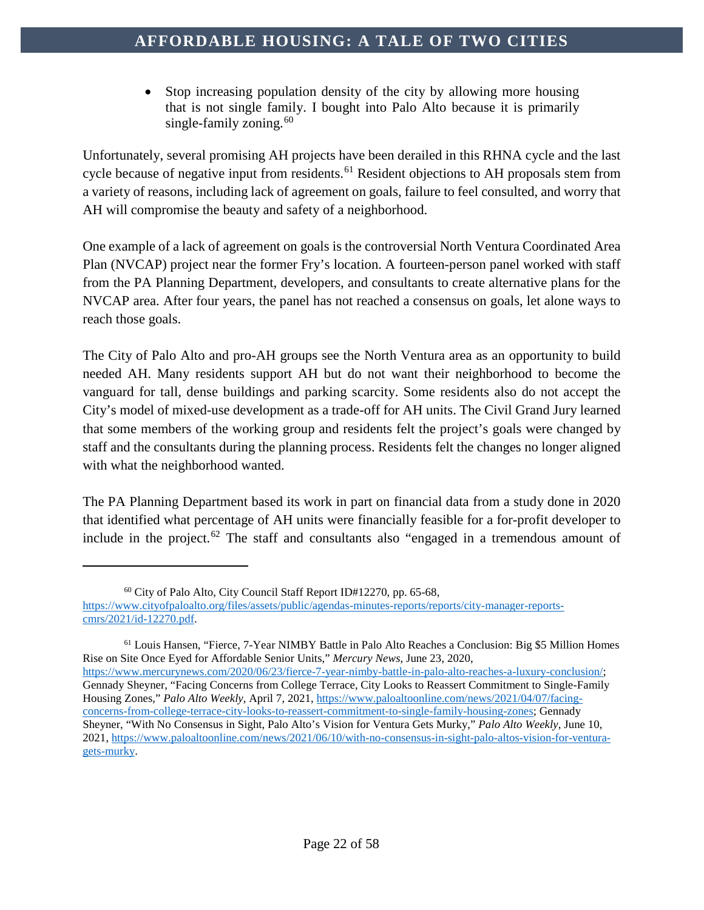- Stop increasing population density of the city by allowing more housing that is not single family. I bought into Palo Alto because it is primarily single-family zoning.[60]

Unfortunately, several promising AH projects have been derailed in this RHNA cycle and the last cycle because of negative input from residents.[61] Resident objections to AH proposals stem from a variety of reasons, including lack of agreement on goals, failure to feel consulted, and worry that AH will compromise the beauty and safety of a neighborhood.

One example of a lack of agreement on goals is the controversial North Ventura Coordinated Area Plan (NVCAP) project near the former Fry's location. A fourteen-person panel worked with staff from the PA Planning Department, developers, and consultants to create alternative plans for the NVCAP area. After four years, the panel has not reached a consensus on goals, let alone ways to reach those goals.

The City of Palo Alto and pro-AH groups see the North Ventura area as an opportunity to build needed AH. Many residents support AH but do not want their neighborhood to become the vanguard for tall, dense buildings and parking scarcity. Some residents also do not accept the City's model of mixed-use development as a trade-off for AH units. The Civil Grand Jury learned that some members of the working group and residents felt the project's goals were changed by staff and the consultants during the planning process. Residents felt the changes no longer aligned with what the neighborhood wanted.

The PA Planning Department based its work in part on financial data from a study done in 2020 that identified what percentage of AH units were financially feasible for a for-profit developer to include in the project.[62] The staff and consultants also "engaged in a tremendous amount of

---

[60] City of Palo Alto, City Council Staff Report ID#12270, pp. 65-68, https://www.cityofpaloalto.org/files/assets/public/agendas-minutes-reports/reports/city-manager-reports-cmrs/2021/id-12270.pdf.

[61] Louis Hansen, "Fierce, 7-Year NIMBY Battle in Palo Alto Reaches a Conclusion: Big $5 Million Homes Rise on Site Once Eyed for Affordable Senior Units," *Mercury News*, June 23, 2020, https://www.mercurynews.com/2020/06/23/fierce-7-year-nimby-battle-in-palo-alto-reaches-a-luxury-conclusion/; Gennady Sheyner, "Facing Concerns from College Terrace, City Looks to Reassert Commitment to Single-Family Housing Zones," *Palo Alto Weekly*, April 7, 2021, https://www.paloaltoonline.com/news/2021/04/07/facing-concerns-from-college-terrace-city-looks-to-reassert-commitment-to-single-family-housing-zones; Gennady Sheyner, "With No Consensus in Sight, Palo Alto's Vision for Ventura Gets Murky," *Palo Alto Weekly*, June 10, 2021, https://www.paloaltoonline.com/news/2021/06/10/with-no-consensus-in-sight-palo-altos-vision-for-ventura-gets-murky.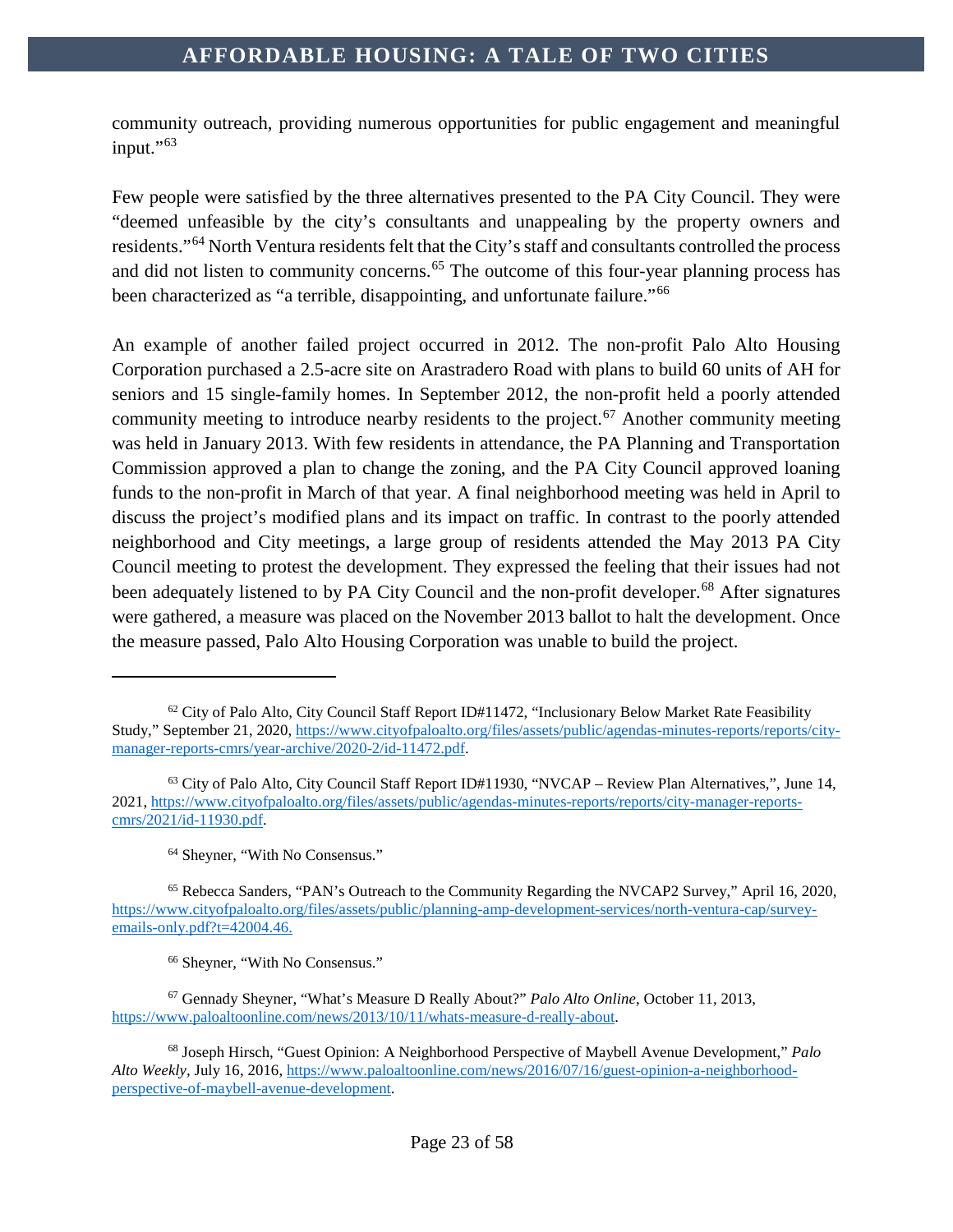community outreach, providing numerous opportunities for public engagement and meaningful input."[63]

Few people were satisfied by the three alternatives presented to the PA City Council. They were "deemed unfeasible by the city's consultants and unappealing by the property owners and residents."[64] North Ventura residents felt that the City's staff and consultants controlled the process and did not listen to community concerns.[65] The outcome of this four-year planning process has been characterized as "a terrible, disappointing, and unfortunate failure."[66]

An example of another failed project occurred in 2012. The non-profit Palo Alto Housing Corporation purchased a 2.5-acre site on Arastradero Road with plans to build 60 units of AH for seniors and 15 single-family homes. In September 2012, the non-profit held a poorly attended community meeting to introduce nearby residents to the project.[67] Another community meeting was held in January 2013. With few residents in attendance, the PA Planning and Transportation Commission approved a plan to change the zoning, and the PA City Council approved loaning funds to the non-profit in March of that year. A final neighborhood meeting was held in April to discuss the project's modified plans and its impact on traffic. In contrast to the poorly attended neighborhood and City meetings, a large group of residents attended the May 2013 PA City Council meeting to protest the development. They expressed the feeling that their issues had not been adequately listened to by PA City Council and the non-profit developer.[68] After signatures were gathered, a measure was placed on the November 2013 ballot to halt the development. Once the measure passed, Palo Alto Housing Corporation was unable to build the project.

---

[62] City of Palo Alto, City Council Staff Report ID#11472, "Inclusionary Below Market Rate Feasibility Study," September 21, 2020, https://www.cityofpaloalto.org/files/assets/public/agendas-minutes-reports/reports/city-manager-reports-cmrs/year-archive/2020-2/id-11472.pdf.

[63] City of Palo Alto, City Council Staff Report ID#11930, "NVCAP – Review Plan Alternatives,", June 14, 2021, https://www.cityofpaloalto.org/files/assets/public/agendas-minutes-reports/reports/city-manager-reports-cmrs/2021/id-11930.pdf.

[64] Sheyner, "With No Consensus."

[65] Rebecca Sanders, "PAN's Outreach to the Community Regarding the NVCAP2 Survey," April 16, 2020, https://www.cityofpaloalto.org/files/assets/public/planning-amp-development-services/north-ventura-cap/survey-emails-only.pdf?t=42004.46.

[66] Sheyner, "With No Consensus."

[67] Gennady Sheyner, "What's Measure D Really About?" *Palo Alto Online*, October 11, 2013, https://www.paloaltoonline.com/news/2013/10/11/whats-measure-d-really-about.

[68] Joseph Hirsch, "Guest Opinion: A Neighborhood Perspective of Maybell Avenue Development," *Palo Alto Weekly*, July 16, 2016, https://www.paloaltoonline.com/news/2016/07/16/guest-opinion-a-neighborhood-perspective-of-maybell-avenue-development.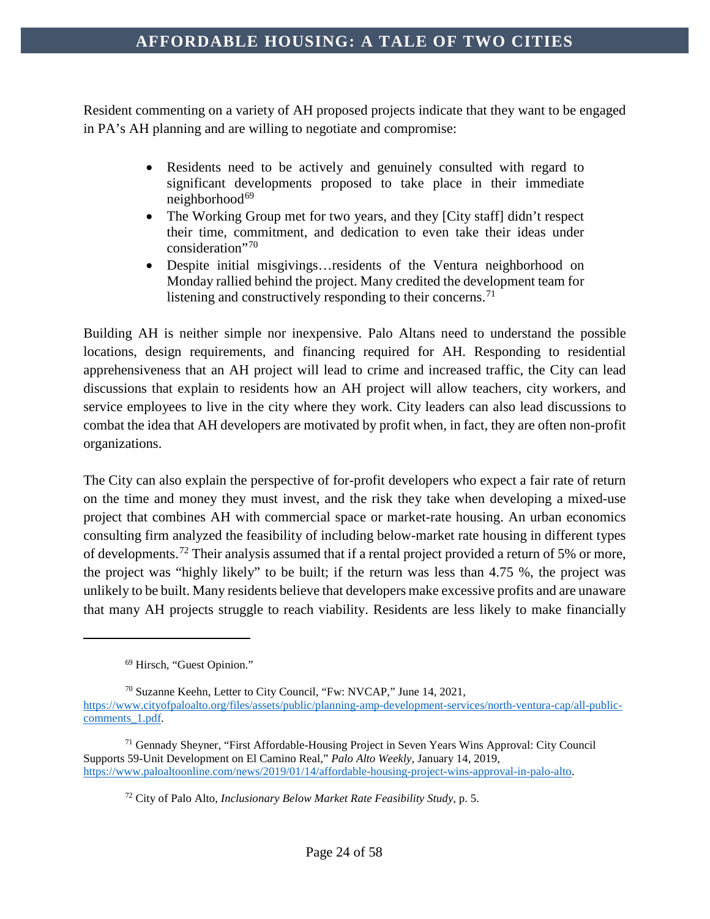Resident commenting on a variety of AH proposed projects indicate that they want to be engaged in PA's AH planning and are willing to negotiate and compromise:

- Residents need to be actively and genuinely consulted with regard to significant developments proposed to take place in their immediate neighborhood[69]
- The Working Group met for two years, and they [City staff] didn't respect their time, commitment, and dedication to even take their ideas under consideration"[70]
- Despite initial misgivings…residents of the Ventura neighborhood on Monday rallied behind the project. Many credited the development team for listening and constructively responding to their concerns.[71]

Building AH is neither simple nor inexpensive. Palo Altans need to understand the possible locations, design requirements, and financing required for AH. Responding to residential apprehensiveness that an AH project will lead to crime and increased traffic, the City can lead discussions that explain to residents how an AH project will allow teachers, city workers, and service employees to live in the city where they work. City leaders can also lead discussions to combat the idea that AH developers are motivated by profit when, in fact, they are often non-profit organizations.

The City can also explain the perspective of for-profit developers who expect a fair rate of return on the time and money they must invest, and the risk they take when developing a mixed-use project that combines AH with commercial space or market-rate housing. An urban economics consulting firm analyzed the feasibility of including below-market rate housing in different types of developments.[72] Their analysis assumed that if a rental project provided a return of 5% or more, the project was "highly likely" to be built; if the return was less than 4.75 %, the project was unlikely to be built. Many residents believe that developers make excessive profits and are unaware that many AH projects struggle to reach viability. Residents are less likely to make financially

---

[69] Hirsch, "Guest Opinion."

[70] Suzanne Keehn, Letter to City Council, "Fw: NVCAP," June 14, 2021, https://www.cityofpaloalto.org/files/assets/public/planning-amp-development-services/north-ventura-cap/all-public-comments_1.pdf.

[71] Gennady Sheyner, "First Affordable-Housing Project in Seven Years Wins Approval: City Council Supports 59-Unit Development on El Camino Real," *Palo Alto Weekly*, January 14, 2019, https://www.paloaltoonline.com/news/2019/01/14/affordable-housing-project-wins-approval-in-palo-alto.

[72] City of Palo Alto, *Inclusionary Below Market Rate Feasibility Study*, p. 5.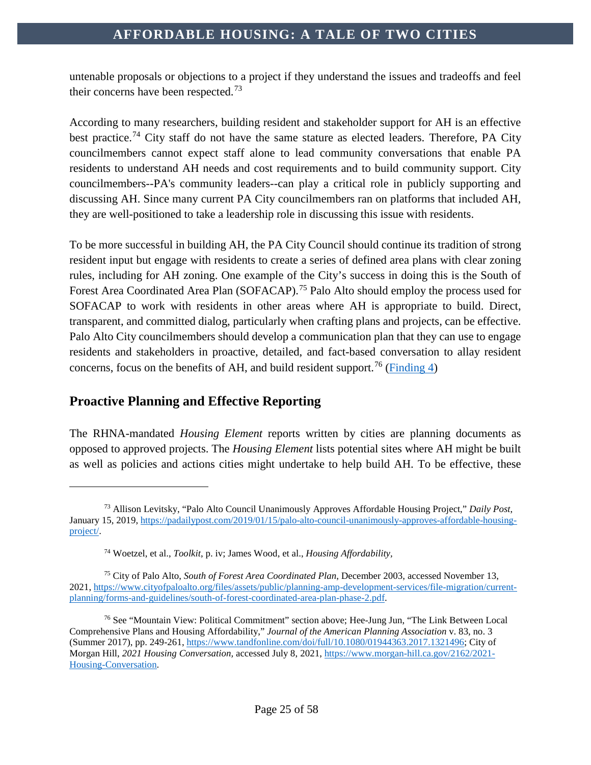untenable proposals or objections to a project if they understand the issues and tradeoffs and feel their concerns have been respected.[73]

According to many researchers, building resident and stakeholder support for AH is an effective best practice.[74] City staff do not have the same stature as elected leaders. Therefore, PA City councilmembers cannot expect staff alone to lead community conversations that enable PA residents to understand AH needs and cost requirements and to build community support. City councilmembers--PA's community leaders--can play a critical role in publicly supporting and discussing AH. Since many current PA City councilmembers ran on platforms that included AH, they are well-positioned to take a leadership role in discussing this issue with residents.

To be more successful in building AH, the PA City Council should continue its tradition of strong resident input but engage with residents to create a series of defined area plans with clear zoning rules, including for AH zoning. One example of the City's success in doing this is the South of Forest Area Coordinated Area Plan (SOFACAP).[75] Palo Alto should employ the process used for SOFACAP to work with residents in other areas where AH is appropriate to build. Direct, transparent, and committed dialog, particularly when crafting plans and projects, can be effective. Palo Alto City councilmembers should develop a communication plan that they can use to engage residents and stakeholders in proactive, detailed, and fact-based conversation to allay resident concerns, focus on the benefits of AH, and build resident support.[76] (Finding 4)

## Proactive Planning and Effective Reporting

The RHNA-mandated *Housing Element* reports written by cities are planning documents as opposed to approved projects. The *Housing Element* lists potential sites where AH might be built as well as policies and actions cities might undertake to help build AH. To be effective, these

---

[73] Allison Levitsky, "Palo Alto Council Unanimously Approves Affordable Housing Project," *Daily Post*, January 15, 2019, https://padailypost.com/2019/01/15/palo-alto-council-unanimously-approves-affordable-housing-project/.

[74] Woetzel, et al., *Toolkit*, p. iv; James Wood, et al., *Housing Affordability*,

[75] City of Palo Alto, *South of Forest Area Coordinated Plan*, December 2003, accessed November 13, 2021, https://www.cityofpaloalto.org/files/assets/public/planning-amp-development-services/file-migration/current-planning/forms-and-guidelines/south-of-forest-coordinated-area-plan-phase-2.pdf.

[76] See "Mountain View: Political Commitment" section above; Hee-Jung Jun, "The Link Between Local Comprehensive Plans and Housing Affordability," *Journal of the American Planning Association* v. 83, no. 3 (Summer 2017), pp. 249-261, https://www.tandfonline.com/doi/full/10.1080/01944363.2017.1321496; City of Morgan Hill, *2021 Housing Conversation*, accessed July 8, 2021, https://www.morgan-hill.ca.gov/2162/2021-Housing-Conversation.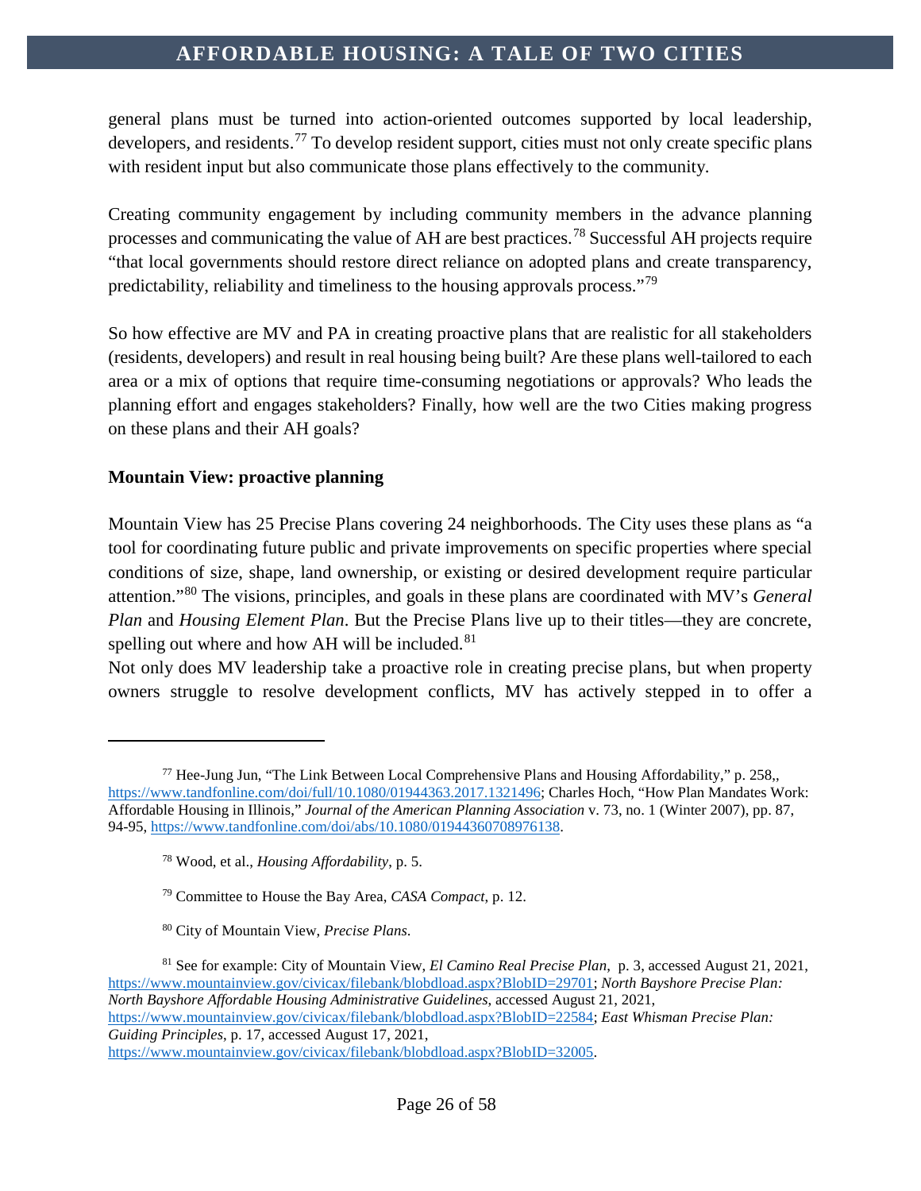general plans must be turned into action-oriented outcomes supported by local leadership, developers, and residents.[77] To develop resident support, cities must not only create specific plans with resident input but also communicate those plans effectively to the community.

Creating community engagement by including community members in the advance planning processes and communicating the value of AH are best practices.[78] Successful AH projects require "that local governments should restore direct reliance on adopted plans and create transparency, predictability, reliability and timeliness to the housing approvals process."[79]

So how effective are MV and PA in creating proactive plans that are realistic for all stakeholders (residents, developers) and result in real housing being built? Are these plans well-tailored to each area or a mix of options that require time-consuming negotiations or approvals? Who leads the planning effort and engages stakeholders? Finally, how well are the two Cities making progress on these plans and their AH goals?

**Mountain View: proactive planning**

Mountain View has 25 Precise Plans covering 24 neighborhoods. The City uses these plans as "a tool for coordinating future public and private improvements on specific properties where special conditions of size, shape, land ownership, or existing or desired development require particular attention."[80] The visions, principles, and goals in these plans are coordinated with MV's *General Plan* and *Housing Element Plan*. But the Precise Plans live up to their titles—they are concrete, spelling out where and how AH will be included.[81]

Not only does MV leadership take a proactive role in creating precise plans, but when property owners struggle to resolve development conflicts, MV has actively stepped in to offer a

---

[77] Hee-Jung Jun, "The Link Between Local Comprehensive Plans and Housing Affordability," p. 258,, https://www.tandfonline.com/doi/full/10.1080/01944363.2017.1321496; Charles Hoch, "How Plan Mandates Work: Affordable Housing in Illinois," *Journal of the American Planning Association* v. 73, no. 1 (Winter 2007), pp. 87, 94-95, https://www.tandfonline.com/doi/abs/10.1080/01944360708976138.

[78] Wood, et al., *Housing Affordability*, p. 5.

[79] Committee to House the Bay Area, *CASA Compact*, p. 12.

[80] City of Mountain View, *Precise Plans*.

[81] See for example: City of Mountain View, *El Camino Real Precise Plan*, p. 3, accessed August 21, 2021, https://www.mountainview.gov/civicax/filebank/blobdload.aspx?BlobID=29701; *North Bayshore Precise Plan: North Bayshore Affordable Housing Administrative Guidelines*, accessed August 21, 2021, https://www.mountainview.gov/civicax/filebank/blobdload.aspx?BlobID=22584; *East Whisman Precise Plan: Guiding Principles*, p. 17, accessed August 17, 2021, https://www.mountainview.gov/civicax/filebank/blobdload.aspx?BlobID=32005.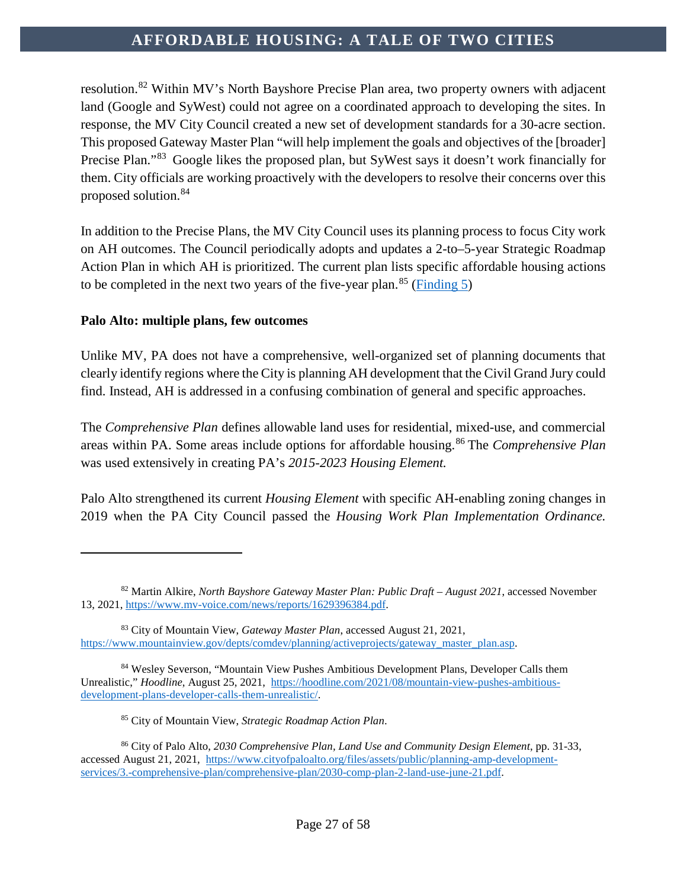resolution.[82] Within MV's North Bayshore Precise Plan area, two property owners with adjacent land (Google and SyWest) could not agree on a coordinated approach to developing the sites. In response, the MV City Council created a new set of development standards for a 30-acre section. This proposed Gateway Master Plan "will help implement the goals and objectives of the [broader] Precise Plan."[83] Google likes the proposed plan, but SyWest says it doesn't work financially for them. City officials are working proactively with the developers to resolve their concerns over this proposed solution.[84]

In addition to the Precise Plans, the MV City Council uses its planning process to focus City work on AH outcomes. The Council periodically adopts and updates a 2-to–5-year Strategic Roadmap Action Plan in which AH is prioritized. The current plan lists specific affordable housing actions to be completed in the next two years of the five-year plan.[85] (Finding 5)

**Palo Alto: multiple plans, few outcomes**

Unlike MV, PA does not have a comprehensive, well-organized set of planning documents that clearly identify regions where the City is planning AH development that the Civil Grand Jury could find. Instead, AH is addressed in a confusing combination of general and specific approaches.

The *Comprehensive Plan* defines allowable land uses for residential, mixed-use, and commercial areas within PA. Some areas include options for affordable housing.[86] The *Comprehensive Plan* was used extensively in creating PA's *2015-2023 Housing Element.*

Palo Alto strengthened its current *Housing Element* with specific AH-enabling zoning changes in 2019 when the PA City Council passed the *Housing Work Plan Implementation Ordinance.*

---

[82] Martin Alkire, *North Bayshore Gateway Master Plan: Public Draft – August 2021*, accessed November 13, 2021, https://www.mv-voice.com/news/reports/1629396384.pdf.

[83] City of Mountain View, *Gateway Master Plan*, accessed August 21, 2021, https://www.mountainview.gov/depts/comdev/planning/activeprojects/gateway_master_plan.asp.

[84] Wesley Severson, "Mountain View Pushes Ambitious Development Plans, Developer Calls them Unrealistic," *Hoodline*, August 25, 2021, https://hoodline.com/2021/08/mountain-view-pushes-ambitious-development-plans-developer-calls-them-unrealistic/.

[85] City of Mountain View, *Strategic Roadmap Action Plan*.

[86] City of Palo Alto, *2030 Comprehensive Plan, Land Use and Community Design Element*, pp. 31-33, accessed August 21, 2021, https://www.cityofpaloalto.org/files/assets/public/planning-amp-development-services/3.-comprehensive-plan/comprehensive-plan/2030-comp-plan-2-land-use-june-21.pdf.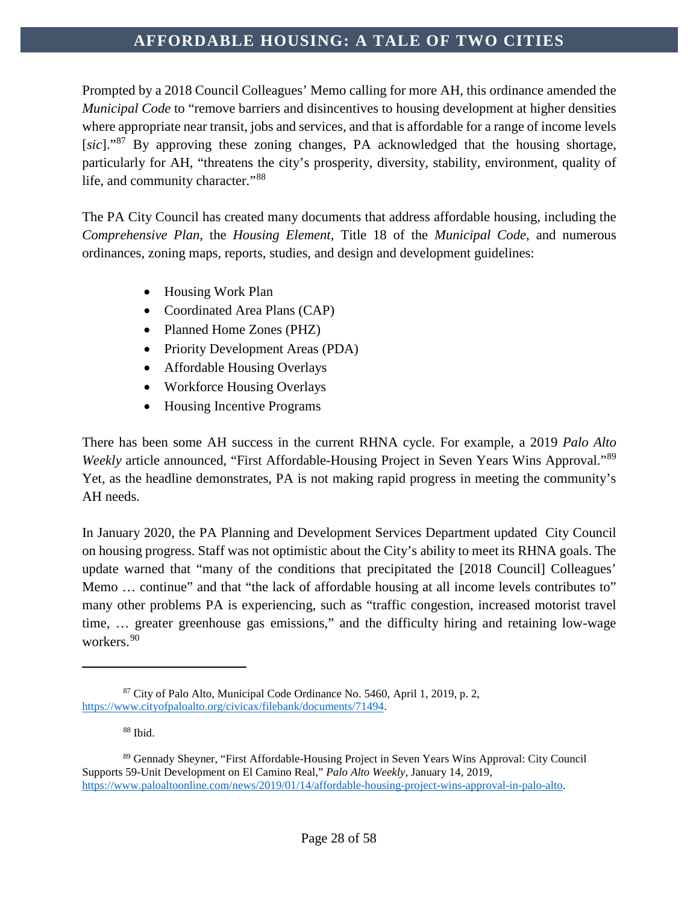Prompted by a 2018 Council Colleagues' Memo calling for more AH, this ordinance amended the *Municipal Code* to "remove barriers and disincentives to housing development at higher densities where appropriate near transit, jobs and services, and that is affordable for a range of income levels [*sic*]."[87] By approving these zoning changes, PA acknowledged that the housing shortage, particularly for AH, "threatens the city's prosperity, diversity, stability, environment, quality of life, and community character."[88]

The PA City Council has created many documents that address affordable housing, including the *Comprehensive Plan*, the *Housing Element*, Title 18 of the *Municipal Code*, and numerous ordinances, zoning maps, reports, studies, and design and development guidelines:

- Housing Work Plan
- Coordinated Area Plans (CAP)
- Planned Home Zones (PHZ)
- Priority Development Areas (PDA)
- Affordable Housing Overlays
- Workforce Housing Overlays
- Housing Incentive Programs

There has been some AH success in the current RHNA cycle. For example, a 2019 *Palo Alto Weekly* article announced, "First Affordable-Housing Project in Seven Years Wins Approval."[89] Yet, as the headline demonstrates, PA is not making rapid progress in meeting the community's AH needs.

In January 2020, the PA Planning and Development Services Department updated City Council on housing progress. Staff was not optimistic about the City's ability to meet its RHNA goals. The update warned that "many of the conditions that precipitated the [2018 Council] Colleagues' Memo … continue" and that "the lack of affordable housing at all income levels contributes to" many other problems PA is experiencing, such as "traffic congestion, increased motorist travel time, … greater greenhouse gas emissions," and the difficulty hiring and retaining low-wage workers.[90]

---

[87] City of Palo Alto, Municipal Code Ordinance No. 5460, April 1, 2019, p. 2, https://www.cityofpaloalto.org/civicax/filebank/documents/71494.

[88] Ibid.

[89] Gennady Sheyner, "First Affordable-Housing Project in Seven Years Wins Approval: City Council Supports 59-Unit Development on El Camino Real," *Palo Alto Weekly*, January 14, 2019, https://www.paloaltoonline.com/news/2019/01/14/affordable-housing-project-wins-approval-in-palo-alto.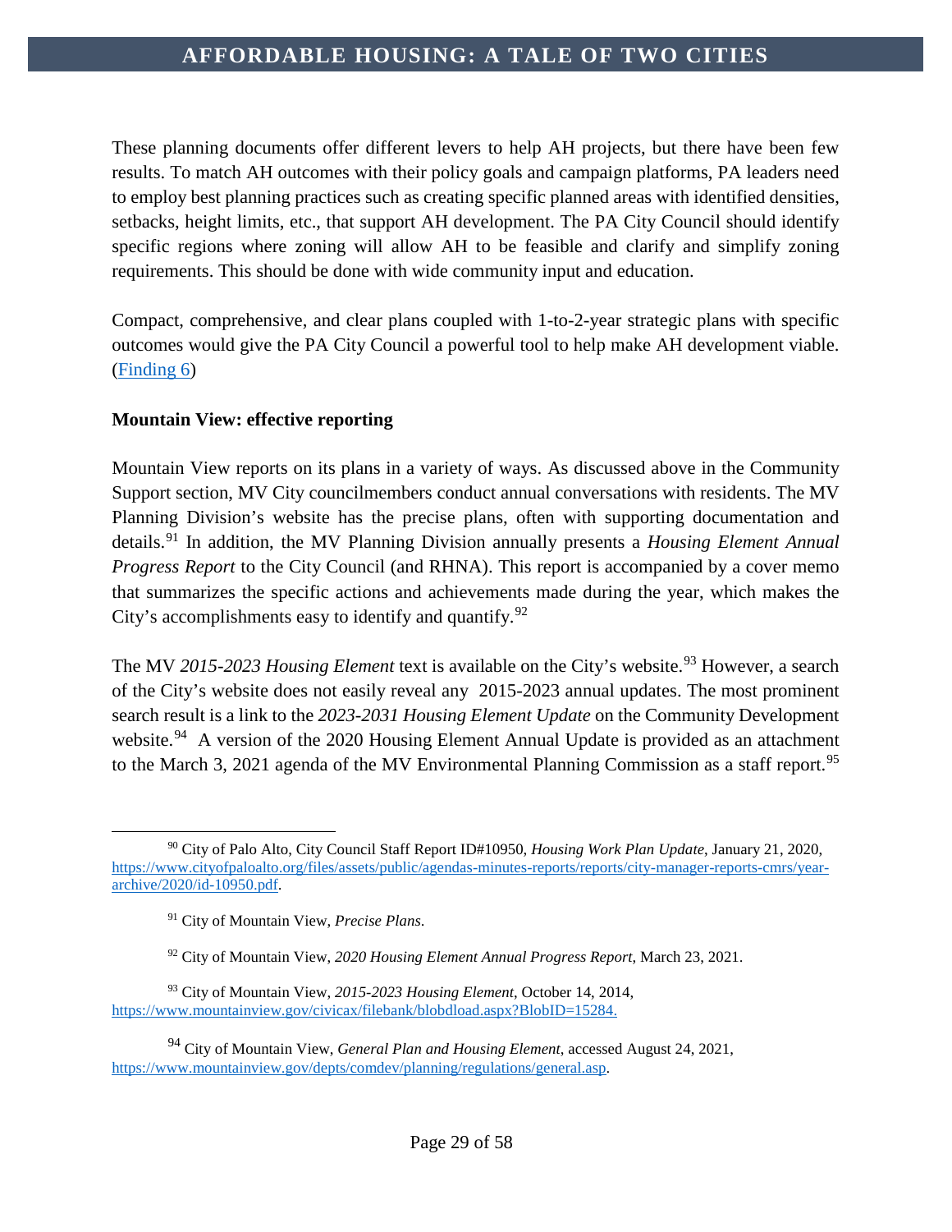These planning documents offer different levers to help AH projects, but there have been few results. To match AH outcomes with their policy goals and campaign platforms, PA leaders need to employ best planning practices such as creating specific planned areas with identified densities, setbacks, height limits, etc., that support AH development. The PA City Council should identify specific regions where zoning will allow AH to be feasible and clarify and simplify zoning requirements. This should be done with wide community input and education.

Compact, comprehensive, and clear plans coupled with 1-to-2-year strategic plans with specific outcomes would give the PA City Council a powerful tool to help make AH development viable. (Finding 6)

**Mountain View: effective reporting**

Mountain View reports on its plans in a variety of ways. As discussed above in the Community Support section, MV City councilmembers conduct annual conversations with residents. The MV Planning Division's website has the precise plans, often with supporting documentation and details.[91] In addition, the MV Planning Division annually presents a *Housing Element Annual Progress Report* to the City Council (and RHNA). This report is accompanied by a cover memo that summarizes the specific actions and achievements made during the year, which makes the City's accomplishments easy to identify and quantify.[92]

The MV *2015-2023 Housing Element* text is available on the City's website.[93] However, a search of the City's website does not easily reveal any 2015-2023 annual updates. The most prominent search result is a link to the *2023-2031 Housing Element Update* on the Community Development website.[94] A version of the 2020 Housing Element Annual Update is provided as an attachment to the March 3, 2021 agenda of the MV Environmental Planning Commission as a staff report.[95]

---

[90] City of Palo Alto, City Council Staff Report ID#10950, *Housing Work Plan Update*, January 21, 2020, https://www.cityofpaloalto.org/files/assets/public/agendas-minutes-reports/reports/city-manager-reports-cmrs/year-archive/2020/id-10950.pdf.

[91] City of Mountain View, *Precise Plans*.

[92] City of Mountain View, *2020 Housing Element Annual Progress Report*, March 23, 2021.

[93] City of Mountain View, *2015-2023 Housing Element*, October 14, 2014, https://www.mountainview.gov/civicax/filebank/blobdload.aspx?BlobID=15284.

[94] City of Mountain View, *General Plan and Housing Element*, accessed August 24, 2021, https://www.mountainview.gov/depts/comdev/planning/regulations/general.asp.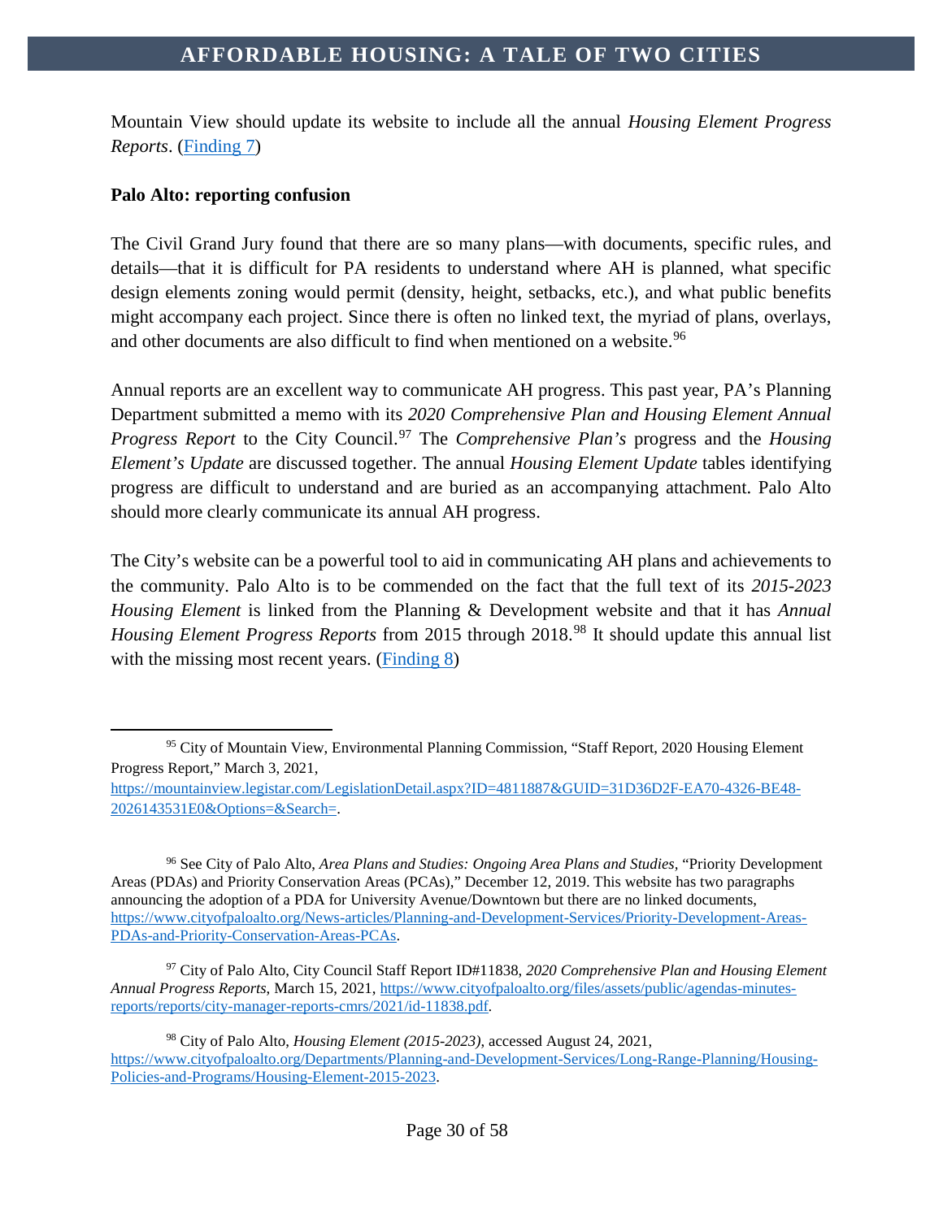Mountain View should update its website to include all the annual *Housing Element Progress Reports*. ([Finding 7](#))

**Palo Alto: reporting confusion**

The Civil Grand Jury found that there are so many plans—with documents, specific rules, and details—that it is difficult for PA residents to understand where AH is planned, what specific design elements zoning would permit (density, height, setbacks, etc.), and what public benefits might accompany each project. Since there is often no linked text, the myriad of plans, overlays, and other documents are also difficult to find when mentioned on a website.[96]

Annual reports are an excellent way to communicate AH progress. This past year, PA's Planning Department submitted a memo with its *2020 Comprehensive Plan and Housing Element Annual Progress Report* to the City Council.[97] The *Comprehensive Plan's* progress and the *Housing Element's Update* are discussed together. The annual *Housing Element Update* tables identifying progress are difficult to understand and are buried as an accompanying attachment. Palo Alto should more clearly communicate its annual AH progress.

The City's website can be a powerful tool to aid in communicating AH plans and achievements to the community. Palo Alto is to be commended on the fact that the full text of its *2015-2023 Housing Element* is linked from the Planning & Development website and that it has *Annual Housing Element Progress Reports* from 2015 through 2018.[98] It should update this annual list with the missing most recent years. ([Finding 8](#))

---

[95] City of Mountain View, Environmental Planning Commission, "Staff Report, 2020 Housing Element Progress Report," March 3, 2021, https://mountainview.legistar.com/LegislationDetail.aspx?ID=4811887&GUID=31D36D2F-EA70-4326-BE48-2026143531E0&Options=&Search=.

[96] See City of Palo Alto, *Area Plans and Studies: Ongoing Area Plans and Studies,* "Priority Development Areas (PDAs) and Priority Conservation Areas (PCAs)," December 12, 2019. This website has two paragraphs announcing the adoption of a PDA for University Avenue/Downtown but there are no linked documents, https://www.cityofpaloalto.org/News-articles/Planning-and-Development-Services/Priority-Development-Areas-PDAs-and-Priority-Conservation-Areas-PCAs.

[97] City of Palo Alto, City Council Staff Report ID#11838, *2020 Comprehensive Plan and Housing Element Annual Progress Reports*, March 15, 2021, https://www.cityofpaloalto.org/files/assets/public/agendas-minutes-reports/reports/city-manager-reports-cmrs/2021/id-11838.pdf.

[98] City of Palo Alto, *Housing Element (2015-2023)*, accessed August 24, 2021, https://www.cityofpaloalto.org/Departments/Planning-and-Development-Services/Long-Range-Planning/Housing-Policies-and-Programs/Housing-Element-2015-2023.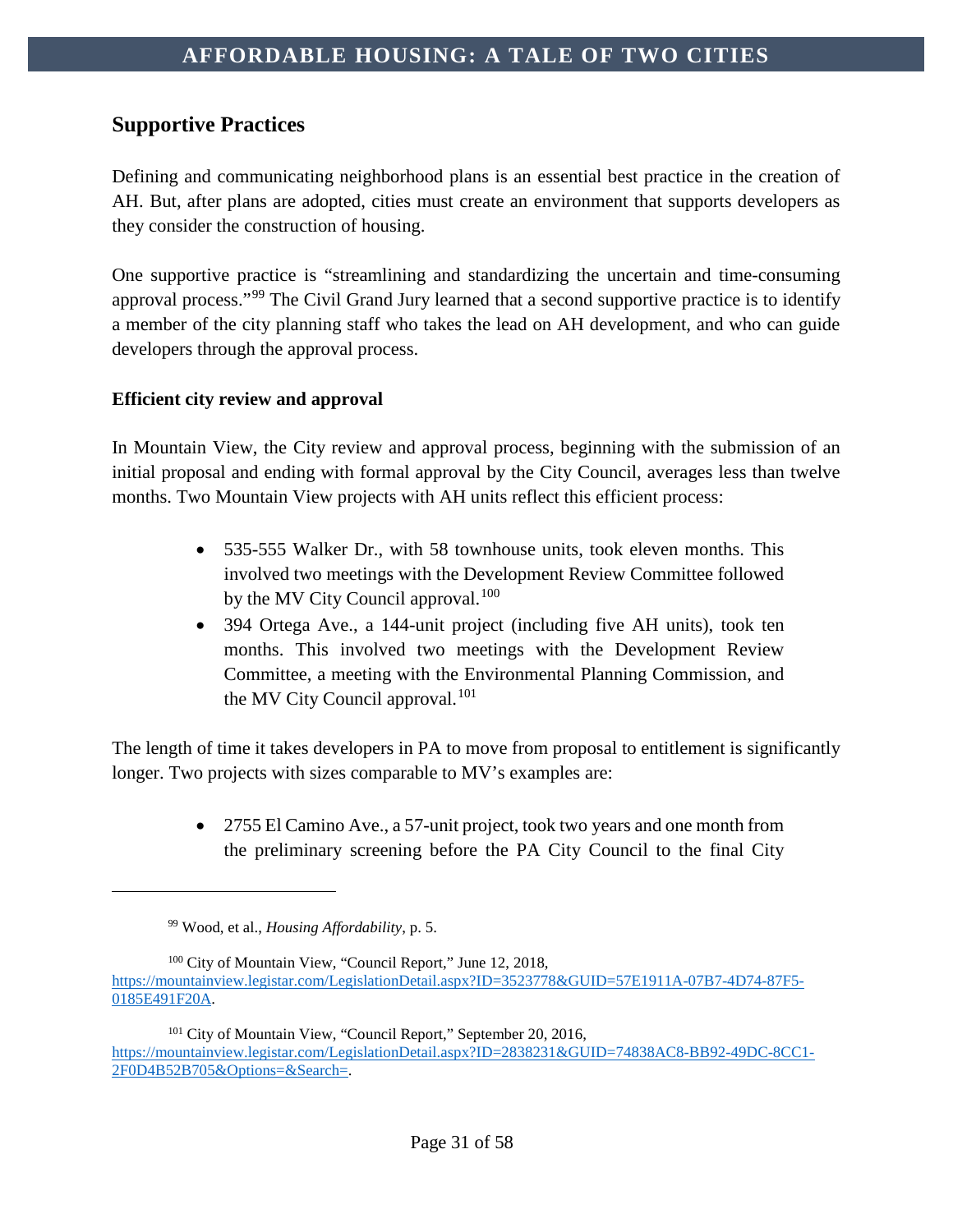## Supportive Practices

Defining and communicating neighborhood plans is an essential best practice in the creation of AH. But, after plans are adopted, cities must create an environment that supports developers as they consider the construction of housing.

One supportive practice is "streamlining and standardizing the uncertain and time-consuming approval process."[99] The Civil Grand Jury learned that a second supportive practice is to identify a member of the city planning staff who takes the lead on AH development, and who can guide developers through the approval process.

### Efficient city review and approval

In Mountain View, the City review and approval process, beginning with the submission of an initial proposal and ending with formal approval by the City Council, averages less than twelve months. Two Mountain View projects with AH units reflect this efficient process:

- 535-555 Walker Dr., with 58 townhouse units, took eleven months. This involved two meetings with the Development Review Committee followed by the MV City Council approval.[100]
- 394 Ortega Ave., a 144-unit project (including five AH units), took ten months. This involved two meetings with the Development Review Committee, a meeting with the Environmental Planning Commission, and the MV City Council approval.[101]

The length of time it takes developers in PA to move from proposal to entitlement is significantly longer. Two projects with sizes comparable to MV's examples are:

- 2755 El Camino Ave., a 57-unit project, took two years and one month from the preliminary screening before the PA City Council to the final City

---

[99] Wood, et al., *Housing Affordability*, p. 5.

[100] City of Mountain View, "Council Report," June 12, 2018, https://mountainview.legistar.com/LegislationDetail.aspx?ID=3523778&GUID=57E1911A-07B7-4D74-87F5-0185E491F20A.

[101] City of Mountain View, "Council Report," September 20, 2016, https://mountainview.legistar.com/LegislationDetail.aspx?ID=2838231&GUID=74838AC8-BB92-49DC-8CC1-2F0D4B52B705&Options=&Search=.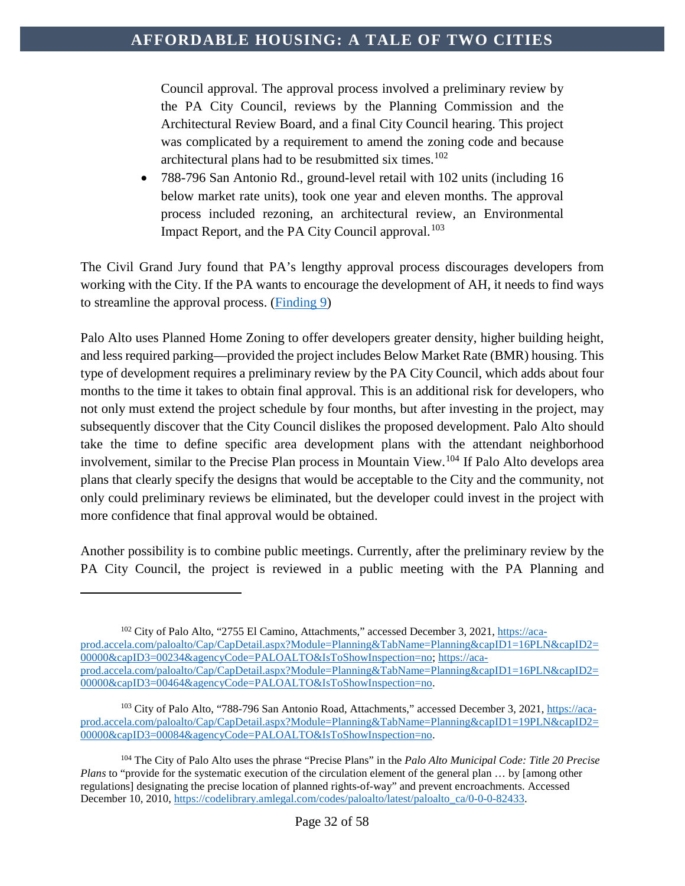Council approval. The approval process involved a preliminary review by the PA City Council, reviews by the Planning Commission and the Architectural Review Board, and a final City Council hearing. This project was complicated by a requirement to amend the zoning code and because architectural plans had to be resubmitted six times.[102]

- 788-796 San Antonio Rd., ground-level retail with 102 units (including 16 below market rate units), took one year and eleven months. The approval process included rezoning, an architectural review, an Environmental Impact Report, and the PA City Council approval.[103]

The Civil Grand Jury found that PA's lengthy approval process discourages developers from working with the City. If the PA wants to encourage the development of AH, it needs to find ways to streamline the approval process. ([Finding 9](#))

Palo Alto uses Planned Home Zoning to offer developers greater density, higher building height, and less required parking—provided the project includes Below Market Rate (BMR) housing. This type of development requires a preliminary review by the PA City Council, which adds about four months to the time it takes to obtain final approval. This is an additional risk for developers, who not only must extend the project schedule by four months, but after investing in the project, may subsequently discover that the City Council dislikes the proposed development. Palo Alto should take the time to define specific area development plans with the attendant neighborhood involvement, similar to the Precise Plan process in Mountain View.[104] If Palo Alto develops area plans that clearly specify the designs that would be acceptable to the City and the community, not only could preliminary reviews be eliminated, but the developer could invest in the project with more confidence that final approval would be obtained.

Another possibility is to combine public meetings. Currently, after the preliminary review by the PA City Council, the project is reviewed in a public meeting with the PA Planning and

---

[102] City of Palo Alto, "2755 El Camino, Attachments," accessed December 3, 2021, https://aca-prod.accela.com/paloalto/Cap/CapDetail.aspx?Module=Planning&TabName=Planning&capID1=16PLN&capID2=00000&capID3=00234&agencyCode=PALOALTO&IsToShowInspection=no; https://aca-prod.accela.com/paloalto/Cap/CapDetail.aspx?Module=Planning&TabName=Planning&capID1=16PLN&capID2=00000&capID3=00464&agencyCode=PALOALTO&IsToShowInspection=no.

[103] City of Palo Alto, "788-796 San Antonio Road, Attachments," accessed December 3, 2021, https://aca-prod.accela.com/paloalto/Cap/CapDetail.aspx?Module=Planning&TabName=Planning&capID1=19PLN&capID2=00000&capID3=00084&agencyCode=PALOALTO&IsToShowInspection=no.

[104] The City of Palo Alto uses the phrase "Precise Plans" in the *Palo Alto Municipal Code: Title 20 Precise Plans* to "provide for the systematic execution of the circulation element of the general plan … by [among other regulations] designating the precise location of planned rights-of-way" and prevent encroachments. Accessed December 10, 2010, https://codelibrary.amlegal.com/codes/paloalto/latest/paloalto_ca/0-0-0-82433.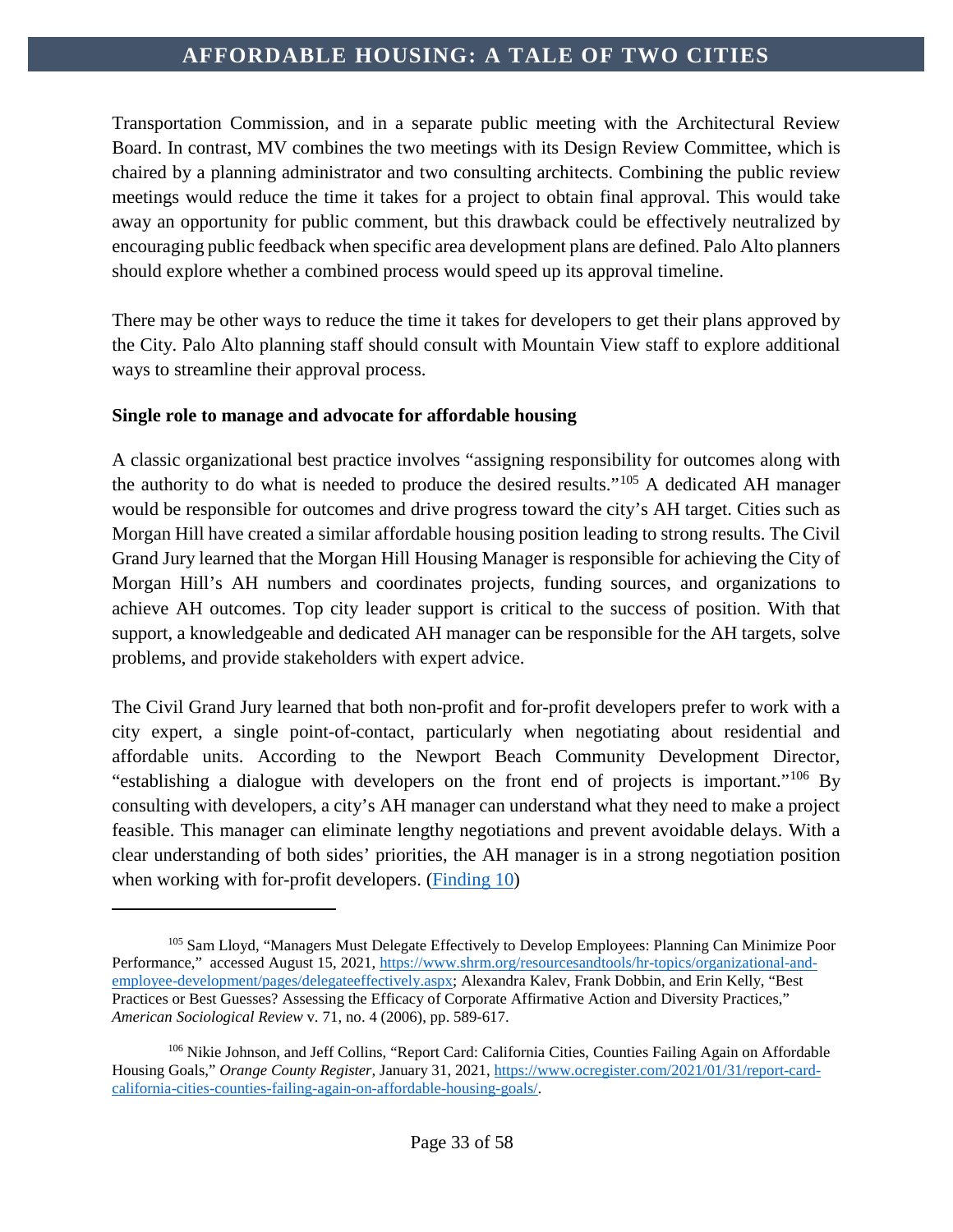Transportation Commission, and in a separate public meeting with the Architectural Review Board. In contrast, MV combines the two meetings with its Design Review Committee, which is chaired by a planning administrator and two consulting architects. Combining the public review meetings would reduce the time it takes for a project to obtain final approval. This would take away an opportunity for public comment, but this drawback could be effectively neutralized by encouraging public feedback when specific area development plans are defined. Palo Alto planners should explore whether a combined process would speed up its approval timeline.

There may be other ways to reduce the time it takes for developers to get their plans approved by the City. Palo Alto planning staff should consult with Mountain View staff to explore additional ways to streamline their approval process.

**Single role to manage and advocate for affordable housing**

A classic organizational best practice involves "assigning responsibility for outcomes along with the authority to do what is needed to produce the desired results."[105] A dedicated AH manager would be responsible for outcomes and drive progress toward the city's AH target. Cities such as Morgan Hill have created a similar affordable housing position leading to strong results. The Civil Grand Jury learned that the Morgan Hill Housing Manager is responsible for achieving the City of Morgan Hill's AH numbers and coordinates projects, funding sources, and organizations to achieve AH outcomes. Top city leader support is critical to the success of position. With that support, a knowledgeable and dedicated AH manager can be responsible for the AH targets, solve problems, and provide stakeholders with expert advice.

The Civil Grand Jury learned that both non-profit and for-profit developers prefer to work with a city expert, a single point-of-contact, particularly when negotiating about residential and affordable units. According to the Newport Beach Community Development Director, "establishing a dialogue with developers on the front end of projects is important."[106] By consulting with developers, a city's AH manager can understand what they need to make a project feasible. This manager can eliminate lengthy negotiations and prevent avoidable delays. With a clear understanding of both sides' priorities, the AH manager is in a strong negotiation position when working with for-profit developers. ([Finding 10](#))

---

[105] Sam Lloyd, "Managers Must Delegate Effectively to Develop Employees: Planning Can Minimize Poor Performance," accessed August 15, 2021, [https://www.shrm.org/resourcesandtools/hr-topics/organizational-and-employee-development/pages/delegateeffectively.aspx](https://www.shrm.org/resourcesandtools/hr-topics/organizational-and-employee-development/pages/delegateeffectively.aspx); Alexandra Kalev, Frank Dobbin, and Erin Kelly, "Best Practices or Best Guesses? Assessing the Efficacy of Corporate Affirmative Action and Diversity Practices," *American Sociological Review* v. 71, no. 4 (2006), pp. 589-617.

[106] Nikie Johnson, and Jeff Collins, "Report Card: California Cities, Counties Failing Again on Affordable Housing Goals," *Orange County Register*, January 31, 2021, [https://www.ocregister.com/2021/01/31/report-card-california-cities-counties-failing-again-on-affordable-housing-goals/](https://www.ocregister.com/2021/01/31/report-card-california-cities-counties-failing-again-on-affordable-housing-goals/).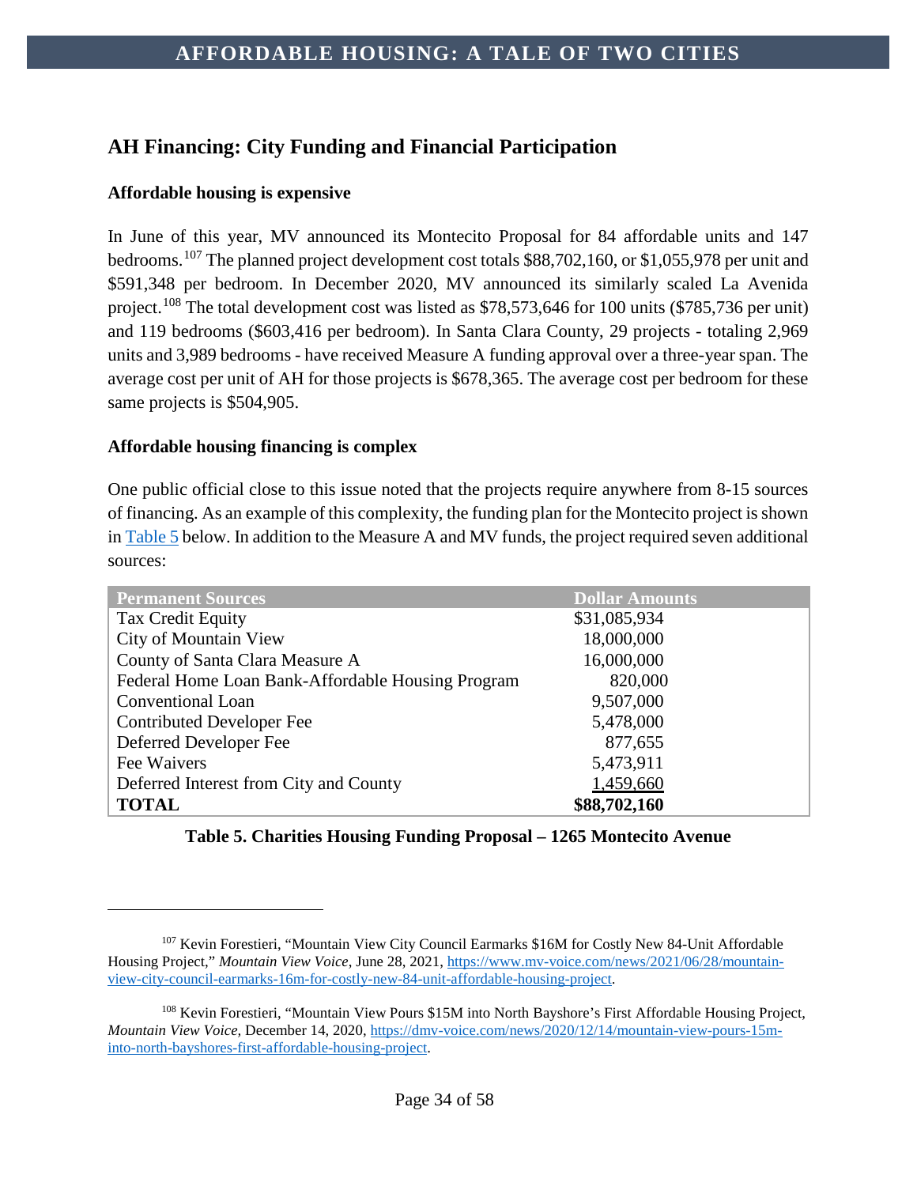## AH Financing: City Funding and Financial Participation

### Affordable housing is expensive

In June of this year, MV announced its Montecito Proposal for 84 affordable units and 147 bedrooms.[107] The planned project development cost totals $88,702,160, or $1,055,978 per unit and $591,348 per bedroom. In December 2020, MV announced its similarly scaled La Avenida project.[108] The total development cost was listed as $78,573,646 for 100 units ($785,736 per unit) and 119 bedrooms ($603,416 per bedroom). In Santa Clara County, 29 projects - totaling 2,969 units and 3,989 bedrooms - have received Measure A funding approval over a three-year span. The average cost per unit of AH for those projects is $678,365. The average cost per bedroom for these same projects is $504,905.

### Affordable housing financing is complex

One public official close to this issue noted that the projects require anywhere from 8-15 sources of financing. As an example of this complexity, the funding plan for the Montecito project is shown in Table 5 below. In addition to the Measure A and MV funds, the project required seven additional sources:

| Permanent Sources | Dollar Amounts |
|---|---|
| Tax Credit Equity | $31,085,934 |
| City of Mountain View | 18,000,000 |
| County of Santa Clara Measure A | 16,000,000 |
| Federal Home Loan Bank-Affordable Housing Program | 820,000 |
| Conventional Loan | 9,507,000 |
| Contributed Developer Fee | 5,478,000 |
| Deferred Developer Fee | 877,655 |
| Fee Waivers | 5,473,911 |
| Deferred Interest from City and County | 1,459,660 |
| **TOTAL** | **$88,702,160** |

**Table 5. Charities Housing Funding Proposal – 1265 Montecito Avenue**

[107] Kevin Forestieri, "Mountain View City Council Earmarks $16M for Costly New 84-Unit Affordable Housing Project," *Mountain View Voice,* June 28, 2021, https://www.mv-voice.com/news/2021/06/28/mountain-view-city-council-earmarks-16m-for-costly-new-84-unit-affordable-housing-project.

[108] Kevin Forestieri, "Mountain View Pours $15M into North Bayshore's First Affordable Housing Project, *Mountain View Voice,* December 14, 2020, https://dmv-voice.com/news/2020/12/14/mountain-view-pours-15m-into-north-bayshores-first-affordable-housing-project.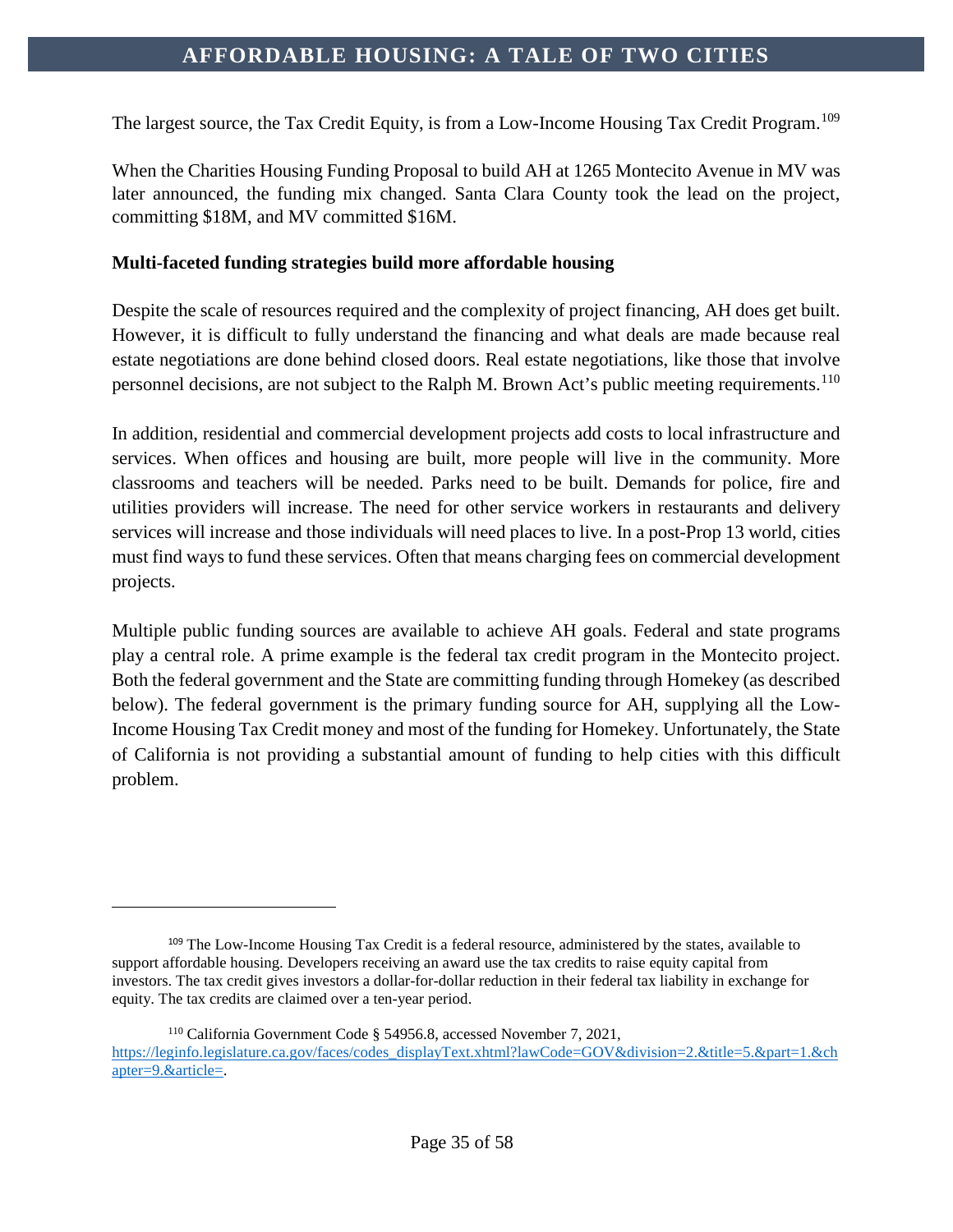The largest source, the Tax Credit Equity, is from a Low-Income Housing Tax Credit Program.[109]

When the Charities Housing Funding Proposal to build AH at 1265 Montecito Avenue in MV was later announced, the funding mix changed. Santa Clara County took the lead on the project, committing $18M, and MV committed $16M.

**Multi-faceted funding strategies build more affordable housing**

Despite the scale of resources required and the complexity of project financing, AH does get built. However, it is difficult to fully understand the financing and what deals are made because real estate negotiations are done behind closed doors. Real estate negotiations, like those that involve personnel decisions, are not subject to the Ralph M. Brown Act's public meeting requirements.[110]

In addition, residential and commercial development projects add costs to local infrastructure and services. When offices and housing are built, more people will live in the community. More classrooms and teachers will be needed. Parks need to be built. Demands for police, fire and utilities providers will increase. The need for other service workers in restaurants and delivery services will increase and those individuals will need places to live. In a post-Prop 13 world, cities must find ways to fund these services. Often that means charging fees on commercial development projects.

Multiple public funding sources are available to achieve AH goals. Federal and state programs play a central role. A prime example is the federal tax credit program in the Montecito project. Both the federal government and the State are committing funding through Homekey (as described below). The federal government is the primary funding source for AH, supplying all the Low-Income Housing Tax Credit money and most of the funding for Homekey. Unfortunately, the State of California is not providing a substantial amount of funding to help cities with this difficult problem.

---

[109] The Low-Income Housing Tax Credit is a federal resource, administered by the states, available to support affordable housing. Developers receiving an award use the tax credits to raise equity capital from investors. The tax credit gives investors a dollar-for-dollar reduction in their federal tax liability in exchange for equity. The tax credits are claimed over a ten-year period.

[110] California Government Code § 54956.8, accessed November 7, 2021, https://leginfo.legislature.ca.gov/faces/codes_displayText.xhtml?lawCode=GOV&division=2.&title=5.&part=1.&chapter=9.&article=.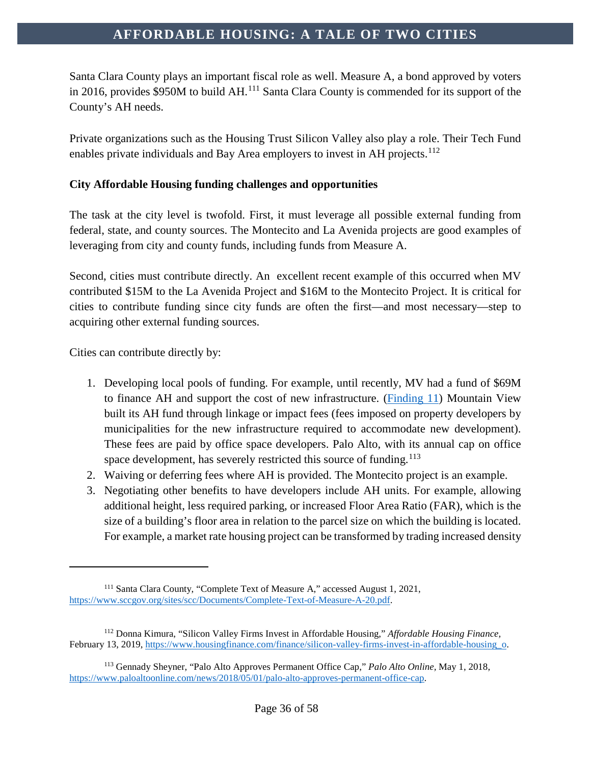Santa Clara County plays an important fiscal role as well. Measure A, a bond approved by voters in 2016, provides $950M to build AH.[111] Santa Clara County is commended for its support of the County's AH needs.

Private organizations such as the Housing Trust Silicon Valley also play a role. Their Tech Fund enables private individuals and Bay Area employers to invest in AH projects.[112]

**City Affordable Housing funding challenges and opportunities**

The task at the city level is twofold. First, it must leverage all possible external funding from federal, state, and county sources. The Montecito and La Avenida projects are good examples of leveraging from city and county funds, including funds from Measure A.

Second, cities must contribute directly. An excellent recent example of this occurred when MV contributed $15M to the La Avenida Project and $16M to the Montecito Project. It is critical for cities to contribute funding since city funds are often the first—and most necessary—step to acquiring other external funding sources.

Cities can contribute directly by:

1. Developing local pools of funding. For example, until recently, MV had a fund of $69M to finance AH and support the cost of new infrastructure. ([Finding 11](#)) Mountain View built its AH fund through linkage or impact fees (fees imposed on property developers by municipalities for the new infrastructure required to accommodate new development). These fees are paid by office space developers. Palo Alto, with its annual cap on office space development, has severely restricted this source of funding.[113]
2. Waiving or deferring fees where AH is provided. The Montecito project is an example.
3. Negotiating other benefits to have developers include AH units. For example, allowing additional height, less required parking, or increased Floor Area Ratio (FAR), which is the size of a building's floor area in relation to the parcel size on which the building is located. For example, a market rate housing project can be transformed by trading increased density

---

[111] Santa Clara County, "Complete Text of Measure A," accessed August 1, 2021, https://www.sccgov.org/sites/scc/Documents/Complete-Text-of-Measure-A-20.pdf.

[112] Donna Kimura, "Silicon Valley Firms Invest in Affordable Housing," *Affordable Housing Finance*, February 13, 2019, https://www.housingfinance.com/finance/silicon-valley-firms-invest-in-affordable-housing_o.

[113] Gennady Sheyner, "Palo Alto Approves Permanent Office Cap," *Palo Alto Online*, May 1, 2018, https://www.paloaltoonline.com/news/2018/05/01/palo-alto-approves-permanent-office-cap.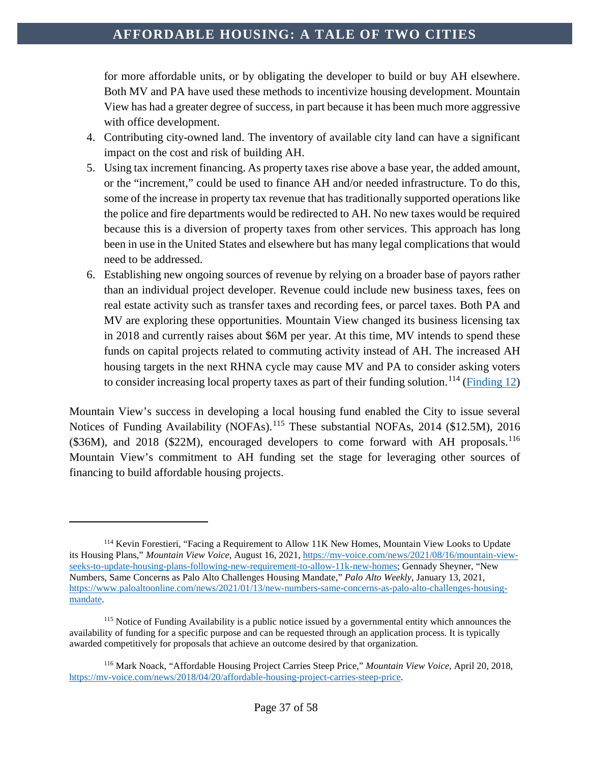for more affordable units, or by obligating the developer to build or buy AH elsewhere. Both MV and PA have used these methods to incentivize housing development. Mountain View has had a greater degree of success, in part because it has been much more aggressive with office development.

4. Contributing city-owned land. The inventory of available city land can have a significant impact on the cost and risk of building AH.
5. Using tax increment financing. As property taxes rise above a base year, the added amount, or the "increment," could be used to finance AH and/or needed infrastructure. To do this, some of the increase in property tax revenue that has traditionally supported operations like the police and fire departments would be redirected to AH. No new taxes would be required because this is a diversion of property taxes from other services. This approach has long been in use in the United States and elsewhere but has many legal complications that would need to be addressed.
6. Establishing new ongoing sources of revenue by relying on a broader base of payors rather than an individual project developer. Revenue could include new business taxes, fees on real estate activity such as transfer taxes and recording fees, or parcel taxes. Both PA and MV are exploring these opportunities. Mountain View changed its business licensing tax in 2018 and currently raises about $6M per year. At this time, MV intends to spend these funds on capital projects related to commuting activity instead of AH. The increased AH housing targets in the next RHNA cycle may cause MV and PA to consider asking voters to consider increasing local property taxes as part of their funding solution.[114] (Finding 12)

Mountain View's success in developing a local housing fund enabled the City to issue several Notices of Funding Availability (NOFAs).[115] These substantial NOFAs, 2014 ($12.5M), 2016 ($36M), and 2018 ($22M), encouraged developers to come forward with AH proposals.[116] Mountain View's commitment to AH funding set the stage for leveraging other sources of financing to build affordable housing projects.

---

[114] Kevin Forestieri, "Facing a Requirement to Allow 11K New Homes, Mountain View Looks to Update its Housing Plans," *Mountain View Voice,* August 16, 2021, https://mv-voice.com/news/2021/08/16/mountain-view-seeks-to-update-housing-plans-following-new-requirement-to-allow-11k-new-homes; Gennady Sheyner, "New Numbers, Same Concerns as Palo Alto Challenges Housing Mandate," *Palo Alto Weekly,* January 13, 2021, https://www.paloaltoonline.com/news/2021/01/13/new-numbers-same-concerns-as-palo-alto-challenges-housing-mandate.

[115] Notice of Funding Availability is a public notice issued by a governmental entity which announces the availability of funding for a specific purpose and can be requested through an application process. It is typically awarded competitively for proposals that achieve an outcome desired by that organization.

[116] Mark Noack, "Affordable Housing Project Carries Steep Price," *Mountain View Voice,* April 20, 2018, https://mv-voice.com/news/2018/04/20/affordable-housing-project-carries-steep-price.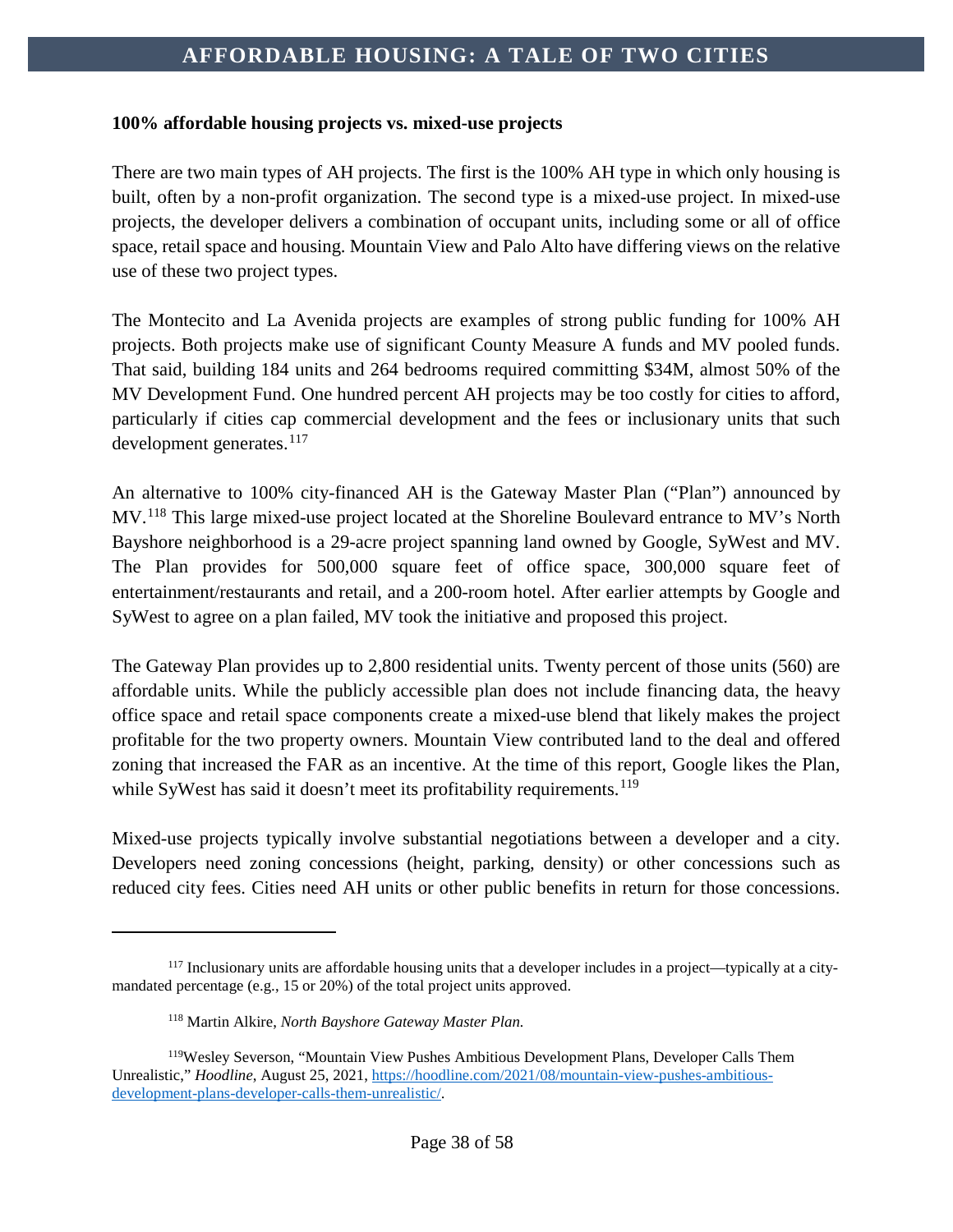**100% affordable housing projects vs. mixed-use projects**

There are two main types of AH projects. The first is the 100% AH type in which only housing is built, often by a non-profit organization. The second type is a mixed-use project. In mixed-use projects, the developer delivers a combination of occupant units, including some or all of office space, retail space and housing. Mountain View and Palo Alto have differing views on the relative use of these two project types.

The Montecito and La Avenida projects are examples of strong public funding for 100% AH projects. Both projects make use of significant County Measure A funds and MV pooled funds. That said, building 184 units and 264 bedrooms required committing $34M, almost 50% of the MV Development Fund. One hundred percent AH projects may be too costly for cities to afford, particularly if cities cap commercial development and the fees or inclusionary units that such development generates.[117]

An alternative to 100% city-financed AH is the Gateway Master Plan ("Plan") announced by MV.[118] This large mixed-use project located at the Shoreline Boulevard entrance to MV's North Bayshore neighborhood is a 29-acre project spanning land owned by Google, SyWest and MV. The Plan provides for 500,000 square feet of office space, 300,000 square feet of entertainment/restaurants and retail, and a 200-room hotel. After earlier attempts by Google and SyWest to agree on a plan failed, MV took the initiative and proposed this project.

The Gateway Plan provides up to 2,800 residential units. Twenty percent of those units (560) are affordable units. While the publicly accessible plan does not include financing data, the heavy office space and retail space components create a mixed-use blend that likely makes the project profitable for the two property owners. Mountain View contributed land to the deal and offered zoning that increased the FAR as an incentive. At the time of this report, Google likes the Plan, while SyWest has said it doesn't meet its profitability requirements.[119]

Mixed-use projects typically involve substantial negotiations between a developer and a city. Developers need zoning concessions (height, parking, density) or other concessions such as reduced city fees. Cities need AH units or other public benefits in return for those concessions.

---

[117] Inclusionary units are affordable housing units that a developer includes in a project—typically at a city-mandated percentage (e.g., 15 or 20%) of the total project units approved.

[118] Martin Alkire, *North Bayshore Gateway Master Plan.*

[119] Wesley Severson, "Mountain View Pushes Ambitious Development Plans, Developer Calls Them Unrealistic," *Hoodline*, August 25, 2021, [https://hoodline.com/2021/08/mountain-view-pushes-ambitious-development-plans-developer-calls-them-unrealistic/](https://hoodline.com/2021/08/mountain-view-pushes-ambitious-development-plans-developer-calls-them-unrealistic/).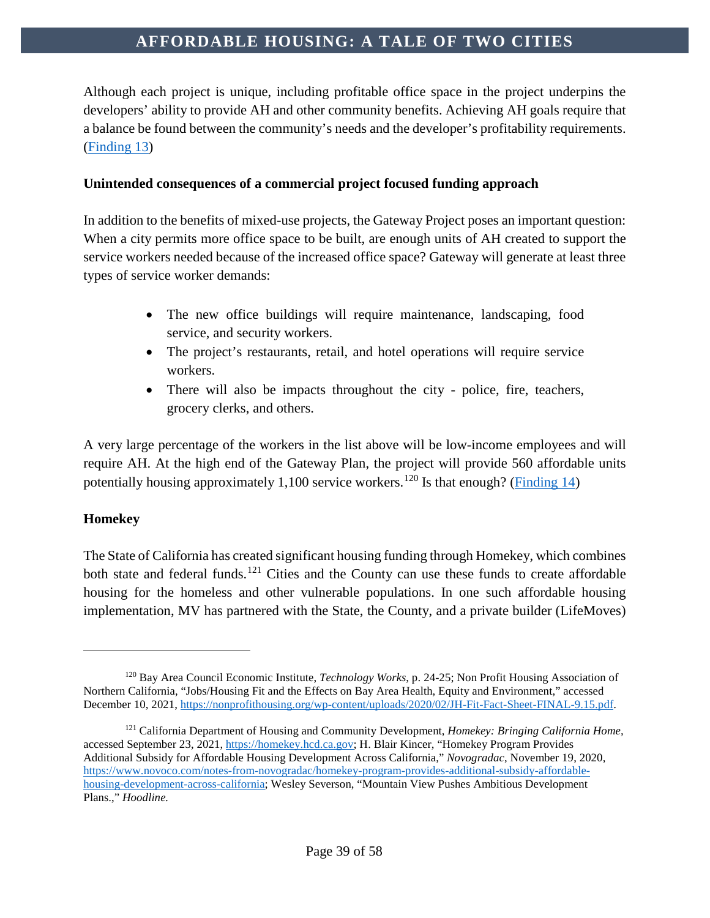Although each project is unique, including profitable office space in the project underpins the developers' ability to provide AH and other community benefits. Achieving AH goals require that a balance be found between the community's needs and the developer's profitability requirements. ([Finding 13](#))

**Unintended consequences of a commercial project focused funding approach**

In addition to the benefits of mixed-use projects, the Gateway Project poses an important question: When a city permits more office space to be built, are enough units of AH created to support the service workers needed because of the increased office space? Gateway will generate at least three types of service worker demands:

- The new office buildings will require maintenance, landscaping, food service, and security workers.
- The project's restaurants, retail, and hotel operations will require service workers.
- There will also be impacts throughout the city - police, fire, teachers, grocery clerks, and others.

A very large percentage of the workers in the list above will be low-income employees and will require AH. At the high end of the Gateway Plan, the project will provide 560 affordable units potentially housing approximately 1,100 service workers.[120] Is that enough? ([Finding 14](#))

**Homekey**

The State of California has created significant housing funding through Homekey, which combines both state and federal funds.[121] Cities and the County can use these funds to create affordable housing for the homeless and other vulnerable populations. In one such affordable housing implementation, MV has partnered with the State, the County, and a private builder (LifeMoves)

---

[120] Bay Area Council Economic Institute, *Technology Works*, p. 24-25; Non Profit Housing Association of Northern California, "Jobs/Housing Fit and the Effects on Bay Area Health, Equity and Environment," accessed December 10, 2021, https://nonprofithousing.org/wp-content/uploads/2020/02/JH-Fit-Fact-Sheet-FINAL-9.15.pdf.

[121] California Department of Housing and Community Development, *Homekey: Bringing California Home*, accessed September 23, 2021, https://homekey.hcd.ca.gov; H. Blair Kincer, "Homekey Program Provides Additional Subsidy for Affordable Housing Development Across California," *Novogradac*, November 19, 2020, https://www.novoco.com/notes-from-novogradac/homekey-program-provides-additional-subsidy-affordable-housing-development-across-california; Wesley Severson, "Mountain View Pushes Ambitious Development Plans.," *Hoodline.*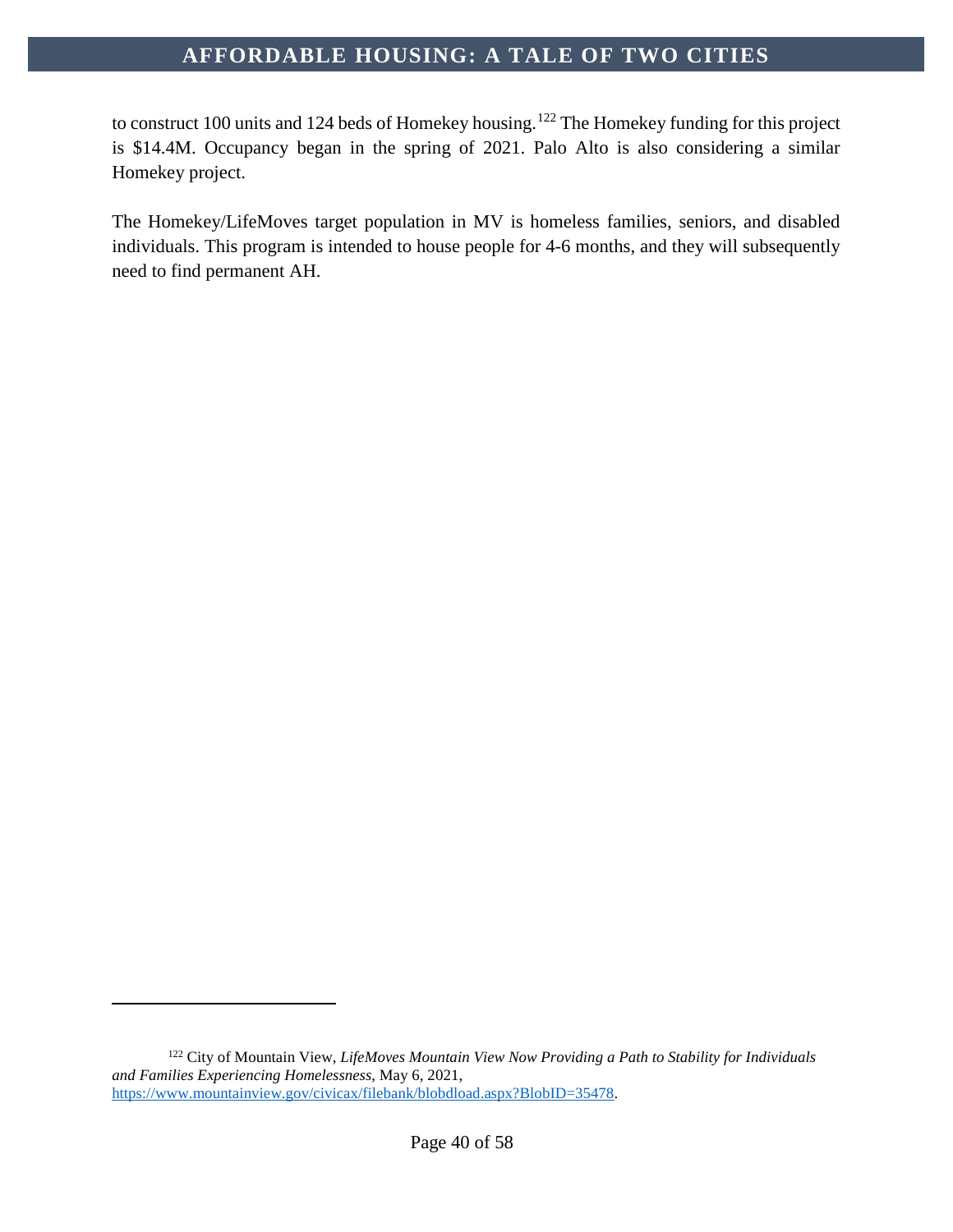to construct 100 units and 124 beds of Homekey housing.[122] The Homekey funding for this project is $14.4M. Occupancy began in the spring of 2021. Palo Alto is also considering a similar Homekey project.

The Homekey/LifeMoves target population in MV is homeless families, seniors, and disabled individuals. This program is intended to house people for 4-6 months, and they will subsequently need to find permanent AH.

---

[122] City of Mountain View, *LifeMoves Mountain View Now Providing a Path to Stability for Individuals and Families Experiencing Homelessness*, May 6, 2021, https://www.mountainview.gov/civicax/filebank/blobdload.aspx?BlobID=35478.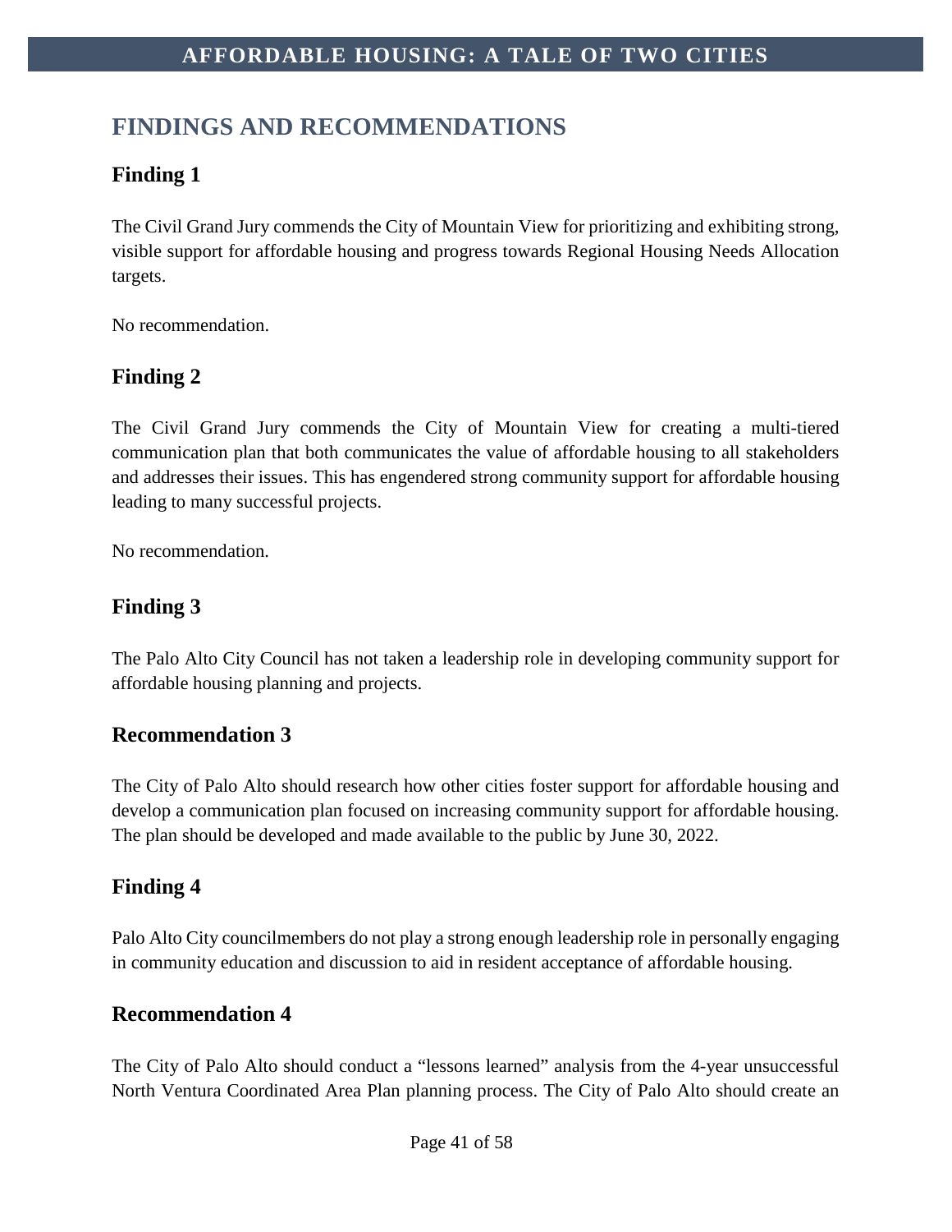## FINDINGS AND RECOMMENDATIONS

### Finding 1

The Civil Grand Jury commends the City of Mountain View for prioritizing and exhibiting strong, visible support for affordable housing and progress towards Regional Housing Needs Allocation targets.

No recommendation.

### Finding 2

The Civil Grand Jury commends the City of Mountain View for creating a multi-tiered communication plan that both communicates the value of affordable housing to all stakeholders and addresses their issues. This has engendered strong community support for affordable housing leading to many successful projects.

No recommendation.

### Finding 3

The Palo Alto City Council has not taken a leadership role in developing community support for affordable housing planning and projects.

### Recommendation 3

The City of Palo Alto should research how other cities foster support for affordable housing and develop a communication plan focused on increasing community support for affordable housing. The plan should be developed and made available to the public by June 30, 2022.

### Finding 4

Palo Alto City councilmembers do not play a strong enough leadership role in personally engaging in community education and discussion to aid in resident acceptance of affordable housing.

### Recommendation 4

The City of Palo Alto should conduct a "lessons learned" analysis from the 4-year unsuccessful North Ventura Coordinated Area Plan planning process. The City of Palo Alto should create an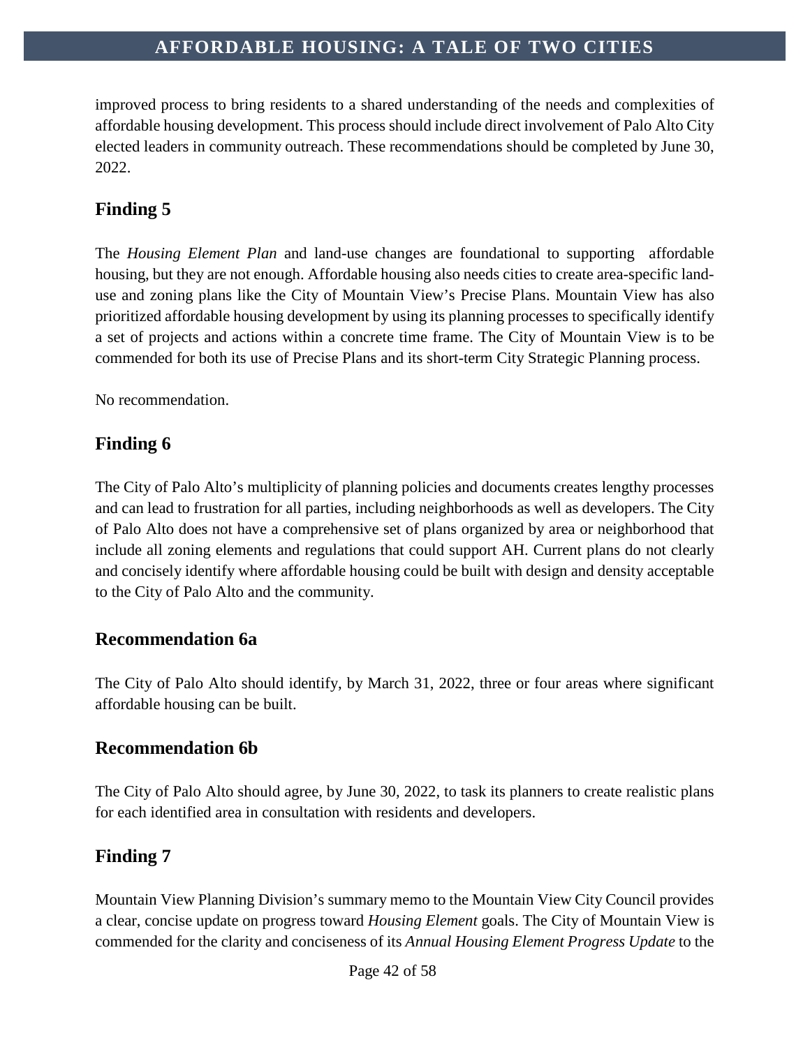improved process to bring residents to a shared understanding of the needs and complexities of affordable housing development. This process should include direct involvement of Palo Alto City elected leaders in community outreach. These recommendations should be completed by June 30, 2022.

## Finding 5

The *Housing Element Plan* and land-use changes are foundational to supporting affordable housing, but they are not enough. Affordable housing also needs cities to create area-specific land-use and zoning plans like the City of Mountain View's Precise Plans. Mountain View has also prioritized affordable housing development by using its planning processes to specifically identify a set of projects and actions within a concrete time frame. The City of Mountain View is to be commended for both its use of Precise Plans and its short-term City Strategic Planning process.

No recommendation.

## Finding 6

The City of Palo Alto's multiplicity of planning policies and documents creates lengthy processes and can lead to frustration for all parties, including neighborhoods as well as developers. The City of Palo Alto does not have a comprehensive set of plans organized by area or neighborhood that include all zoning elements and regulations that could support AH. Current plans do not clearly and concisely identify where affordable housing could be built with design and density acceptable to the City of Palo Alto and the community.

## Recommendation 6a

The City of Palo Alto should identify, by March 31, 2022, three or four areas where significant affordable housing can be built.

## Recommendation 6b

The City of Palo Alto should agree, by June 30, 2022, to task its planners to create realistic plans for each identified area in consultation with residents and developers.

## Finding 7

Mountain View Planning Division's summary memo to the Mountain View City Council provides a clear, concise update on progress toward *Housing Element* goals. The City of Mountain View is commended for the clarity and conciseness of its *Annual Housing Element Progress Update* to the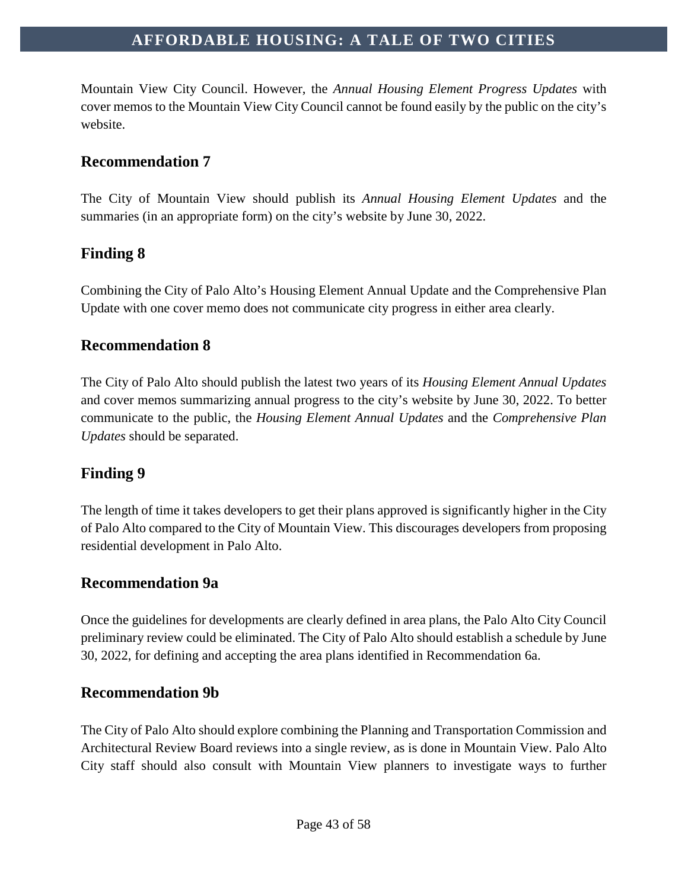Mountain View City Council. However, the *Annual Housing Element Progress Updates* with cover memos to the Mountain View City Council cannot be found easily by the public on the city's website.

## Recommendation 7

The City of Mountain View should publish its *Annual Housing Element Updates* and the summaries (in an appropriate form) on the city's website by June 30, 2022.

## Finding 8

Combining the City of Palo Alto's Housing Element Annual Update and the Comprehensive Plan Update with one cover memo does not communicate city progress in either area clearly.

## Recommendation 8

The City of Palo Alto should publish the latest two years of its *Housing Element Annual Updates* and cover memos summarizing annual progress to the city's website by June 30, 2022. To better communicate to the public, the *Housing Element Annual Updates* and the *Comprehensive Plan Updates* should be separated.

## Finding 9

The length of time it takes developers to get their plans approved is significantly higher in the City of Palo Alto compared to the City of Mountain View. This discourages developers from proposing residential development in Palo Alto.

## Recommendation 9a

Once the guidelines for developments are clearly defined in area plans, the Palo Alto City Council preliminary review could be eliminated. The City of Palo Alto should establish a schedule by June 30, 2022, for defining and accepting the area plans identified in Recommendation 6a.

## Recommendation 9b

The City of Palo Alto should explore combining the Planning and Transportation Commission and Architectural Review Board reviews into a single review, as is done in Mountain View. Palo Alto City staff should also consult with Mountain View planners to investigate ways to further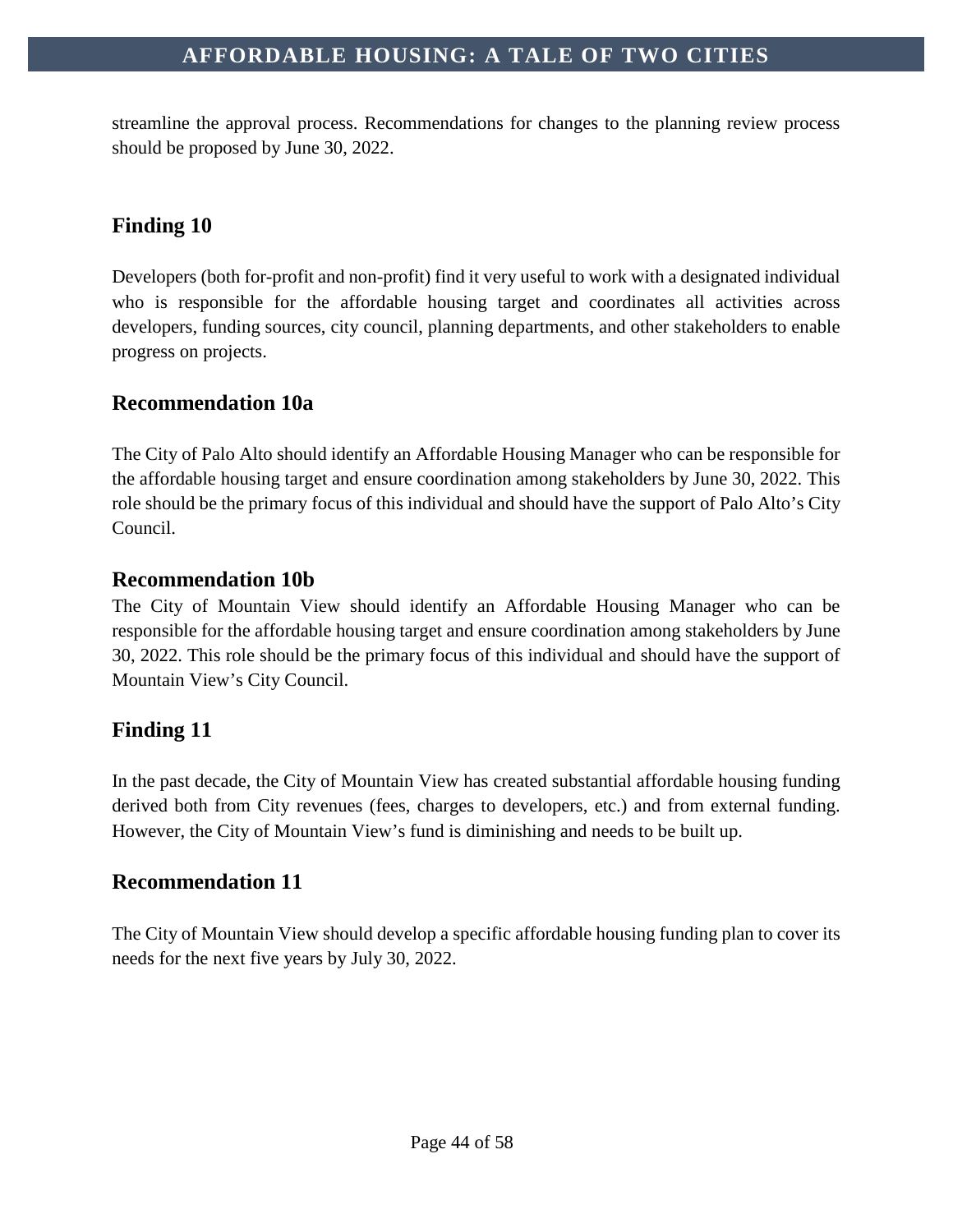streamline the approval process. Recommendations for changes to the planning review process should be proposed by June 30, 2022.

## Finding 10

Developers (both for-profit and non-profit) find it very useful to work with a designated individual who is responsible for the affordable housing target and coordinates all activities across developers, funding sources, city council, planning departments, and other stakeholders to enable progress on projects.

## Recommendation 10a

The City of Palo Alto should identify an Affordable Housing Manager who can be responsible for the affordable housing target and ensure coordination among stakeholders by June 30, 2022. This role should be the primary focus of this individual and should have the support of Palo Alto's City Council.

## Recommendation 10b

The City of Mountain View should identify an Affordable Housing Manager who can be responsible for the affordable housing target and ensure coordination among stakeholders by June 30, 2022. This role should be the primary focus of this individual and should have the support of Mountain View's City Council.

## Finding 11

In the past decade, the City of Mountain View has created substantial affordable housing funding derived both from City revenues (fees, charges to developers, etc.) and from external funding. However, the City of Mountain View's fund is diminishing and needs to be built up.

## Recommendation 11

The City of Mountain View should develop a specific affordable housing funding plan to cover its needs for the next five years by July 30, 2022.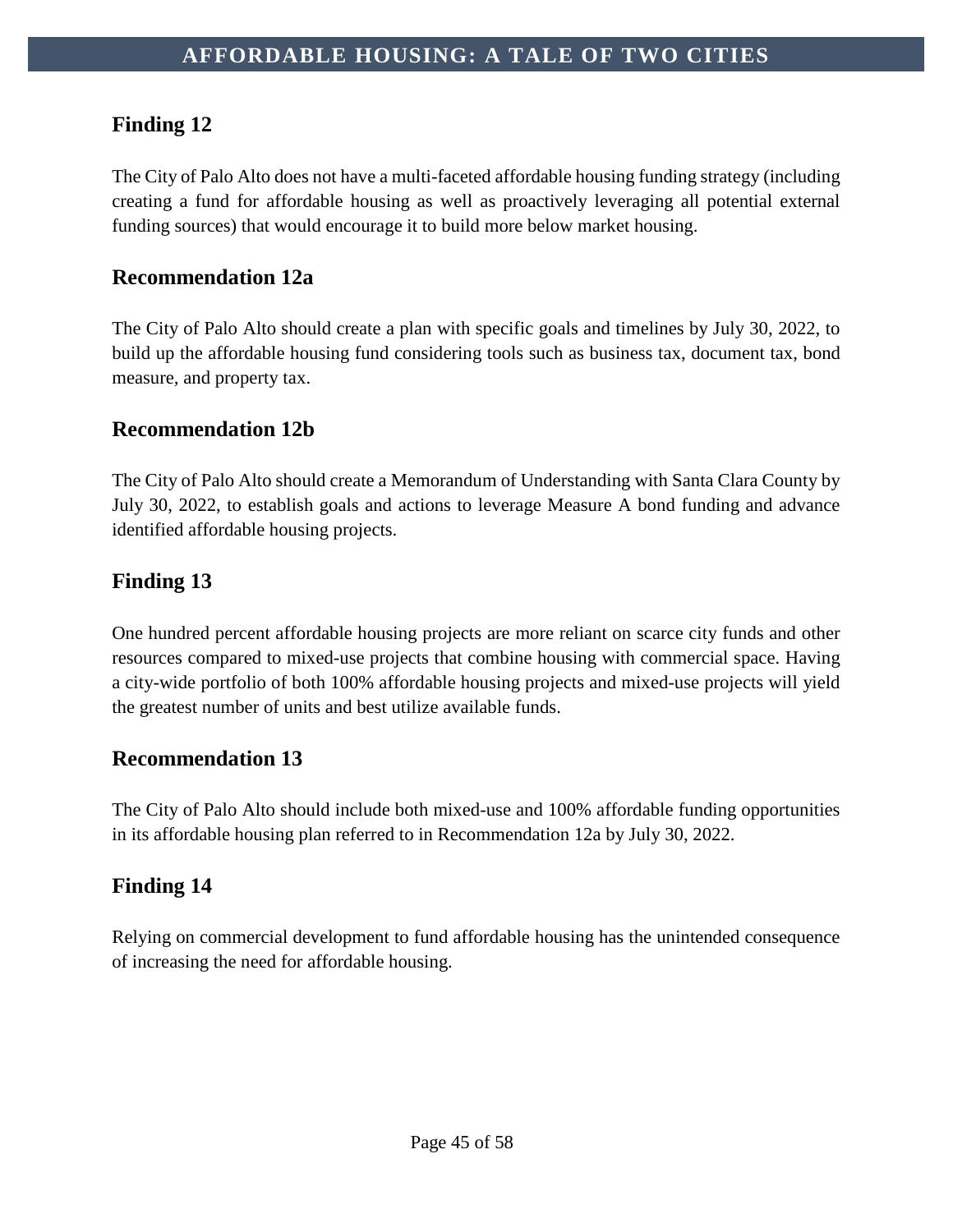## Finding 12

The City of Palo Alto does not have a multi-faceted affordable housing funding strategy (including creating a fund for affordable housing as well as proactively leveraging all potential external funding sources) that would encourage it to build more below market housing.

## Recommendation 12a

The City of Palo Alto should create a plan with specific goals and timelines by July 30, 2022, to build up the affordable housing fund considering tools such as business tax, document tax, bond measure, and property tax.

## Recommendation 12b

The City of Palo Alto should create a Memorandum of Understanding with Santa Clara County by July 30, 2022, to establish goals and actions to leverage Measure A bond funding and advance identified affordable housing projects.

## Finding 13

One hundred percent affordable housing projects are more reliant on scarce city funds and other resources compared to mixed-use projects that combine housing with commercial space. Having a city-wide portfolio of both 100% affordable housing projects and mixed-use projects will yield the greatest number of units and best utilize available funds.

## Recommendation 13

The City of Palo Alto should include both mixed-use and 100% affordable funding opportunities in its affordable housing plan referred to in Recommendation 12a by July 30, 2022.

## Finding 14

Relying on commercial development to fund affordable housing has the unintended consequence of increasing the need for affordable housing.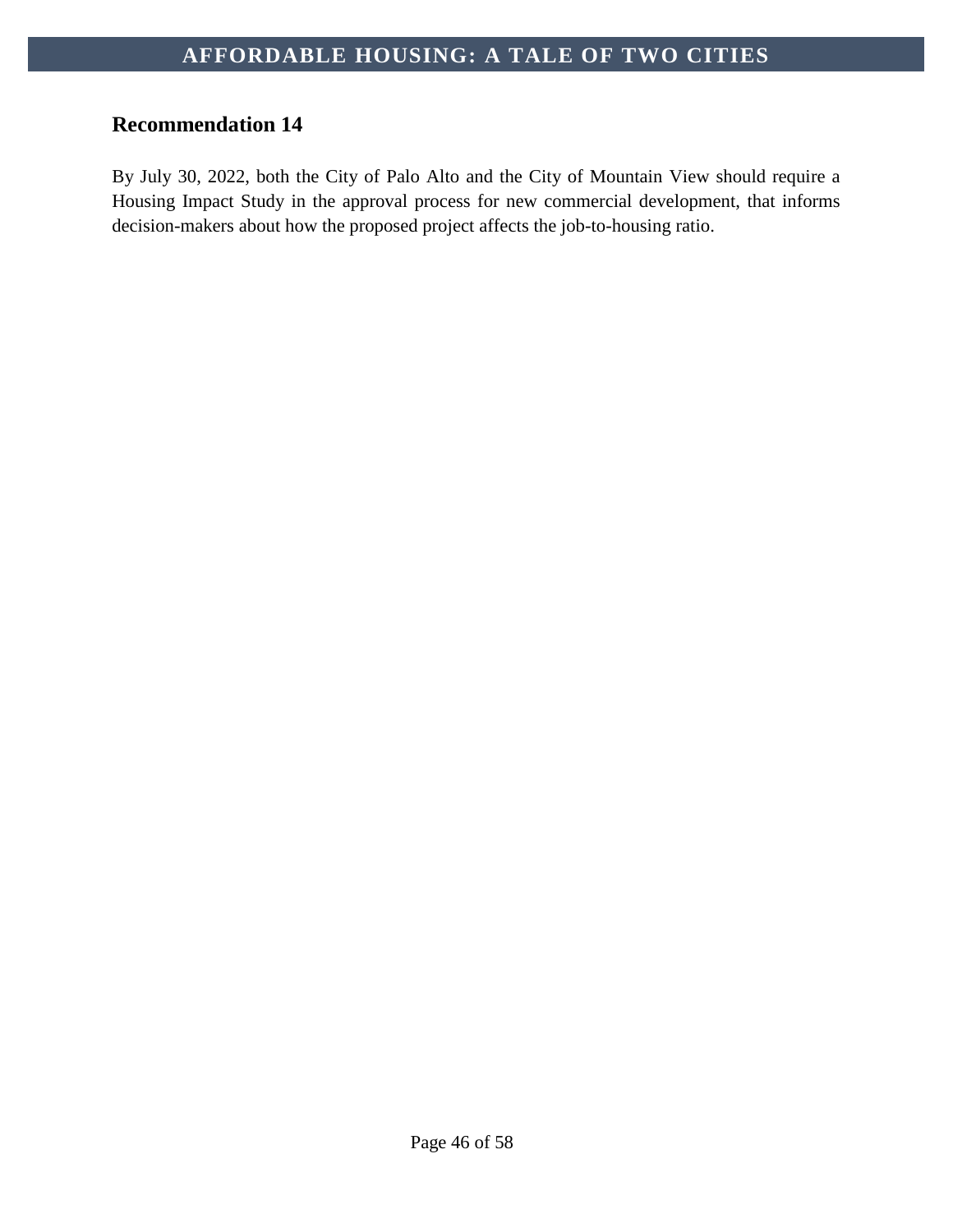## Recommendation 14

By July 30, 2022, both the City of Palo Alto and the City of Mountain View should require a Housing Impact Study in the approval process for new commercial development, that informs decision-makers about how the proposed project affects the job-to-housing ratio.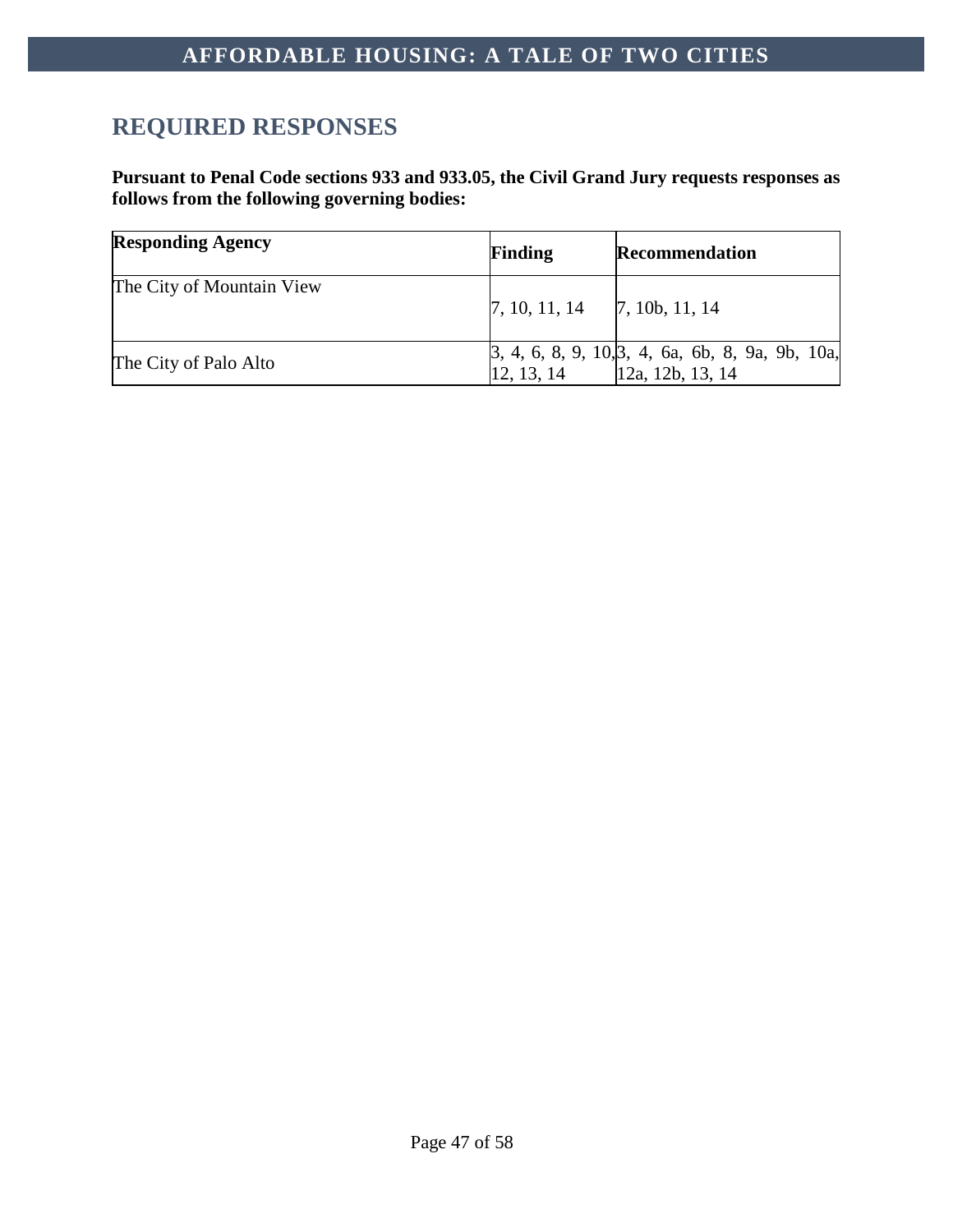## REQUIRED RESPONSES

**Pursuant to Penal Code sections 933 and 933.05, the Civil Grand Jury requests responses as follows from the following governing bodies:**

| Responding Agency | Finding | Recommendation |
|---|---|---|
| The City of Mountain View | 7, 10, 11, 14 | 7, 10b, 11, 14 |
| The City of Palo Alto | 3, 4, 6, 8, 9, 10, 12, 13, 14 | 3, 4, 6a, 6b, 8, 9a, 9b, 10a, 12a, 12b, 13, 14 |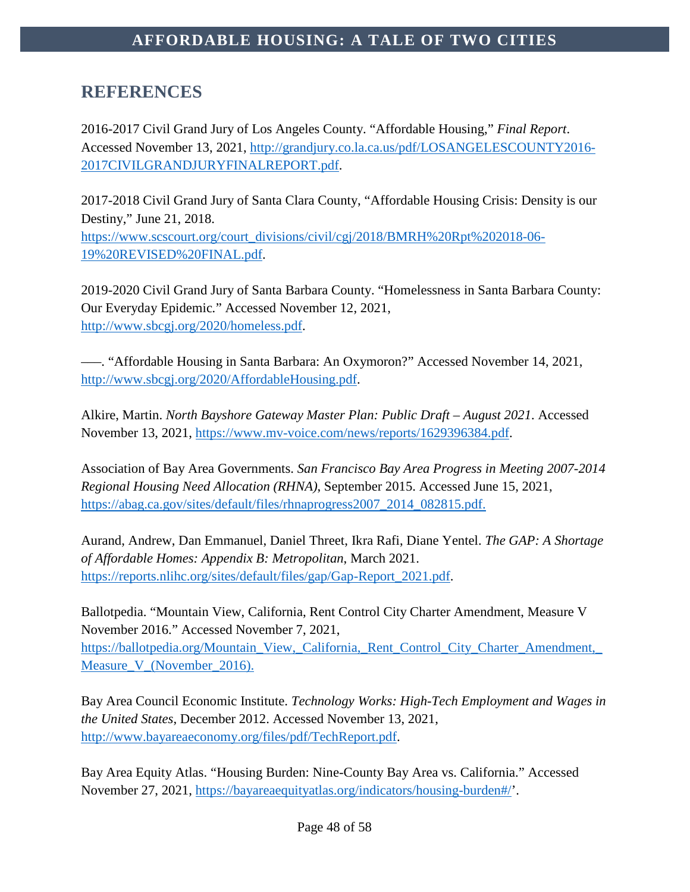## REFERENCES

2016-2017 Civil Grand Jury of Los Angeles County. "Affordable Housing," *Final Report*. Accessed November 13, 2021, http://grandjury.co.la.ca.us/pdf/LOSANGELESCOUNTY2016-2017CIVILGRANDJURYFINALREPORT.pdf.

2017-2018 Civil Grand Jury of Santa Clara County, "Affordable Housing Crisis: Density is our Destiny," June 21, 2018. https://www.scscourt.org/court_divisions/civil/cgj/2018/BMRH%20Rpt%202018-06-19%20REVISED%20FINAL.pdf.

2019-2020 Civil Grand Jury of Santa Barbara County. "Homelessness in Santa Barbara County: Our Everyday Epidemic." Accessed November 12, 2021, http://www.sbcgj.org/2020/homeless.pdf.

–––. "Affordable Housing in Santa Barbara: An Oxymoron?" Accessed November 14, 2021, http://www.sbcgj.org/2020/AffordableHousing.pdf.

Alkire, Martin. *North Bayshore Gateway Master Plan: Public Draft – August 2021*. Accessed November 13, 2021, https://www.mv-voice.com/news/reports/1629396384.pdf.

Association of Bay Area Governments. *San Francisco Bay Area Progress in Meeting 2007-2014 Regional Housing Need Allocation (RHNA)*, September 2015. Accessed June 15, 2021, https://abag.ca.gov/sites/default/files/rhnaprogress2007_2014_082815.pdf.

Aurand, Andrew, Dan Emmanuel, Daniel Threet, Ikra Rafi, Diane Yentel. *The GAP: A Shortage of Affordable Homes: Appendix B: Metropolitan*, March 2021. https://reports.nlihc.org/sites/default/files/gap/Gap-Report_2021.pdf.

Ballotpedia. "Mountain View, California, Rent Control City Charter Amendment, Measure V November 2016." Accessed November 7, 2021, https://ballotpedia.org/Mountain_View,_California,_Rent_Control_City_Charter_Amendment,_Measure_V_(November_2016).

Bay Area Council Economic Institute. *Technology Works: High-Tech Employment and Wages in the United States*, December 2012. Accessed November 13, 2021, http://www.bayareaeconomy.org/files/pdf/TechReport.pdf.

Bay Area Equity Atlas. "Housing Burden: Nine-County Bay Area vs. California." Accessed November 27, 2021, https://bayareaequityatlas.org/indicators/housing-burden#/'.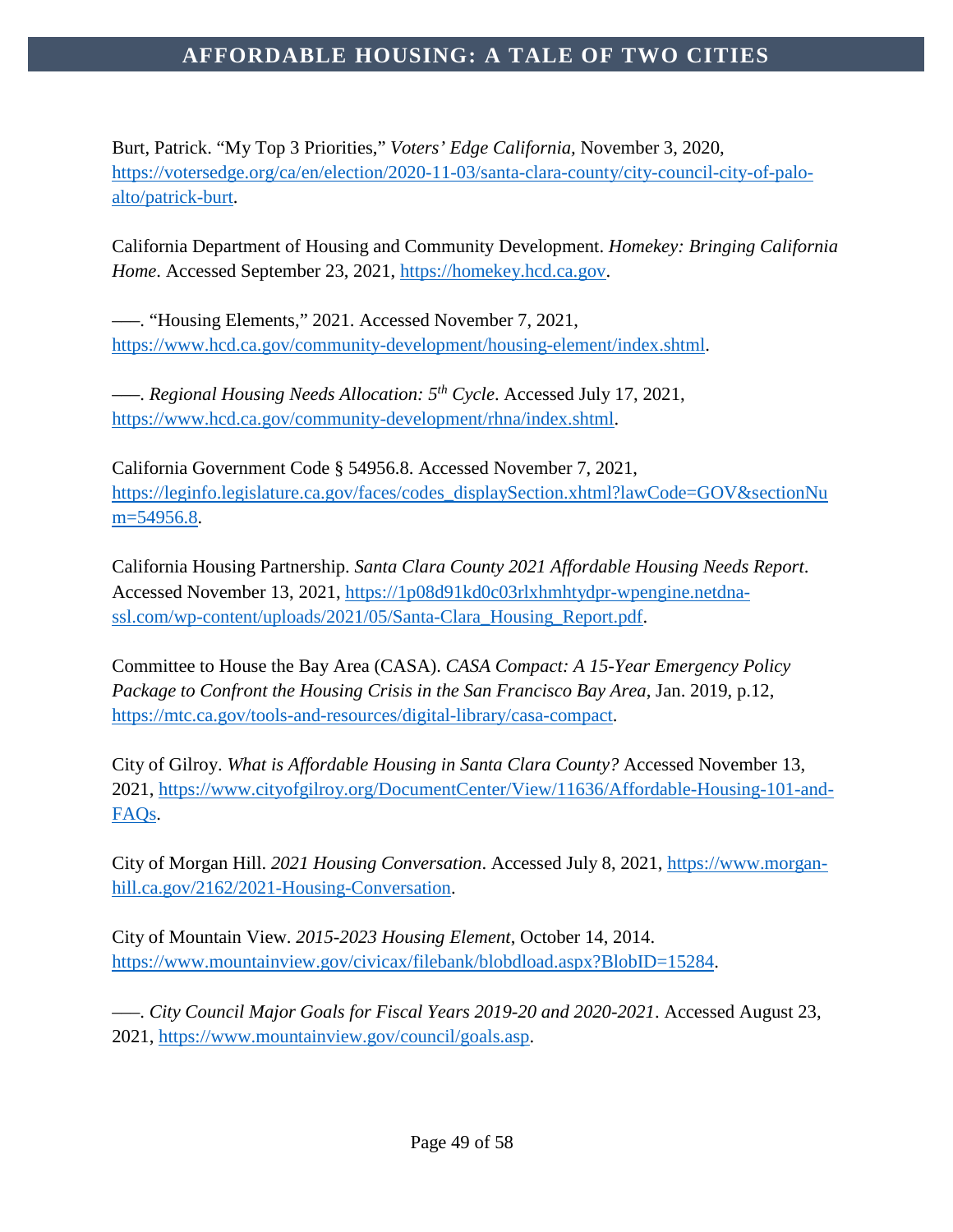Burt, Patrick. “My Top 3 Priorities,” *Voters’ Edge California,* November 3, 2020, https://votersedge.org/ca/en/election/2020-11-03/santa-clara-county/city-council-city-of-palo-alto/patrick-burt.

California Department of Housing and Community Development. *Homekey: Bringing California Home*. Accessed September 23, 2021, https://homekey.hcd.ca.gov.

–––. “Housing Elements,” 2021. Accessed November 7, 2021, https://www.hcd.ca.gov/community-development/housing-element/index.shtml.

–––. *Regional Housing Needs Allocation: 5th Cycle*. Accessed July 17, 2021, https://www.hcd.ca.gov/community-development/rhna/index.shtml.

California Government Code § 54956.8. Accessed November 7, 2021, https://leginfo.legislature.ca.gov/faces/codes_displaySection.xhtml?lawCode=GOV&sectionNum=54956.8.

California Housing Partnership. *Santa Clara County 2021 Affordable Housing Needs Report*. Accessed November 13, 2021, https://1p08d91kd0c03rlxhmhtydpr-wpengine.netdna-ssl.com/wp-content/uploads/2021/05/Santa-Clara_Housing_Report.pdf.

Committee to House the Bay Area (CASA). *CASA Compact: A 15-Year Emergency Policy Package to Confront the Housing Crisis in the San Francisco Bay Area*, Jan. 2019, p.12, https://mtc.ca.gov/tools-and-resources/digital-library/casa-compact.

City of Gilroy. *What is Affordable Housing in Santa Clara County?* Accessed November 13, 2021, https://www.cityofgilroy.org/DocumentCenter/View/11636/Affordable-Housing-101-and-FAQs.

City of Morgan Hill. *2021 Housing Conversation*. Accessed July 8, 2021, https://www.morgan-hill.ca.gov/2162/2021-Housing-Conversation.

City of Mountain View. *2015-2023 Housing Element*, October 14, 2014. https://www.mountainview.gov/civicax/filebank/blobdload.aspx?BlobID=15284.

–––. *City Council Major Goals for Fiscal Years 2019-20 and 2020-2021*. Accessed August 23, 2021, https://www.mountainview.gov/council/goals.asp.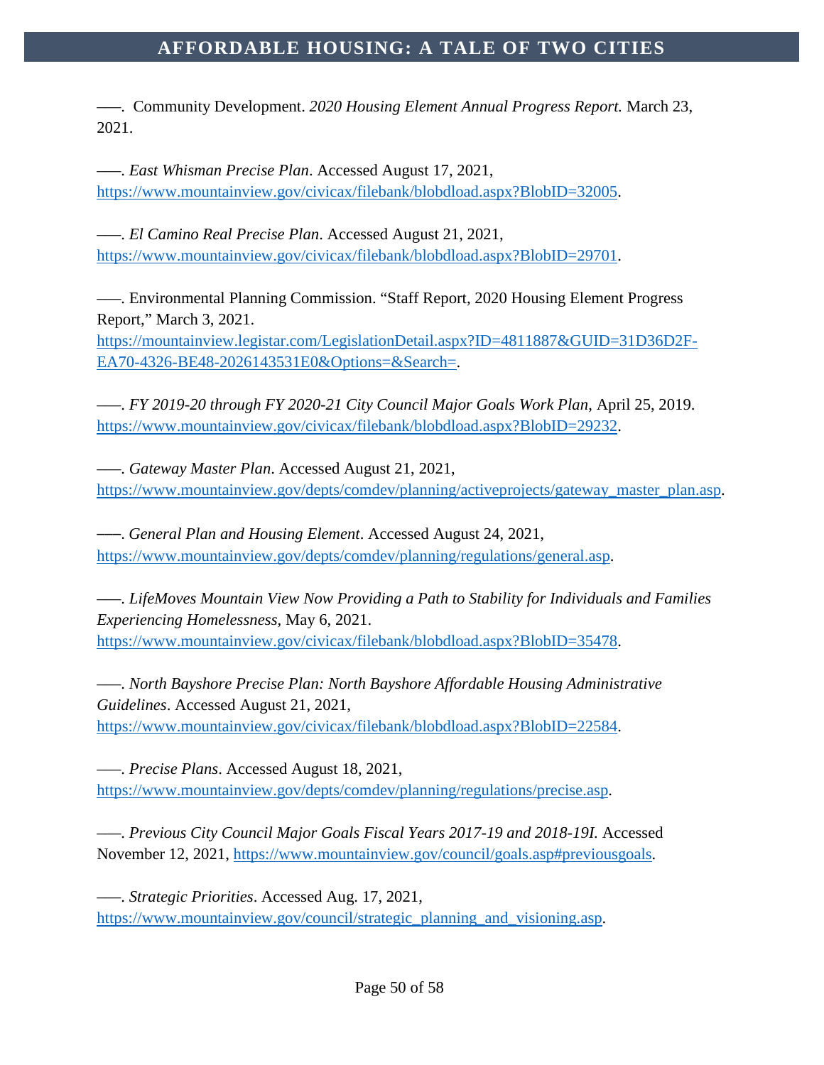–––. Community Development. *2020 Housing Element Annual Progress Report.* March 23, 2021.

–––. *East Whisman Precise Plan*. Accessed August 17, 2021, https://www.mountainview.gov/civicax/filebank/blobdload.aspx?BlobID=32005.

–––. *El Camino Real Precise Plan*. Accessed August 21, 2021, https://www.mountainview.gov/civicax/filebank/blobdload.aspx?BlobID=29701.

–––. Environmental Planning Commission. "Staff Report, 2020 Housing Element Progress Report," March 3, 2021. https://mountainview.legistar.com/LegislationDetail.aspx?ID=4811887&GUID=31D36D2F-EA70-4326-BE48-2026143531E0&Options=&Search=.

–––. *FY 2019-20 through FY 2020-21 City Council Major Goals Work Plan*, April 25, 2019. https://www.mountainview.gov/civicax/filebank/blobdload.aspx?BlobID=29232.

–––. *Gateway Master Plan*. Accessed August 21, 2021, https://www.mountainview.gov/depts/comdev/planning/activeprojects/gateway_master_plan.asp.

–––. *General Plan and Housing Element*. Accessed August 24, 2021, https://www.mountainview.gov/depts/comdev/planning/regulations/general.asp.

–––. *LifeMoves Mountain View Now Providing a Path to Stability for Individuals and Families Experiencing Homelessness*, May 6, 2021. https://www.mountainview.gov/civicax/filebank/blobdload.aspx?BlobID=35478.

–––. *North Bayshore Precise Plan: North Bayshore Affordable Housing Administrative Guidelines*. Accessed August 21, 2021, https://www.mountainview.gov/civicax/filebank/blobdload.aspx?BlobID=22584.

–––. *Precise Plans*. Accessed August 18, 2021, https://www.mountainview.gov/depts/comdev/planning/regulations/precise.asp.

–––. *Previous City Council Major Goals Fiscal Years 2017-19 and 2018-19I.* Accessed November 12, 2021, https://www.mountainview.gov/council/goals.asp#previousgoals.

–––. *Strategic Priorities*. Accessed Aug. 17, 2021, https://www.mountainview.gov/council/strategic_planning_and_visioning.asp.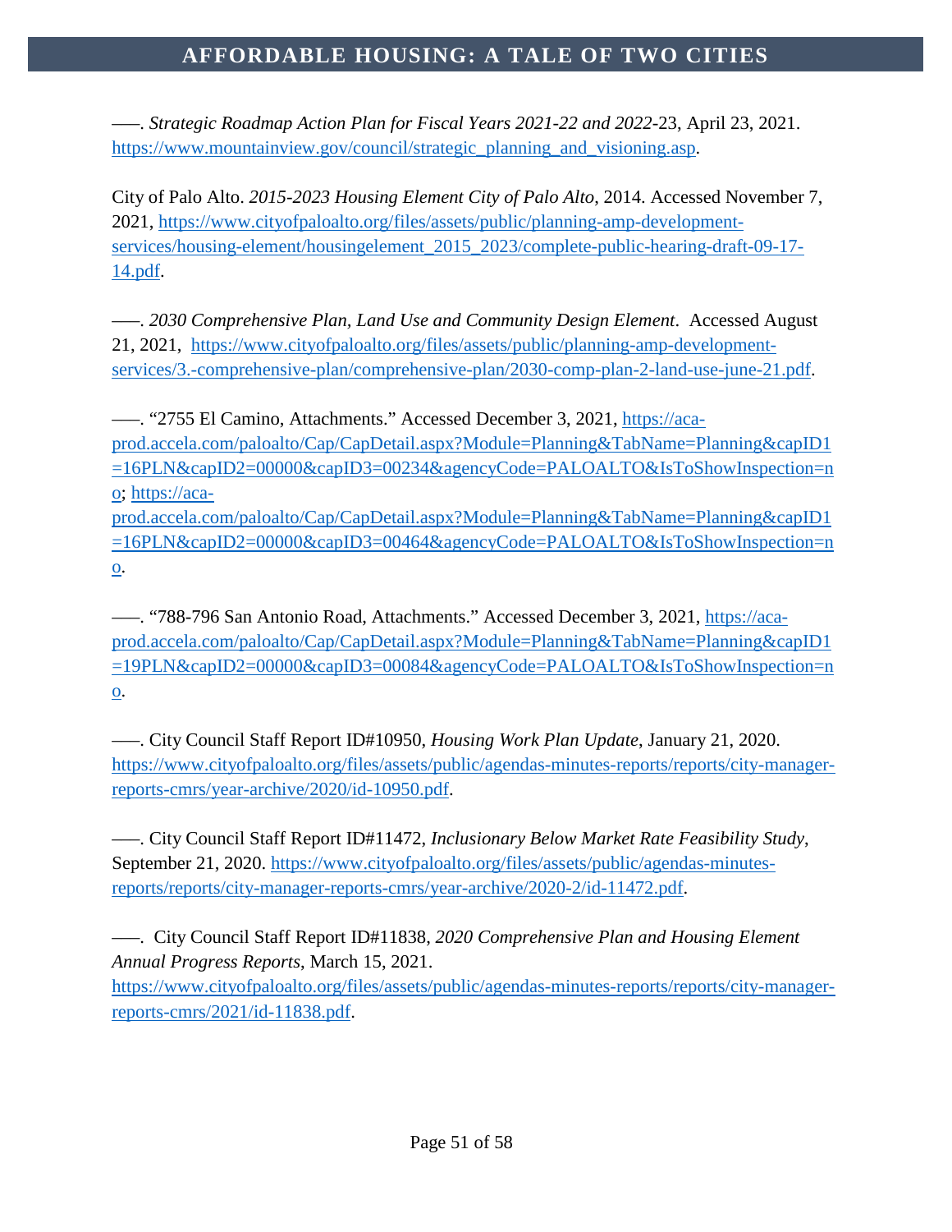–––. *Strategic Roadmap Action Plan for Fiscal Years 2021-22 and 2022*-23, April 23, 2021. https://www.mountainview.gov/council/strategic_planning_and_visioning.asp.

City of Palo Alto. *2015-2023 Housing Element City of Palo Alto*, 2014. Accessed November 7, 2021, https://www.cityofpaloalto.org/files/assets/public/planning-amp-development-services/housing-element/housingelement_2015_2023/complete-public-hearing-draft-09-17-14.pdf.

–––. *2030 Comprehensive Plan, Land Use and Community Design Element*. Accessed August 21, 2021, https://www.cityofpaloalto.org/files/assets/public/planning-amp-development-services/3.-comprehensive-plan/comprehensive-plan/2030-comp-plan-2-land-use-june-21.pdf.

–––. "2755 El Camino, Attachments." Accessed December 3, 2021, https://aca-prod.accela.com/paloalto/Cap/CapDetail.aspx?Module=Planning&TabName=Planning&capID1=16PLN&capID2=00000&capID3=00234&agencyCode=PALOALTO&IsToShowInspection=no; https://aca-prod.accela.com/paloalto/Cap/CapDetail.aspx?Module=Planning&TabName=Planning&capID1=16PLN&capID2=00000&capID3=00464&agencyCode=PALOALTO&IsToShowInspection=no.

–––. "788-796 San Antonio Road, Attachments." Accessed December 3, 2021, https://aca-prod.accela.com/paloalto/Cap/CapDetail.aspx?Module=Planning&TabName=Planning&capID1=19PLN&capID2=00000&capID3=00084&agencyCode=PALOALTO&IsToShowInspection=no.

–––. City Council Staff Report ID#10950, *Housing Work Plan Update*, January 21, 2020. https://www.cityofpaloalto.org/files/assets/public/agendas-minutes-reports/reports/city-manager-reports-cmrs/year-archive/2020/id-10950.pdf.

–––. City Council Staff Report ID#11472, *Inclusionary Below Market Rate Feasibility Study*, September 21, 2020. https://www.cityofpaloalto.org/files/assets/public/agendas-minutes-reports/reports/city-manager-reports-cmrs/year-archive/2020-2/id-11472.pdf.

–––. City Council Staff Report ID#11838, *2020 Comprehensive Plan and Housing Element Annual Progress Reports*, March 15, 2021. https://www.cityofpaloalto.org/files/assets/public/agendas-minutes-reports/reports/city-manager-reports-cmrs/2021/id-11838.pdf.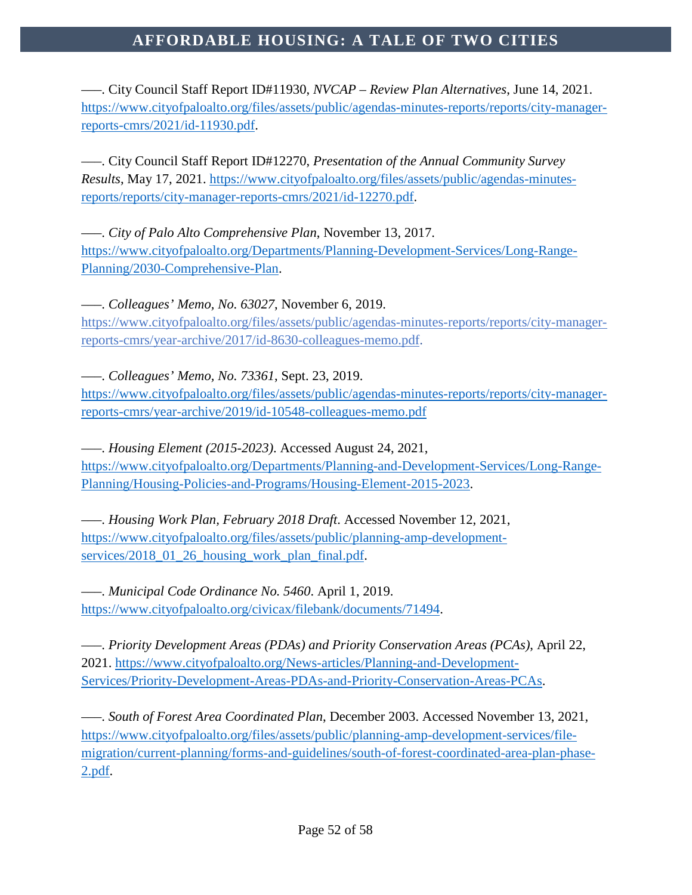——. City Council Staff Report ID#11930, *NVCAP – Review Plan Alternatives*, June 14, 2021. https://www.cityofpaloalto.org/files/assets/public/agendas-minutes-reports/reports/city-manager-reports-cmrs/2021/id-11930.pdf.

——. City Council Staff Report ID#12270, *Presentation of the Annual Community Survey Results*, May 17, 2021. https://www.cityofpaloalto.org/files/assets/public/agendas-minutes-reports/reports/city-manager-reports-cmrs/2021/id-12270.pdf.

——. *City of Palo Alto Comprehensive Plan*, November 13, 2017. https://www.cityofpaloalto.org/Departments/Planning-Development-Services/Long-Range-Planning/2030-Comprehensive-Plan.

——. *Colleagues' Memo, No. 63027*, November 6, 2019. https://www.cityofpaloalto.org/files/assets/public/agendas-minutes-reports/reports/city-manager-reports-cmrs/year-archive/2017/id-8630-colleagues-memo.pdf.

——. *Colleagues' Memo, No. 73361*, Sept. 23, 2019. https://www.cityofpaloalto.org/files/assets/public/agendas-minutes-reports/reports/city-manager-reports-cmrs/year-archive/2019/id-10548-colleagues-memo.pdf

——. *Housing Element (2015-2023)*. Accessed August 24, 2021, https://www.cityofpaloalto.org/Departments/Planning-and-Development-Services/Long-Range-Planning/Housing-Policies-and-Programs/Housing-Element-2015-2023.

——. *Housing Work Plan, February 2018 Draft*. Accessed November 12, 2021, https://www.cityofpaloalto.org/files/assets/public/planning-amp-development-services/2018_01_26_housing_work_plan_final.pdf.

——. *Municipal Code Ordinance No. 5460*. April 1, 2019. https://www.cityofpaloalto.org/civicax/filebank/documents/71494.

——. *Priority Development Areas (PDAs) and Priority Conservation Areas (PCAs)*, April 22, 2021. https://www.cityofpaloalto.org/News-articles/Planning-and-Development-Services/Priority-Development-Areas-PDAs-and-Priority-Conservation-Areas-PCAs.

——. *South of Forest Area Coordinated Plan*, December 2003. Accessed November 13, 2021, https://www.cityofpaloalto.org/files/assets/public/planning-amp-development-services/file-migration/current-planning/forms-and-guidelines/south-of-forest-coordinated-area-plan-phase-2.pdf.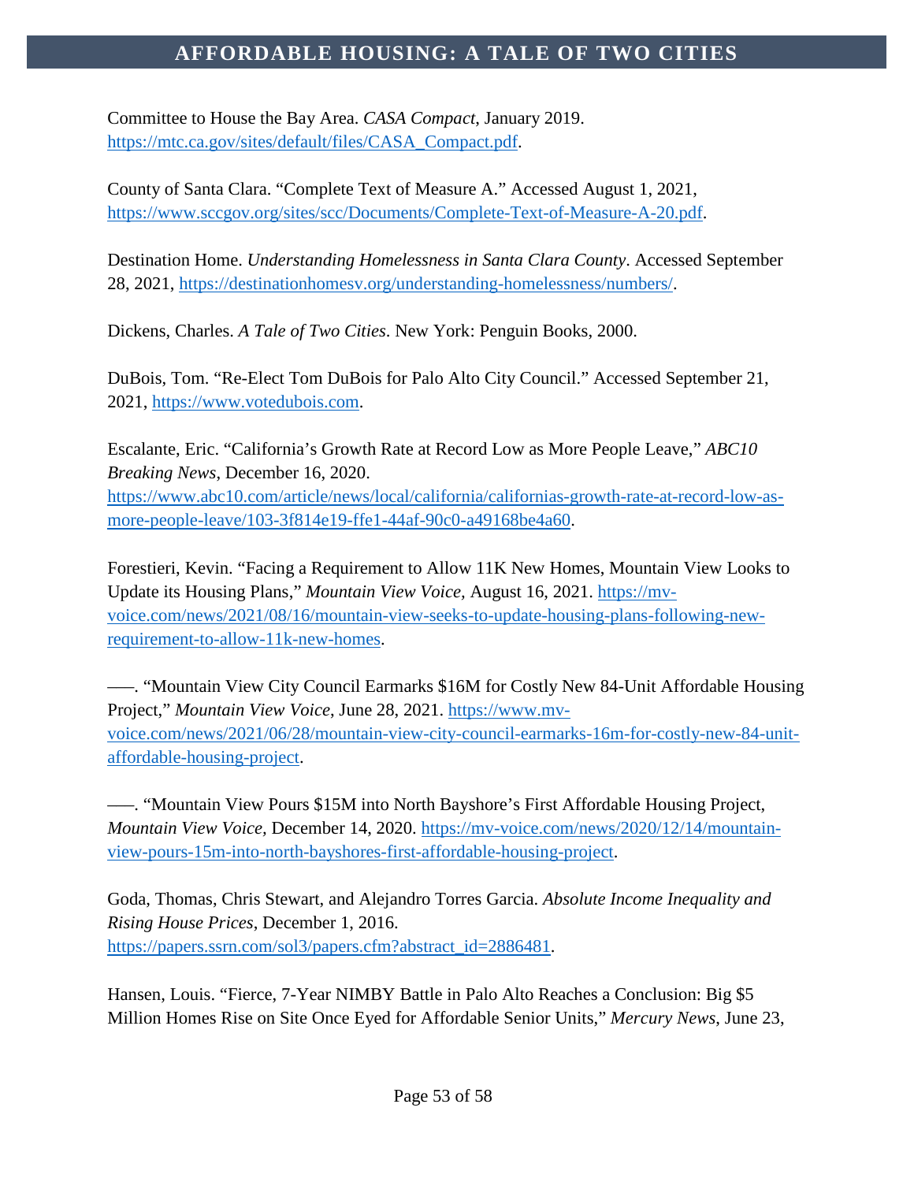Committee to House the Bay Area. *CASA Compact*, January 2019. https://mtc.ca.gov/sites/default/files/CASA_Compact.pdf.

County of Santa Clara. "Complete Text of Measure A." Accessed August 1, 2021, https://www.sccgov.org/sites/scc/Documents/Complete-Text-of-Measure-A-20.pdf.

Destination Home. *Understanding Homelessness in Santa Clara County*. Accessed September 28, 2021, https://destinationhomesv.org/understanding-homelessness/numbers/.

Dickens, Charles. *A Tale of Two Cities*. New York: Penguin Books, 2000.

DuBois, Tom. "Re-Elect Tom DuBois for Palo Alto City Council." Accessed September 21, 2021, https://www.votedubois.com.

Escalante, Eric. "California's Growth Rate at Record Low as More People Leave," *ABC10 Breaking News*, December 16, 2020. https://www.abc10.com/article/news/local/california/californias-growth-rate-at-record-low-as-more-people-leave/103-3f814e19-ffe1-44af-90c0-a49168be4a60.

Forestieri, Kevin. "Facing a Requirement to Allow 11K New Homes, Mountain View Looks to Update its Housing Plans," *Mountain View Voice*, August 16, 2021. https://mv-voice.com/news/2021/08/16/mountain-view-seeks-to-update-housing-plans-following-new-requirement-to-allow-11k-new-homes.

–––. "Mountain View City Council Earmarks $16M for Costly New 84-Unit Affordable Housing Project," *Mountain View Voice*, June 28, 2021. https://www.mv-voice.com/news/2021/06/28/mountain-view-city-council-earmarks-16m-for-costly-new-84-unit-affordable-housing-project.

–––. "Mountain View Pours $15M into North Bayshore's First Affordable Housing Project, *Mountain View Voice*, December 14, 2020. https://mv-voice.com/news/2020/12/14/mountain-view-pours-15m-into-north-bayshores-first-affordable-housing-project.

Goda, Thomas, Chris Stewart, and Alejandro Torres Garcia. *Absolute Income Inequality and Rising House Prices*, December 1, 2016. https://papers.ssrn.com/sol3/papers.cfm?abstract_id=2886481.

Hansen, Louis. "Fierce, 7-Year NIMBY Battle in Palo Alto Reaches a Conclusion: Big $5 Million Homes Rise on Site Once Eyed for Affordable Senior Units," *Mercury News*, June 23,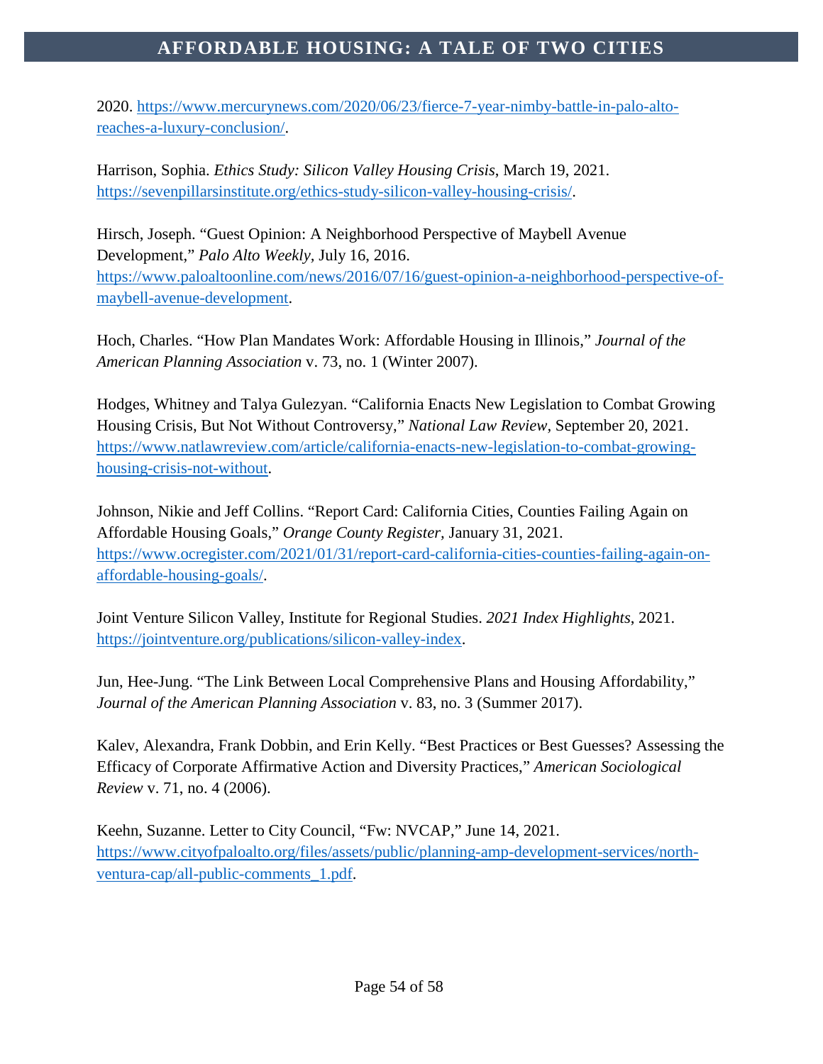2020. https://www.mercurynews.com/2020/06/23/fierce-7-year-nimby-battle-in-palo-alto-reaches-a-luxury-conclusion/.

Harrison, Sophia. *Ethics Study: Silicon Valley Housing Crisis*, March 19, 2021. https://sevenpillarsinstitute.org/ethics-study-silicon-valley-housing-crisis/.

Hirsch, Joseph. "Guest Opinion: A Neighborhood Perspective of Maybell Avenue Development," *Palo Alto Weekly*, July 16, 2016. https://www.paloaltoonline.com/news/2016/07/16/guest-opinion-a-neighborhood-perspective-of-maybell-avenue-development.

Hoch, Charles. "How Plan Mandates Work: Affordable Housing in Illinois," *Journal of the American Planning Association* v. 73, no. 1 (Winter 2007).

Hodges, Whitney and Talya Gulezyan. "California Enacts New Legislation to Combat Growing Housing Crisis, But Not Without Controversy," *National Law Review*, September 20, 2021. https://www.natlawreview.com/article/california-enacts-new-legislation-to-combat-growing-housing-crisis-not-without.

Johnson, Nikie and Jeff Collins. "Report Card: California Cities, Counties Failing Again on Affordable Housing Goals," *Orange County Register,* January 31, 2021. https://www.ocregister.com/2021/01/31/report-card-california-cities-counties-failing-again-on-affordable-housing-goals/.

Joint Venture Silicon Valley, Institute for Regional Studies. *2021 Index Highlights*, 2021. https://jointventure.org/publications/silicon-valley-index.

Jun, Hee-Jung. "The Link Between Local Comprehensive Plans and Housing Affordability," *Journal of the American Planning Association* v. 83, no. 3 (Summer 2017).

Kalev, Alexandra, Frank Dobbin, and Erin Kelly. "Best Practices or Best Guesses? Assessing the Efficacy of Corporate Affirmative Action and Diversity Practices," *American Sociological Review* v. 71, no. 4 (2006).

Keehn, Suzanne. Letter to City Council, "Fw: NVCAP," June 14, 2021. https://www.cityofpaloalto.org/files/assets/public/planning-amp-development-services/north-ventura-cap/all-public-comments_1.pdf.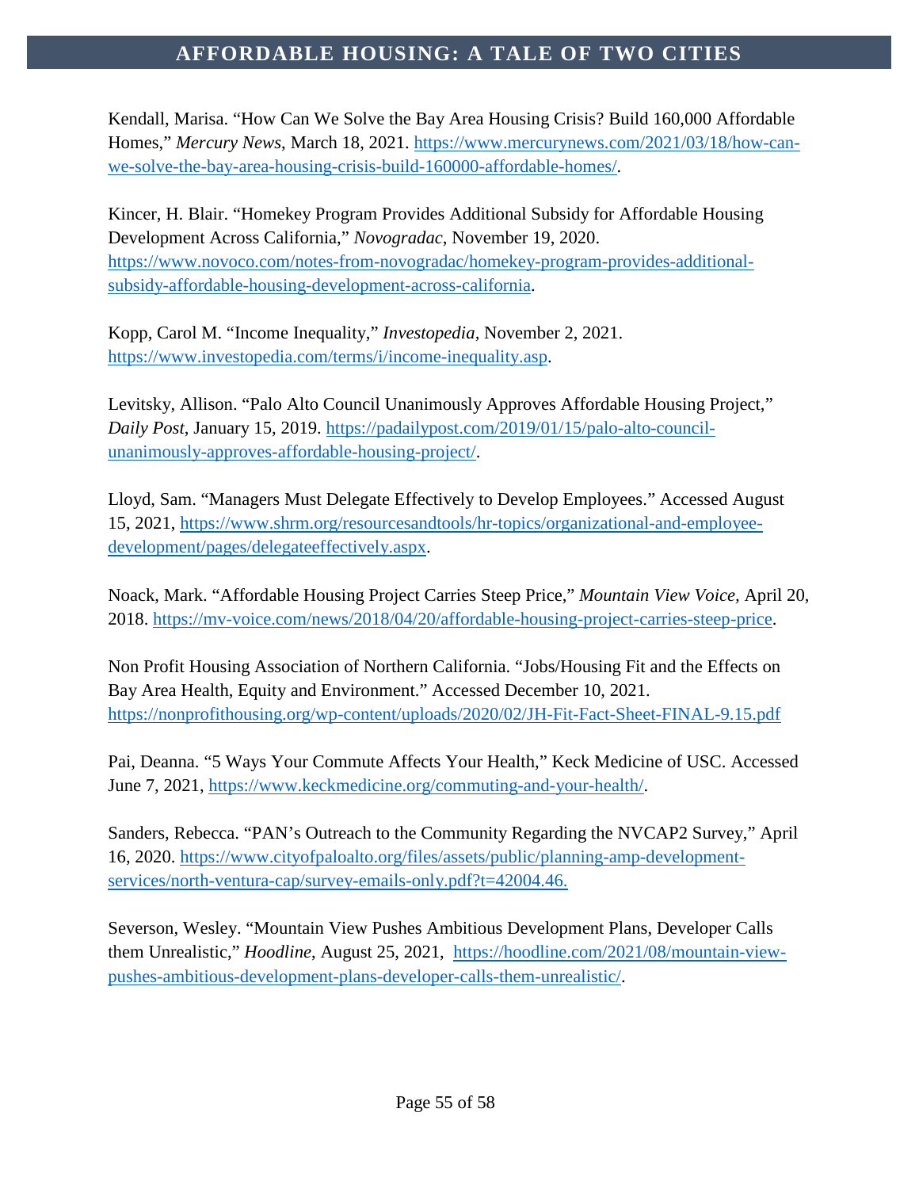Kendall, Marisa. “How Can We Solve the Bay Area Housing Crisis? Build 160,000 Affordable Homes,” *Mercury News*, March 18, 2021. https://www.mercurynews.com/2021/03/18/how-can-we-solve-the-bay-area-housing-crisis-build-160000-affordable-homes/.

Kincer, H. Blair. “Homekey Program Provides Additional Subsidy for Affordable Housing Development Across California,” *Novogradac*, November 19, 2020. https://www.novoco.com/notes-from-novogradac/homekey-program-provides-additional-subsidy-affordable-housing-development-across-california.

Kopp, Carol M. “Income Inequality,” *Investopedia*, November 2, 2021. https://www.investopedia.com/terms/i/income-inequality.asp.

Levitsky, Allison. “Palo Alto Council Unanimously Approves Affordable Housing Project,” *Daily Post*, January 15, 2019. https://padailypost.com/2019/01/15/palo-alto-council-unanimously-approves-affordable-housing-project/.

Lloyd, Sam. “Managers Must Delegate Effectively to Develop Employees.” Accessed August 15, 2021, https://www.shrm.org/resourcesandtools/hr-topics/organizational-and-employee-development/pages/delegateeffectively.aspx.

Noack, Mark. “Affordable Housing Project Carries Steep Price,” *Mountain View Voice*, April 20, 2018. https://mv-voice.com/news/2018/04/20/affordable-housing-project-carries-steep-price.

Non Profit Housing Association of Northern California. “Jobs/Housing Fit and the Effects on Bay Area Health, Equity and Environment.” Accessed December 10, 2021. https://nonprofithousing.org/wp-content/uploads/2020/02/JH-Fit-Fact-Sheet-FINAL-9.15.pdf

Pai, Deanna. “5 Ways Your Commute Affects Your Health,” Keck Medicine of USC. Accessed June 7, 2021, https://www.keckmedicine.org/commuting-and-your-health/.

Sanders, Rebecca. “PAN’s Outreach to the Community Regarding the NVCAP2 Survey,” April 16, 2020. https://www.cityofpaloalto.org/files/assets/public/planning-amp-development-services/north-ventura-cap/survey-emails-only.pdf?t=42004.46.

Severson, Wesley. “Mountain View Pushes Ambitious Development Plans, Developer Calls them Unrealistic,” *Hoodline*, August 25, 2021, https://hoodline.com/2021/08/mountain-view-pushes-ambitious-development-plans-developer-calls-them-unrealistic/.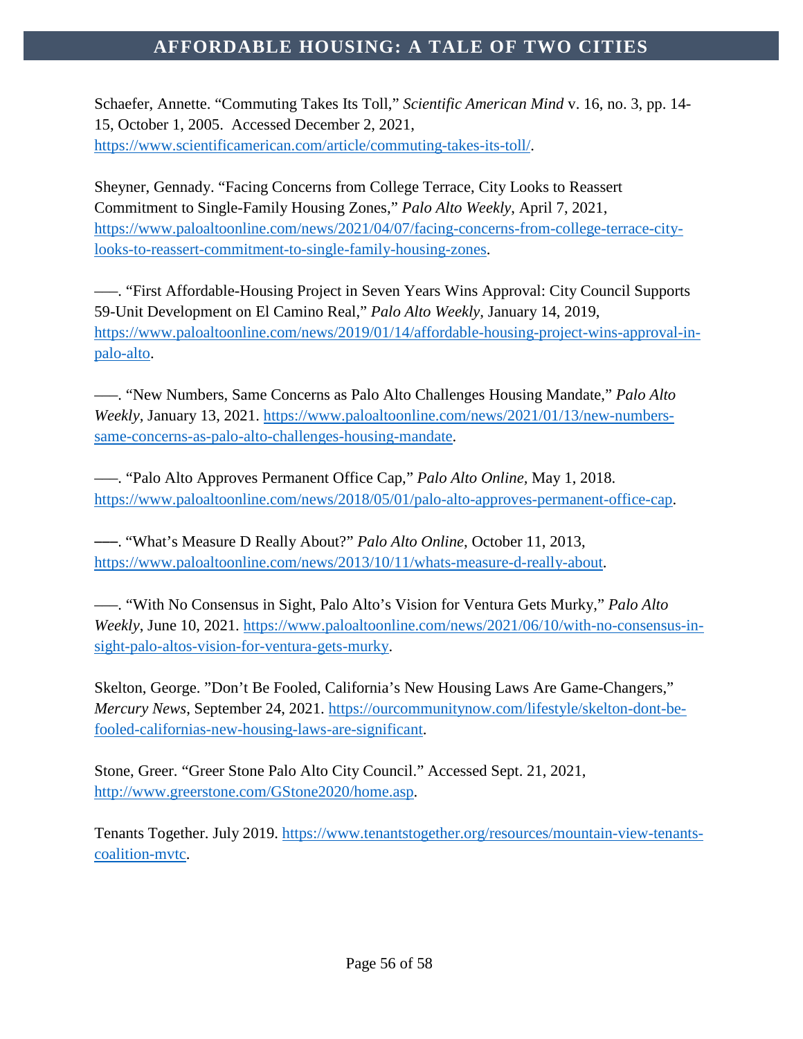Schaefer, Annette. "Commuting Takes Its Toll," *Scientific American Mind* v. 16, no. 3, pp. 14-15, October 1, 2005. Accessed December 2, 2021, https://www.scientificamerican.com/article/commuting-takes-its-toll/.

Sheyner, Gennady. "Facing Concerns from College Terrace, City Looks to Reassert Commitment to Single-Family Housing Zones," *Palo Alto Weekly*, April 7, 2021, https://www.paloaltoonline.com/news/2021/04/07/facing-concerns-from-college-terrace-city-looks-to-reassert-commitment-to-single-family-housing-zones.

-----. "First Affordable-Housing Project in Seven Years Wins Approval: City Council Supports 59-Unit Development on El Camino Real," *Palo Alto Weekly*, January 14, 2019, https://www.paloaltoonline.com/news/2019/01/14/affordable-housing-project-wins-approval-in-palo-alto.

-----. "New Numbers, Same Concerns as Palo Alto Challenges Housing Mandate," *Palo Alto Weekly*, January 13, 2021. https://www.paloaltoonline.com/news/2021/01/13/new-numbers-same-concerns-as-palo-alto-challenges-housing-mandate.

-----. "Palo Alto Approves Permanent Office Cap," *Palo Alto Online*, May 1, 2018. https://www.paloaltoonline.com/news/2018/05/01/palo-alto-approves-permanent-office-cap.

-----. "What's Measure D Really About?" *Palo Alto Online*, October 11, 2013, https://www.paloaltoonline.com/news/2013/10/11/whats-measure-d-really-about.

-----. "With No Consensus in Sight, Palo Alto's Vision for Ventura Gets Murky," *Palo Alto Weekly*, June 10, 2021. https://www.paloaltoonline.com/news/2021/06/10/with-no-consensus-in-sight-palo-altos-vision-for-ventura-gets-murky.

Skelton, George. "Don't Be Fooled, California's New Housing Laws Are Game-Changers," *Mercury News*, September 24, 2021. https://ourcommunitynow.com/lifestyle/skelton-dont-be-fooled-californias-new-housing-laws-are-significant.

Stone, Greer. "Greer Stone Palo Alto City Council." Accessed Sept. 21, 2021, http://www.greerstone.com/GStone2020/home.asp.

Tenants Together. July 2019. https://www.tenantstogether.org/resources/mountain-view-tenants-coalition-mvtc.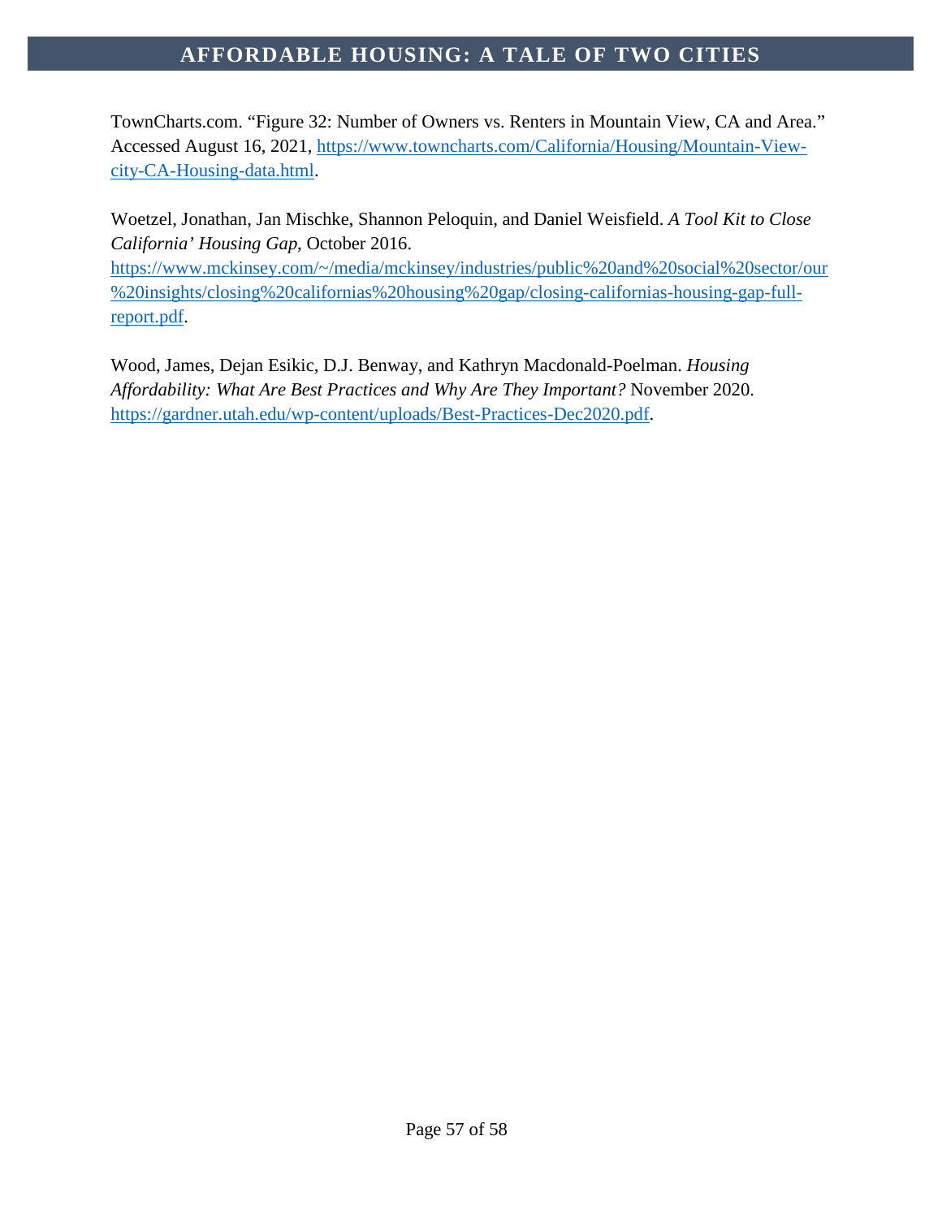TownCharts.com. "Figure 32: Number of Owners vs. Renters in Mountain View, CA and Area." Accessed August 16, 2021, https://www.towncharts.com/California/Housing/Mountain-View-city-CA-Housing-data.html.

Woetzel, Jonathan, Jan Mischke, Shannon Peloquin, and Daniel Weisfield. *A Tool Kit to Close California' Housing Gap*, October 2016. https://www.mckinsey.com/~/media/mckinsey/industries/public%20and%20social%20sector/our%20insights/closing%20californias%20housing%20gap/closing-californias-housing-gap-full-report.pdf.

Wood, James, Dejan Esikic, D.J. Benway, and Kathryn Macdonald-Poelman. *Housing Affordability: What Are Best Practices and Why Are They Important?* November 2020. https://gardner.utah.edu/wp-content/uploads/Best-Practices-Dec2020.pdf.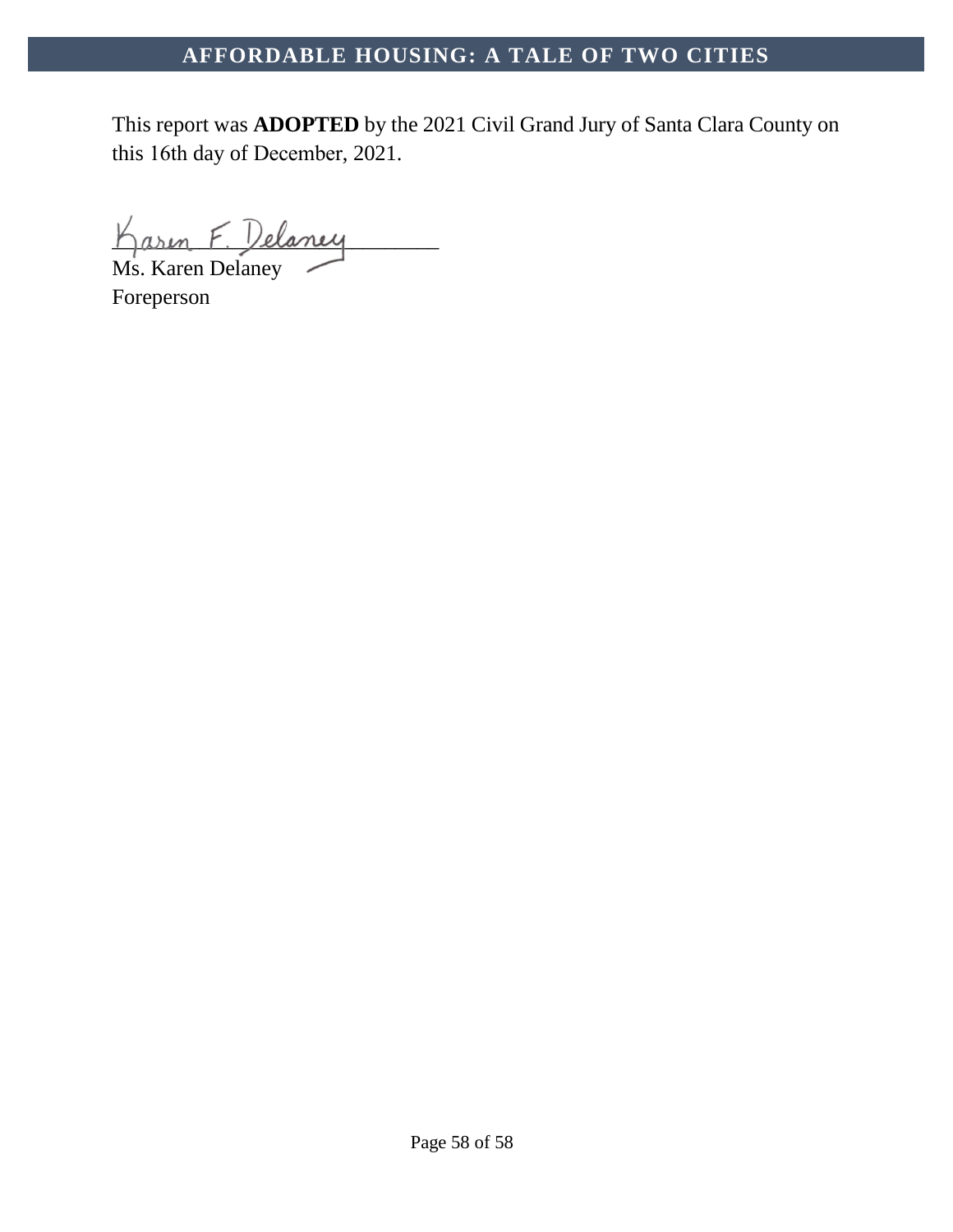This report was **ADOPTED** by the 2021 Civil Grand Jury of Santa Clara County on this 16th day of December, 2021.

Karen F. Delaney
_____________________________

Ms. Karen Delaney
Foreperson